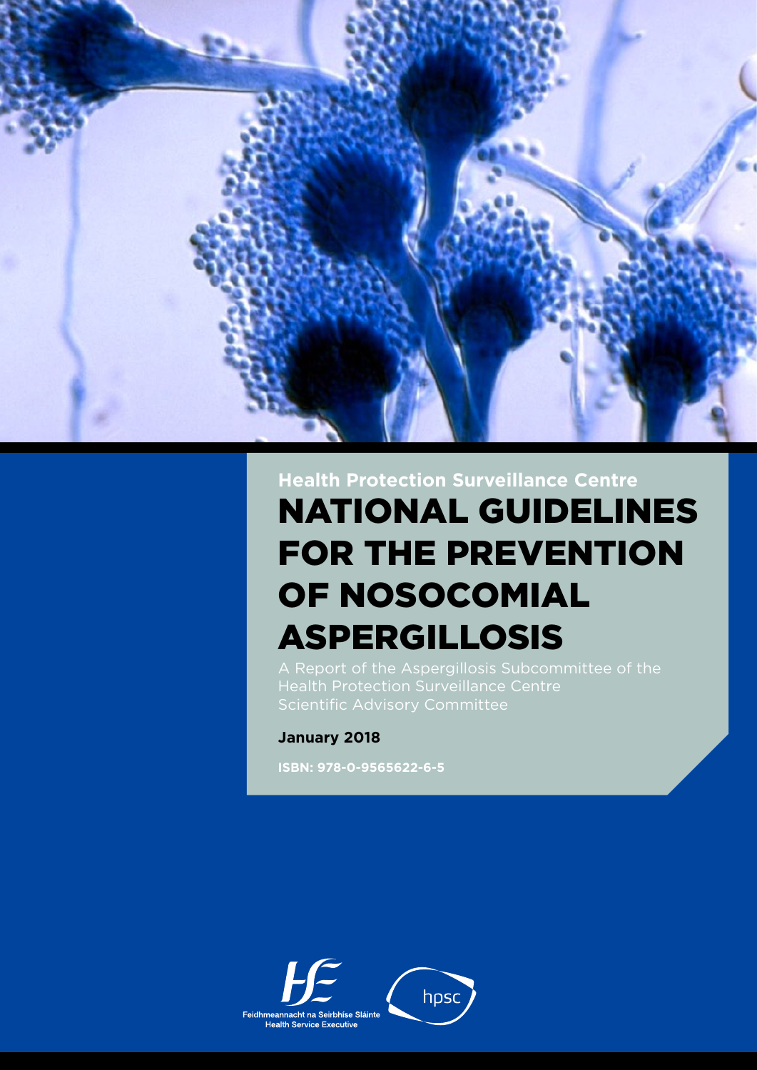Health Protection Surveillance Centre

# NATIONAL GUIDELINES FOR THE PREVENTION OF NOSOCOMIAL ASPERGILLOSIS

A Report of the Aspergillosis Subcommittee of the Health Protection Surveillance Centre Scientific Advisory Committee

**January 2018**

**ISBN: 978-0-9565622-6-5**

Feidhmeannacht na Seirbhíse Sláinte
Health Service Executive

hpsc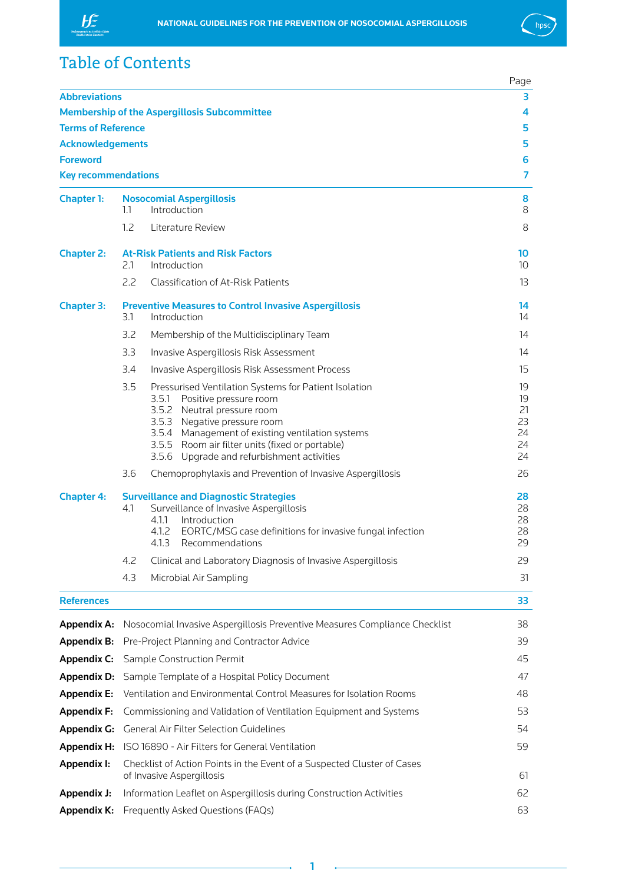# Table of Contents

| | | Page |
|---|---|---|
| **Abbreviations** | | **3** |
| **Membership of the Aspergillosis Subcommittee** | | **4** |
| **Terms of Reference** | | **5** |
| **Acknowledgements** | | **5** |
| **Foreword** | | **6** |
| **Key recommendations** | | **7** |
| **Chapter 1:** | **Nosocomial Aspergillosis** | **8** |
| | 1.1 Introduction | 8 |
| | 1.2 Literature Review | 8 |
| **Chapter 2:** | **At-Risk Patients and Risk Factors** | **10** |
| | 2.1 Introduction | 10 |
| | 2.2 Classification of At-Risk Patients | 13 |
| **Chapter 3:** | **Preventive Measures to Control Invasive Aspergillosis** | **14** |
| | 3.1 Introduction | 14 |
| | 3.2 Membership of the Multidisciplinary Team | 14 |
| | 3.3 Invasive Aspergillosis Risk Assessment | 14 |
| | 3.4 Invasive Aspergillosis Risk Assessment Process | 15 |
| | 3.5 Pressurised Ventilation Systems for Patient Isolation | 19 |
| | 3.5.1 Positive pressure room | 19 |
| | 3.5.2 Neutral pressure room | 21 |
| | 3.5.3 Negative pressure room | 23 |
| | 3.5.4 Management of existing ventilation systems | 24 |
| | 3.5.5 Room air filter units (fixed or portable) | 24 |
| | 3.5.6 Upgrade and refurbishment activities | 24 |
| | 3.6 Chemoprophylaxis and Prevention of Invasive Aspergillosis | 26 |
| **Chapter 4:** | **Surveillance and Diagnostic Strategies** | **28** |
| | 4.1 Surveillance of Invasive Aspergillosis | 28 |
| | 4.1.1 Introduction | 28 |
| | 4.1.2 EORTC/MSG case definitions for invasive fungal infection | 28 |
| | 4.1.3 Recommendations | 29 |
| | 4.2 Clinical and Laboratory Diagnosis of Invasive Aspergillosis | 29 |
| | 4.3 Microbial Air Sampling | 31 |
| **References** | | **33** |
| **Appendix A:** | Nosocomial Invasive Aspergillosis Preventive Measures Compliance Checklist | 38 |
| **Appendix B:** | Pre-Project Planning and Contractor Advice | 39 |
| **Appendix C:** | Sample Construction Permit | 45 |
| **Appendix D:** | Sample Template of a Hospital Policy Document | 47 |
| **Appendix E:** | Ventilation and Environmental Control Measures for Isolation Rooms | 48 |
| **Appendix F:** | Commissioning and Validation of Ventilation Equipment and Systems | 53 |
| **Appendix G:** | General Air Filter Selection Guidelines | 54 |
| **Appendix H:** | ISO 16890 - Air Filters for General Ventilation | 59 |
| **Appendix I:** | Checklist of Action Points in the Event of a Suspected Cluster of Cases of Invasive Aspergillosis | 61 |
| **Appendix J:** | Information Leaflet on Aspergillosis during Construction Activities | 62 |
| **Appendix K:** | Frequently Asked Questions (FAQs) | 63 |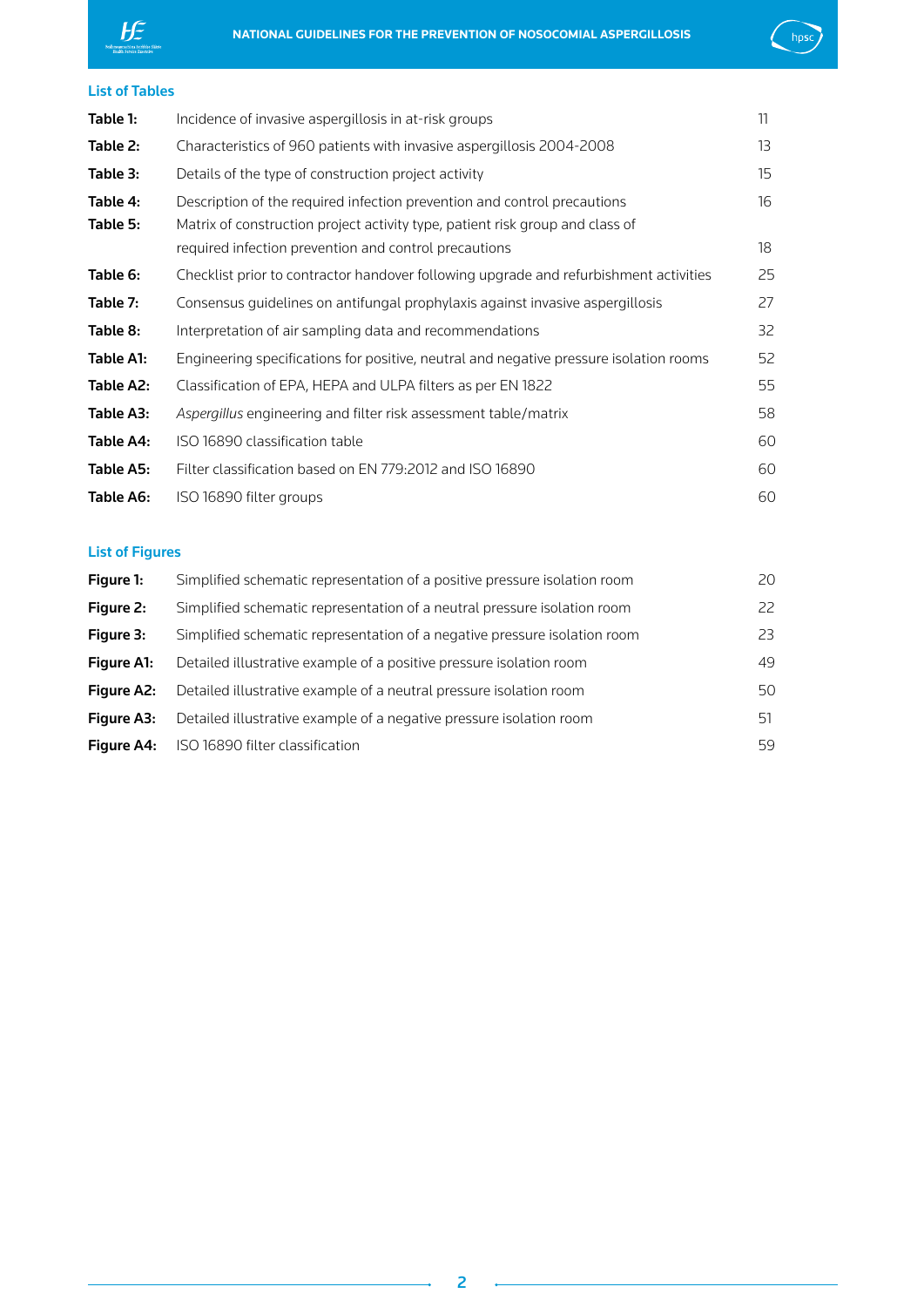## List of Tables

| | | |
|---|---|---|
| **Table 1:** | Incidence of invasive aspergillosis in at-risk groups | 11 |
| **Table 2:** | Characteristics of 960 patients with invasive aspergillosis 2004-2008 | 13 |
| **Table 3:** | Details of the type of construction project activity | 15 |
| **Table 4:** | Description of the required infection prevention and control precautions | 16 |
| **Table 5:** | Matrix of construction project activity type, patient risk group and class of required infection prevention and control precautions | 18 |
| **Table 6:** | Checklist prior to contractor handover following upgrade and refurbishment activities | 25 |
| **Table 7:** | Consensus guidelines on antifungal prophylaxis against invasive aspergillosis | 27 |
| **Table 8:** | Interpretation of air sampling data and recommendations | 32 |
| **Table A1:** | Engineering specifications for positive, neutral and negative pressure isolation rooms | 52 |
| **Table A2:** | Classification of EPA, HEPA and ULPA filters as per EN 1822 | 55 |
| **Table A3:** | *Aspergillus* engineering and filter risk assessment table/matrix | 58 |
| **Table A4:** | ISO 16890 classification table | 60 |
| **Table A5:** | Filter classification based on EN 779:2012 and ISO 16890 | 60 |
| **Table A6:** | ISO 16890 filter groups | 60 |

## List of Figures

| | | |
|---|---|---|
| **Figure 1:** | Simplified schematic representation of a positive pressure isolation room | 20 |
| **Figure 2:** | Simplified schematic representation of a neutral pressure isolation room | 22 |
| **Figure 3:** | Simplified schematic representation of a negative pressure isolation room | 23 |
| **Figure A1:** | Detailed illustrative example of a positive pressure isolation room | 49 |
| **Figure A2:** | Detailed illustrative example of a neutral pressure isolation room | 50 |
| **Figure A3:** | Detailed illustrative example of a negative pressure isolation room | 51 |
| **Figure A4:** | ISO 16890 filter classification | 59 |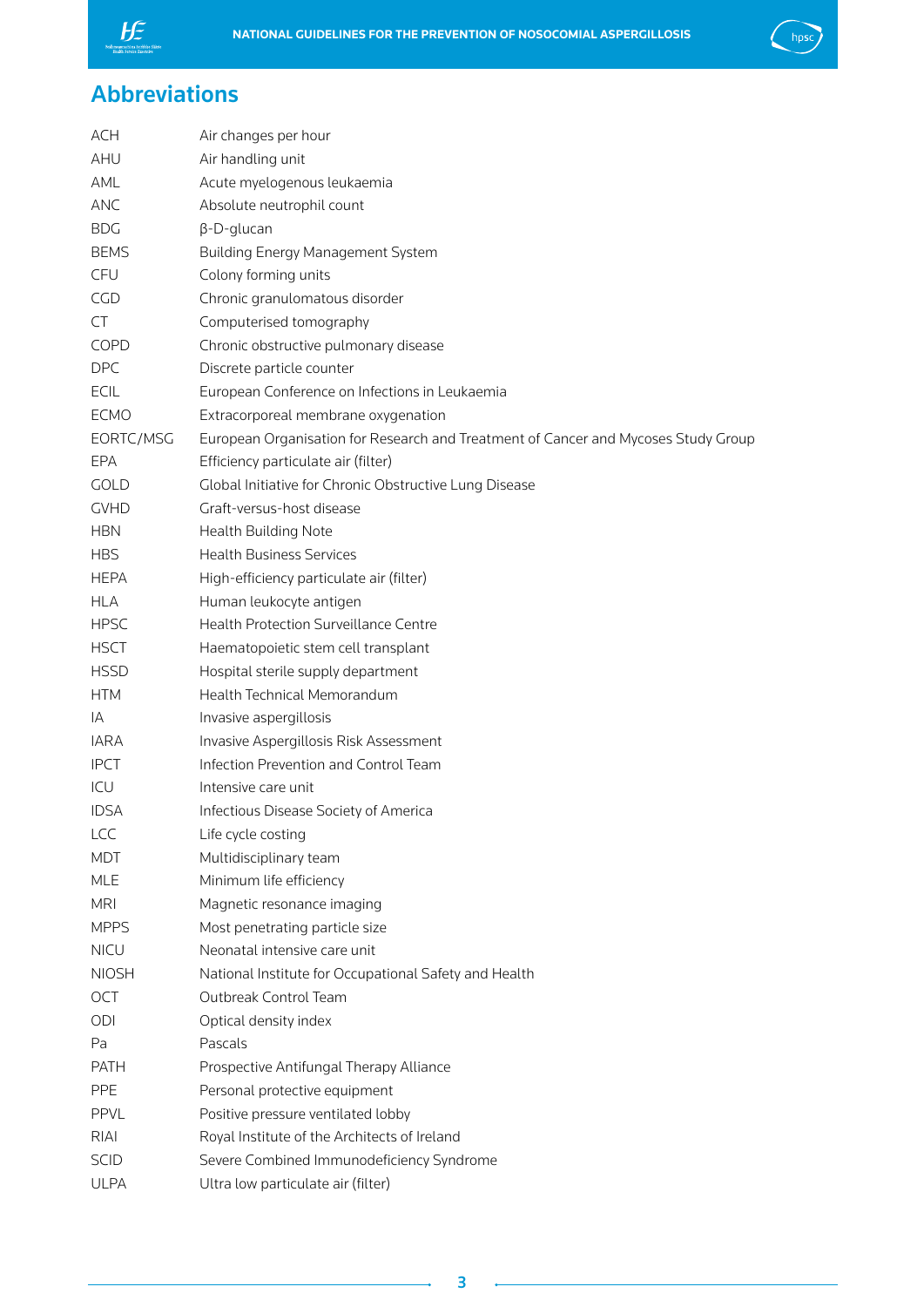## Abbreviations

| | |
|---|---|
| ACH | Air changes per hour |
| AHU | Air handling unit |
| AML | Acute myelogenous leukaemia |
| ANC | Absolute neutrophil count |
| BDG | β-D-glucan |
| BEMS | Building Energy Management System |
| CFU | Colony forming units |
| CGD | Chronic granulomatous disorder |
| CT | Computerised tomography |
| COPD | Chronic obstructive pulmonary disease |
| DPC | Discrete particle counter |
| ECIL | European Conference on Infections in Leukaemia |
| ECMO | Extracorporeal membrane oxygenation |
| EORTC/MSG | European Organisation for Research and Treatment of Cancer and Mycoses Study Group |
| EPA | Efficiency particulate air (filter) |
| GOLD | Global Initiative for Chronic Obstructive Lung Disease |
| GVHD | Graft-versus-host disease |
| HBN | Health Building Note |
| HBS | Health Business Services |
| HEPA | High-efficiency particulate air (filter) |
| HLA | Human leukocyte antigen |
| HPSC | Health Protection Surveillance Centre |
| HSCT | Haematopoietic stem cell transplant |
| HSSD | Hospital sterile supply department |
| HTM | Health Technical Memorandum |
| IA | Invasive aspergillosis |
| IARA | Invasive Aspergillosis Risk Assessment |
| IPCT | Infection Prevention and Control Team |
| ICU | Intensive care unit |
| IDSA | Infectious Disease Society of America |
| LCC | Life cycle costing |
| MDT | Multidisciplinary team |
| MLE | Minimum life efficiency |
| MRI | Magnetic resonance imaging |
| MPPS | Most penetrating particle size |
| NICU | Neonatal intensive care unit |
| NIOSH | National Institute for Occupational Safety and Health |
| OCT | Outbreak Control Team |
| ODI | Optical density index |
| Pa | Pascals |
| PATH | Prospective Antifungal Therapy Alliance |
| PPE | Personal protective equipment |
| PPVL | Positive pressure ventilated lobby |
| RIAI | Royal Institute of the Architects of Ireland |
| SCID | Severe Combined Immunodeficiency Syndrome |
| ULPA | Ultra low particulate air (filter) |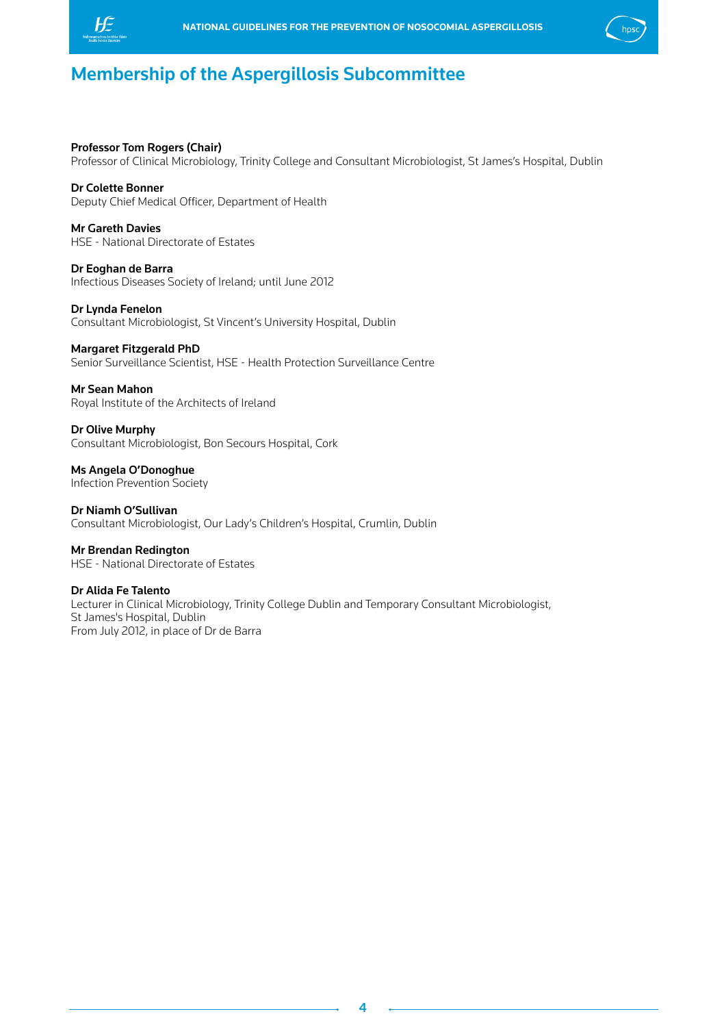# Membership of the Aspergillosis Subcommittee

**Professor Tom Rogers (Chair)**
Professor of Clinical Microbiology, Trinity College and Consultant Microbiologist, St James's Hospital, Dublin

**Dr Colette Bonner**
Deputy Chief Medical Officer, Department of Health

**Mr Gareth Davies**
HSE - National Directorate of Estates

**Dr Eoghan de Barra**
Infectious Diseases Society of Ireland; until June 2012

**Dr Lynda Fenelon**
Consultant Microbiologist, St Vincent's University Hospital, Dublin

**Margaret Fitzgerald PhD**
Senior Surveillance Scientist, HSE - Health Protection Surveillance Centre

**Mr Sean Mahon**
Royal Institute of the Architects of Ireland

**Dr Olive Murphy**
Consultant Microbiologist, Bon Secours Hospital, Cork

**Ms Angela O'Donoghue**
Infection Prevention Society

**Dr Niamh O'Sullivan**
Consultant Microbiologist, Our Lady's Children's Hospital, Crumlin, Dublin

**Mr Brendan Redington**
HSE - National Directorate of Estates

**Dr Alida Fe Talento**
Lecturer in Clinical Microbiology, Trinity College Dublin and Temporary Consultant Microbiologist, St James's Hospital, Dublin
From July 2012, in place of Dr de Barra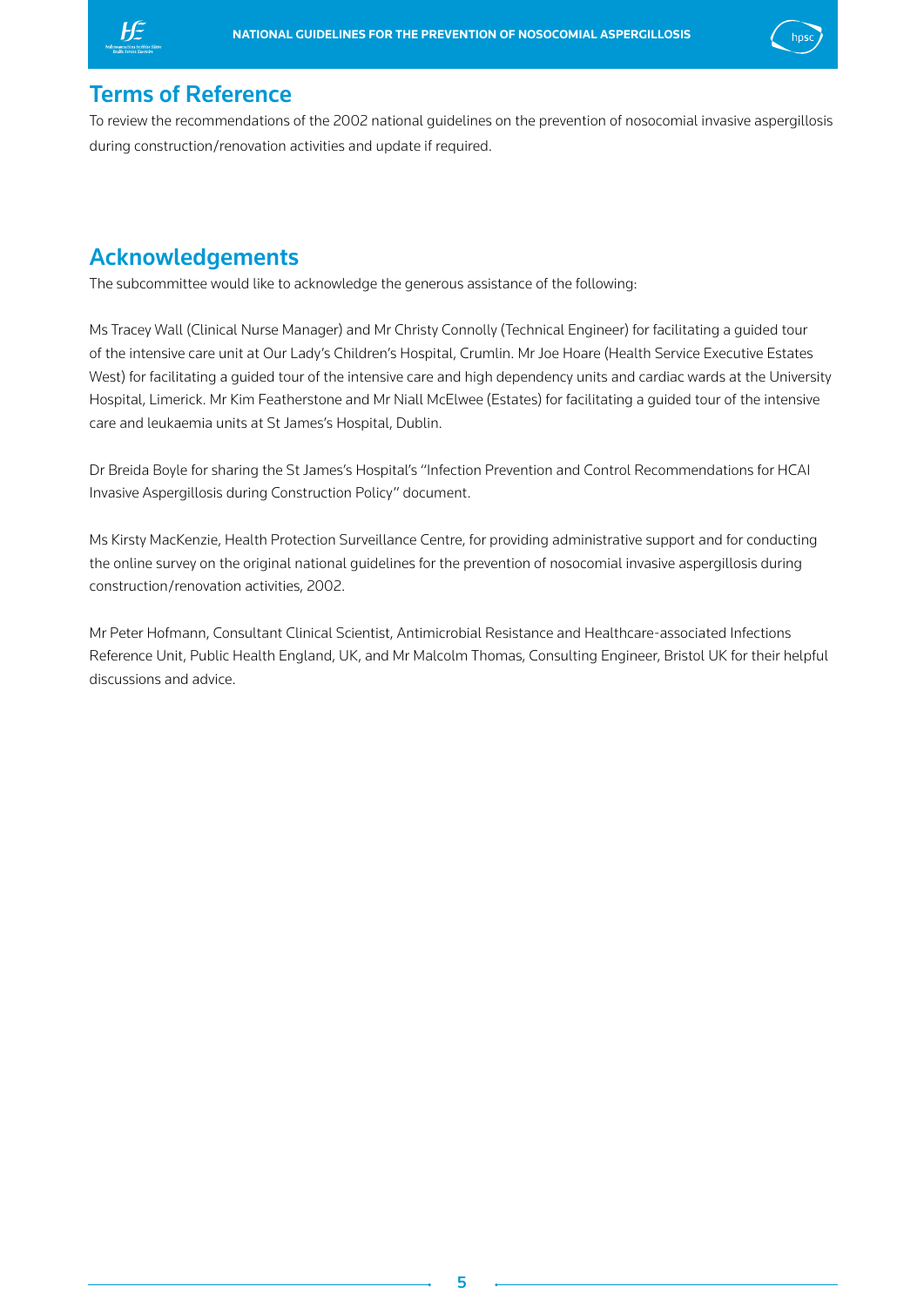## Terms of Reference

To review the recommendations of the 2002 national guidelines on the prevention of nosocomial invasive aspergillosis during construction/renovation activities and update if required.

## Acknowledgements

The subcommittee would like to acknowledge the generous assistance of the following:

Ms Tracey Wall (Clinical Nurse Manager) and Mr Christy Connolly (Technical Engineer) for facilitating a guided tour of the intensive care unit at Our Lady's Children's Hospital, Crumlin. Mr Joe Hoare (Health Service Executive Estates West) for facilitating a guided tour of the intensive care and high dependency units and cardiac wards at the University Hospital, Limerick. Mr Kim Featherstone and Mr Niall McElwee (Estates) for facilitating a guided tour of the intensive care and leukaemia units at St James's Hospital, Dublin.

Dr Breida Boyle for sharing the St James's Hospital's "Infection Prevention and Control Recommendations for HCAI Invasive Aspergillosis during Construction Policy" document.

Ms Kirsty MacKenzie, Health Protection Surveillance Centre, for providing administrative support and for conducting the online survey on the original national guidelines for the prevention of nosocomial invasive aspergillosis during construction/renovation activities, 2002.

Mr Peter Hofmann, Consultant Clinical Scientist, Antimicrobial Resistance and Healthcare-associated Infections Reference Unit, Public Health England, UK, and Mr Malcolm Thomas, Consulting Engineer, Bristol UK for their helpful discussions and advice.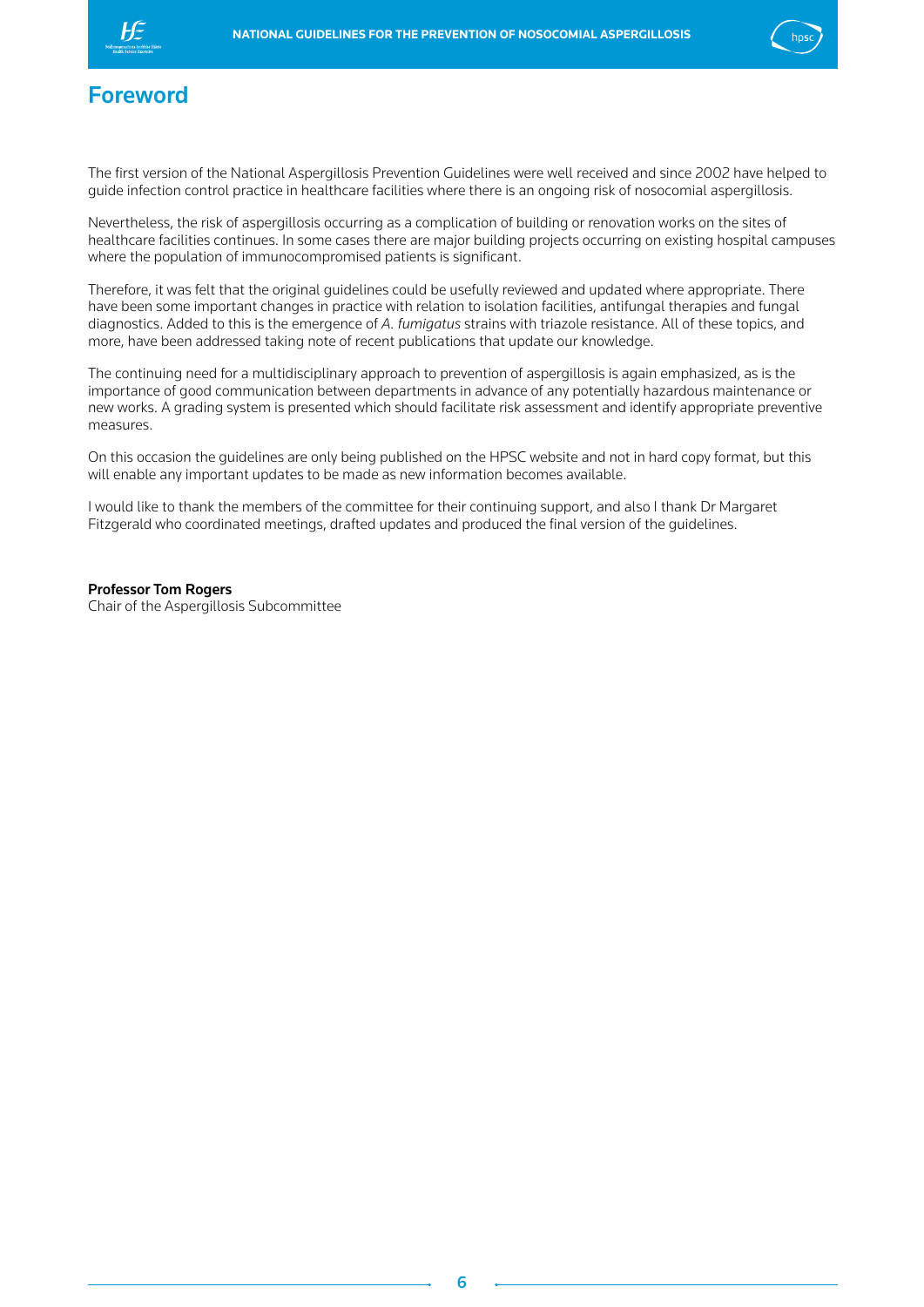# Foreword

The first version of the National Aspergillosis Prevention Guidelines were well received and since 2002 have helped to guide infection control practice in healthcare facilities where there is an ongoing risk of nosocomial aspergillosis.

Nevertheless, the risk of aspergillosis occurring as a complication of building or renovation works on the sites of healthcare facilities continues. In some cases there are major building projects occurring on existing hospital campuses where the population of immunocompromised patients is significant.

Therefore, it was felt that the original guidelines could be usefully reviewed and updated where appropriate. There have been some important changes in practice with relation to isolation facilities, antifungal therapies and fungal diagnostics. Added to this is the emergence of *A. fumigatus* strains with triazole resistance. All of these topics, and more, have been addressed taking note of recent publications that update our knowledge.

The continuing need for a multidisciplinary approach to prevention of aspergillosis is again emphasized, as is the importance of good communication between departments in advance of any potentially hazardous maintenance or new works. A grading system is presented which should facilitate risk assessment and identify appropriate preventive measures.

On this occasion the guidelines are only being published on the HPSC website and not in hard copy format, but this will enable any important updates to be made as new information becomes available.

I would like to thank the members of the committee for their continuing support, and also I thank Dr Margaret Fitzgerald who coordinated meetings, drafted updates and produced the final version of the guidelines.

**Professor Tom Rogers**
Chair of the Aspergillosis Subcommittee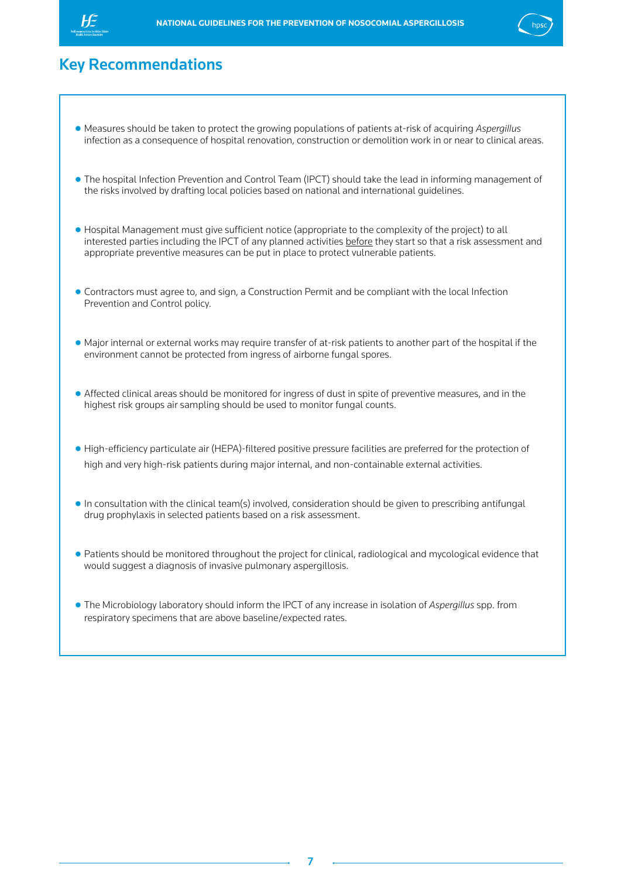## Key Recommendations

- Measures should be taken to protect the growing populations of patients at-risk of acquiring *Aspergillus* infection as a consequence of hospital renovation, construction or demolition work in or near to clinical areas.

- The hospital Infection Prevention and Control Team (IPCT) should take the lead in informing management of the risks involved by drafting local policies based on national and international guidelines.

- Hospital Management must give sufficient notice (appropriate to the complexity of the project) to all interested parties including the IPCT of any planned activities <u>before</u> they start so that a risk assessment and appropriate preventive measures can be put in place to protect vulnerable patients.

- Contractors must agree to, and sign, a Construction Permit and be compliant with the local Infection Prevention and Control policy.

- Major internal or external works may require transfer of at-risk patients to another part of the hospital if the environment cannot be protected from ingress of airborne fungal spores.

- Affected clinical areas should be monitored for ingress of dust in spite of preventive measures, and in the highest risk groups air sampling should be used to monitor fungal counts.

- High-efficiency particulate air (HEPA)-filtered positive pressure facilities are preferred for the protection of high and very high-risk patients during major internal, and non-containable external activities.

- In consultation with the clinical team(s) involved, consideration should be given to prescribing antifungal drug prophylaxis in selected patients based on a risk assessment.

- Patients should be monitored throughout the project for clinical, radiological and mycological evidence that would suggest a diagnosis of invasive pulmonary aspergillosis.

- The Microbiology laboratory should inform the IPCT of any increase in isolation of *Aspergillus* spp. from respiratory specimens that are above baseline/expected rates.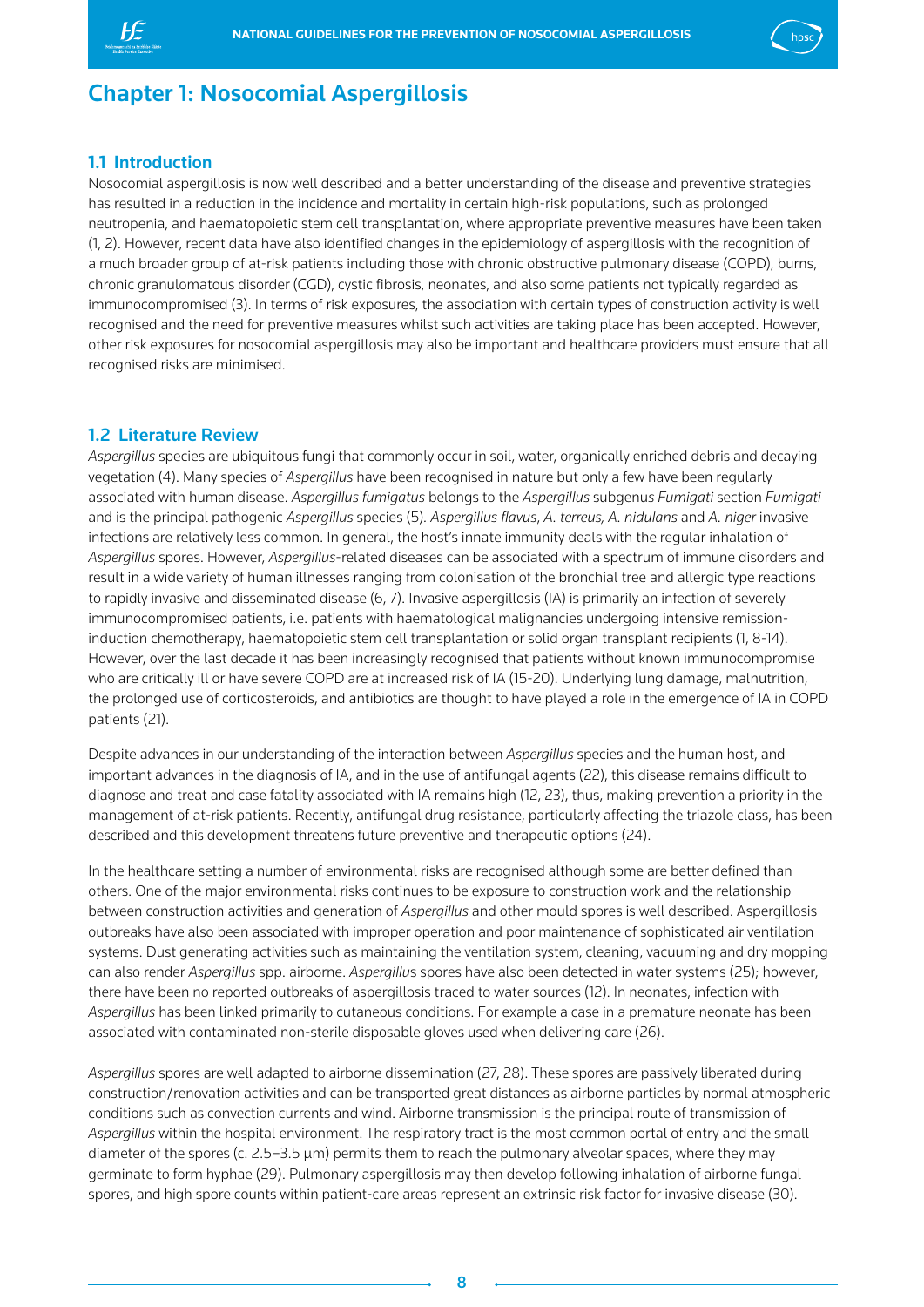# Chapter 1: Nosocomial Aspergillosis

## 1.1 Introduction

Nosocomial aspergillosis is now well described and a better understanding of the disease and preventive strategies has resulted in a reduction in the incidence and mortality in certain high-risk populations, such as prolonged neutropenia, and haematopoietic stem cell transplantation, where appropriate preventive measures have been taken (1, 2). However, recent data have also identified changes in the epidemiology of aspergillosis with the recognition of a much broader group of at-risk patients including those with chronic obstructive pulmonary disease (COPD), burns, chronic granulomatous disorder (CGD), cystic fibrosis, neonates, and also some patients not typically regarded as immunocompromised (3). In terms of risk exposures, the association with certain types of construction activity is well recognised and the need for preventive measures whilst such activities are taking place has been accepted. However, other risk exposures for nosocomial aspergillosis may also be important and healthcare providers must ensure that all recognised risks are minimised.

## 1.2 Literature Review

*Aspergillus* species are ubiquitous fungi that commonly occur in soil, water, organically enriched debris and decaying vegetation (4). Many species of *Aspergillus* have been recognised in nature but only a few have been regularly associated with human disease. *Aspergillus fumigatus* belongs to the *Aspergillus* subgenus *Fumigati* section *Fumigati* and is the principal pathogenic *Aspergillus* species (5). *Aspergillus flavus*, *A. terreus, A. nidulans* and *A. niger* invasive infections are relatively less common. In general, the host's innate immunity deals with the regular inhalation of *Aspergillus* spores. However, *Aspergillus*-related diseases can be associated with a spectrum of immune disorders and result in a wide variety of human illnesses ranging from colonisation of the bronchial tree and allergic type reactions to rapidly invasive and disseminated disease (6, 7). Invasive aspergillosis (IA) is primarily an infection of severely immunocompromised patients, i.e. patients with haematological malignancies undergoing intensive remission-induction chemotherapy, haematopoietic stem cell transplantation or solid organ transplant recipients (1, 8-14). However, over the last decade it has been increasingly recognised that patients without known immunocompromise who are critically ill or have severe COPD are at increased risk of IA (15-20). Underlying lung damage, malnutrition, the prolonged use of corticosteroids, and antibiotics are thought to have played a role in the emergence of IA in COPD patients (21).

Despite advances in our understanding of the interaction between *Aspergillus* species and the human host, and important advances in the diagnosis of IA, and in the use of antifungal agents (22), this disease remains difficult to diagnose and treat and case fatality associated with IA remains high (12, 23), thus, making prevention a priority in the management of at-risk patients. Recently, antifungal drug resistance, particularly affecting the triazole class, has been described and this development threatens future preventive and therapeutic options (24).

In the healthcare setting a number of environmental risks are recognised although some are better defined than others. One of the major environmental risks continues to be exposure to construction work and the relationship between construction activities and generation of *Aspergillus* and other mould spores is well described. Aspergillosis outbreaks have also been associated with improper operation and poor maintenance of sophisticated air ventilation systems. Dust generating activities such as maintaining the ventilation system, cleaning, vacuuming and dry mopping can also render *Aspergillus* spp. airborne. *Aspergillus* spores have also been detected in water systems (25); however, there have been no reported outbreaks of aspergillosis traced to water sources (12). In neonates, infection with *Aspergillus* has been linked primarily to cutaneous conditions. For example a case in a premature neonate has been associated with contaminated non-sterile disposable gloves used when delivering care (26).

*Aspergillus* spores are well adapted to airborne dissemination (27, 28). These spores are passively liberated during construction/renovation activities and can be transported great distances as airborne particles by normal atmospheric conditions such as convection currents and wind. Airborne transmission is the principal route of transmission of *Aspergillus* within the hospital environment. The respiratory tract is the most common portal of entry and the small diameter of the spores (c. 2.5–3.5 µm) permits them to reach the pulmonary alveolar spaces, where they may germinate to form hyphae (29). Pulmonary aspergillosis may then develop following inhalation of airborne fungal spores, and high spore counts within patient-care areas represent an extrinsic risk factor for invasive disease (30).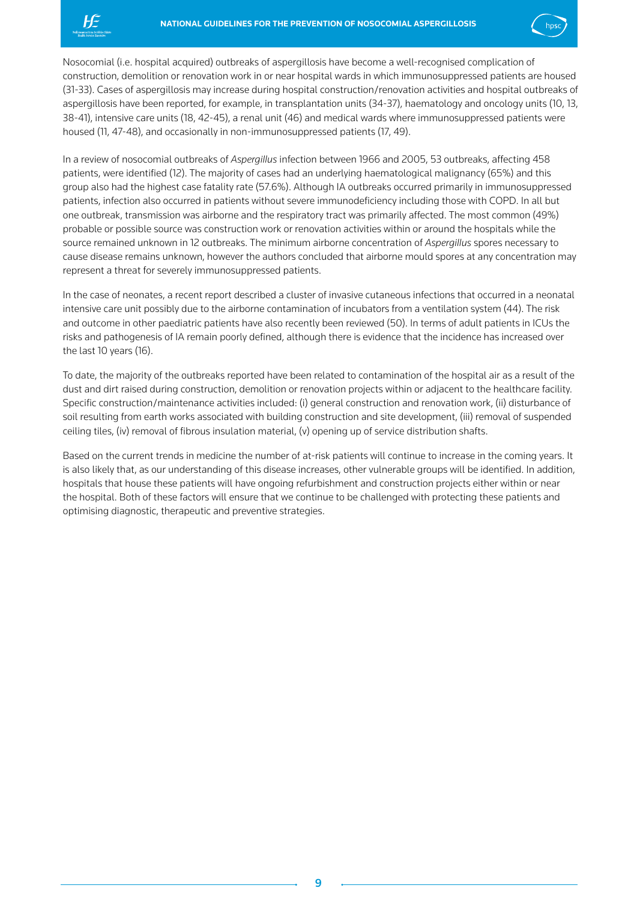Nosocomial (i.e. hospital acquired) outbreaks of aspergillosis have become a well-recognised complication of construction, demolition or renovation work in or near hospital wards in which immunosuppressed patients are housed (31-33). Cases of aspergillosis may increase during hospital construction/renovation activities and hospital outbreaks of aspergillosis have been reported, for example, in transplantation units (34-37), haematology and oncology units (10, 13, 38-41), intensive care units (18, 42-45), a renal unit (46) and medical wards where immunosuppressed patients were housed (11, 47-48), and occasionally in non-immunosuppressed patients (17, 49).

In a review of nosocomial outbreaks of *Aspergillus* infection between 1966 and 2005, 53 outbreaks, affecting 458 patients, were identified (12). The majority of cases had an underlying haematological malignancy (65%) and this group also had the highest case fatality rate (57.6%). Although IA outbreaks occurred primarily in immunosuppressed patients, infection also occurred in patients without severe immunodeficiency including those with COPD. In all but one outbreak, transmission was airborne and the respiratory tract was primarily affected. The most common (49%) probable or possible source was construction work or renovation activities within or around the hospitals while the source remained unknown in 12 outbreaks. The minimum airborne concentration of *Aspergillus* spores necessary to cause disease remains unknown, however the authors concluded that airborne mould spores at any concentration may represent a threat for severely immunosuppressed patients.

In the case of neonates, a recent report described a cluster of invasive cutaneous infections that occurred in a neonatal intensive care unit possibly due to the airborne contamination of incubators from a ventilation system (44). The risk and outcome in other paediatric patients have also recently been reviewed (50). In terms of adult patients in ICUs the risks and pathogenesis of IA remain poorly defined, although there is evidence that the incidence has increased over the last 10 years (16).

To date, the majority of the outbreaks reported have been related to contamination of the hospital air as a result of the dust and dirt raised during construction, demolition or renovation projects within or adjacent to the healthcare facility. Specific construction/maintenance activities included: (i) general construction and renovation work, (ii) disturbance of soil resulting from earth works associated with building construction and site development, (iii) removal of suspended ceiling tiles, (iv) removal of fibrous insulation material, (v) opening up of service distribution shafts.

Based on the current trends in medicine the number of at-risk patients will continue to increase in the coming years. It is also likely that, as our understanding of this disease increases, other vulnerable groups will be identified. In addition, hospitals that house these patients will have ongoing refurbishment and construction projects either within or near the hospital. Both of these factors will ensure that we continue to be challenged with protecting these patients and optimising diagnostic, therapeutic and preventive strategies.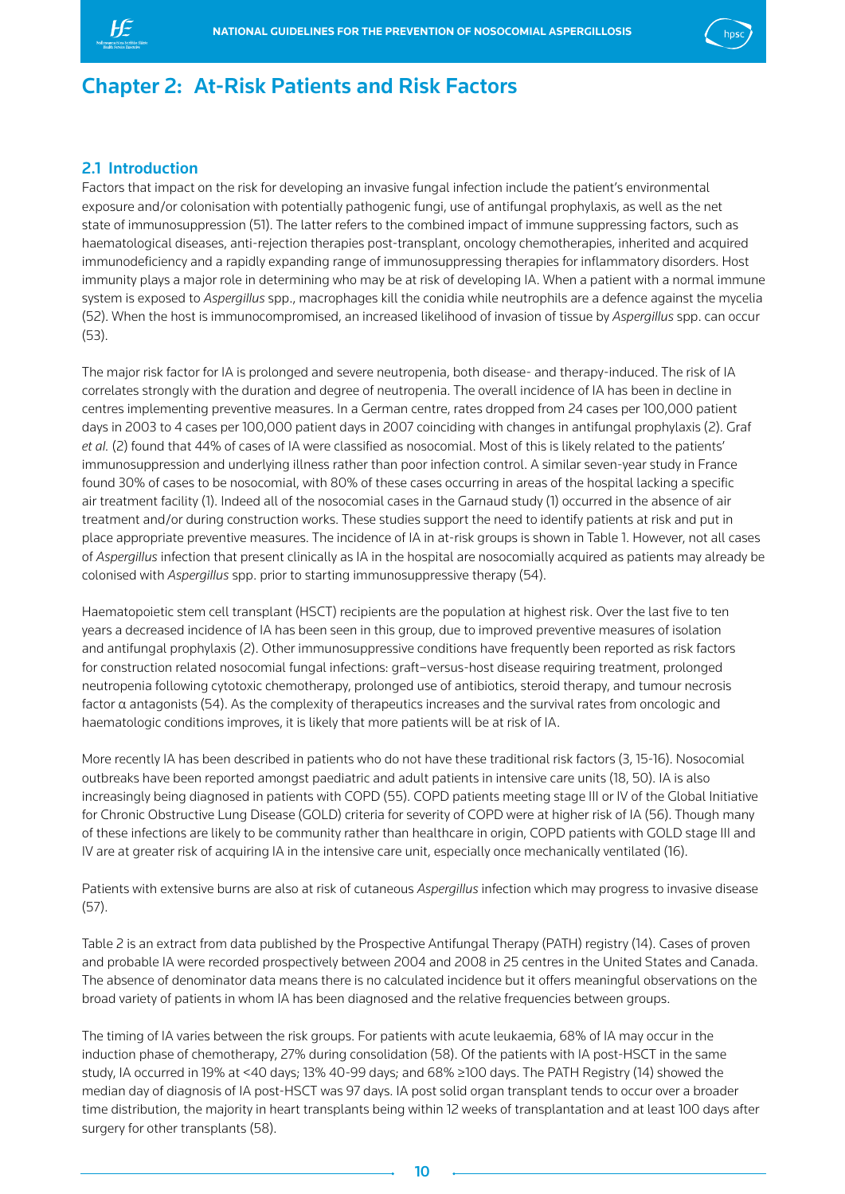# Chapter 2: At-Risk Patients and Risk Factors

## 2.1 Introduction

Factors that impact on the risk for developing an invasive fungal infection include the patient's environmental exposure and/or colonisation with potentially pathogenic fungi, use of antifungal prophylaxis, as well as the net state of immunosuppression (51). The latter refers to the combined impact of immune suppressing factors, such as haematological diseases, anti-rejection therapies post-transplant, oncology chemotherapies, inherited and acquired immunodeficiency and a rapidly expanding range of immunosuppressing therapies for inflammatory disorders. Host immunity plays a major role in determining who may be at risk of developing IA. When a patient with a normal immune system is exposed to *Aspergillus* spp., macrophages kill the conidia while neutrophils are a defence against the mycelia (52). When the host is immunocompromised, an increased likelihood of invasion of tissue by *Aspergillus* spp. can occur (53).

The major risk factor for IA is prolonged and severe neutropenia, both disease- and therapy-induced. The risk of IA correlates strongly with the duration and degree of neutropenia. The overall incidence of IA has been in decline in centres implementing preventive measures. In a German centre, rates dropped from 24 cases per 100,000 patient days in 2003 to 4 cases per 100,000 patient days in 2007 coinciding with changes in antifungal prophylaxis (2). Graf *et al.* (2) found that 44% of cases of IA were classified as nosocomial. Most of this is likely related to the patients' immunosuppression and underlying illness rather than poor infection control. A similar seven-year study in France found 30% of cases to be nosocomial, with 80% of these cases occurring in areas of the hospital lacking a specific air treatment facility (1). Indeed all of the nosocomial cases in the Garnaud study (1) occurred in the absence of air treatment and/or during construction works. These studies support the need to identify patients at risk and put in place appropriate preventive measures. The incidence of IA in at-risk groups is shown in Table 1. However, not all cases of *Aspergillus* infection that present clinically as IA in the hospital are nosocomially acquired as patients may already be colonised with *Aspergillus* spp. prior to starting immunosuppressive therapy (54).

Haematopoietic stem cell transplant (HSCT) recipients are the population at highest risk. Over the last five to ten years a decreased incidence of IA has been seen in this group, due to improved preventive measures of isolation and antifungal prophylaxis (2). Other immunosuppressive conditions have frequently been reported as risk factors for construction related nosocomial fungal infections: graft–versus-host disease requiring treatment, prolonged neutropenia following cytotoxic chemotherapy, prolonged use of antibiotics, steroid therapy, and tumour necrosis factor α antagonists (54). As the complexity of therapeutics increases and the survival rates from oncologic and haematologic conditions improves, it is likely that more patients will be at risk of IA.

More recently IA has been described in patients who do not have these traditional risk factors (3, 15-16). Nosocomial outbreaks have been reported amongst paediatric and adult patients in intensive care units (18, 50). IA is also increasingly being diagnosed in patients with COPD (55). COPD patients meeting stage III or IV of the Global Initiative for Chronic Obstructive Lung Disease (GOLD) criteria for severity of COPD were at higher risk of IA (56). Though many of these infections are likely to be community rather than healthcare in origin, COPD patients with GOLD stage III and IV are at greater risk of acquiring IA in the intensive care unit, especially once mechanically ventilated (16).

Patients with extensive burns are also at risk of cutaneous *Aspergillus* infection which may progress to invasive disease (57).

Table 2 is an extract from data published by the Prospective Antifungal Therapy (PATH) registry (14). Cases of proven and probable IA were recorded prospectively between 2004 and 2008 in 25 centres in the United States and Canada. The absence of denominator data means there is no calculated incidence but it offers meaningful observations on the broad variety of patients in whom IA has been diagnosed and the relative frequencies between groups.

The timing of IA varies between the risk groups. For patients with acute leukaemia, 68% of IA may occur in the induction phase of chemotherapy, 27% during consolidation (58). Of the patients with IA post-HSCT in the same study, IA occurred in 19% at <40 days; 13% 40-99 days; and 68% ≥100 days. The PATH Registry (14) showed the median day of diagnosis of IA post-HSCT was 97 days. IA post solid organ transplant tends to occur over a broader time distribution, the majority in heart transplants being within 12 weeks of transplantation and at least 100 days after surgery for other transplants (58).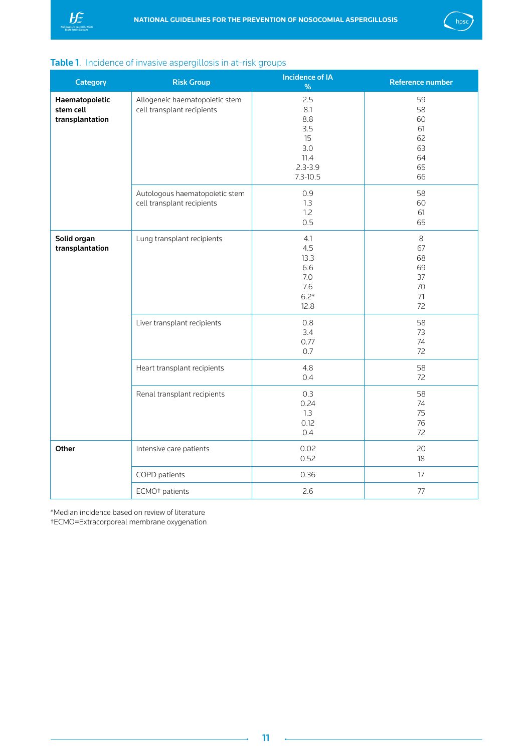**Table 1**. Incidence of invasive aspergillosis in at-risk groups

| Category | Risk Group | Incidence of IA % | Reference number |
|---|---|---|---|
| **Haematopoietic stem cell transplantation** | Allogeneic haematopoietic stem cell transplant recipients | 2.5<br>8.1<br>8.8<br>3.5<br>15<br>3.0<br>11.4<br>2.3-3.9<br>7.3-10.5 | 59<br>58<br>60<br>61<br>62<br>63<br>64<br>65<br>66 |
| | Autologous haematopoietic stem cell transplant recipients | 0.9<br>1.3<br>1.2<br>0.5 | 58<br>60<br>61<br>65 |
| **Solid organ transplantation** | Lung transplant recipients | 4.1<br>4.5<br>13.3<br>6.6<br>7.0<br>7.6<br>6.2*<br>12.8 | 8<br>67<br>68<br>69<br>37<br>70<br>71<br>72 |
| | Liver transplant recipients | 0.8<br>3.4<br>0.77<br>0.7 | 58<br>73<br>74<br>72 |
| | Heart transplant recipients | 4.8<br>0.4 | 58<br>72 |
| | Renal transplant recipients | 0.3<br>0.24<br>1.3<br>0.12<br>0.4 | 58<br>74<br>75<br>76<br>72 |
| **Other** | Intensive care patients | 0.02<br>0.52 | 20<br>18 |
| | COPD patients | 0.36 | 17 |
| | ECMO† patients | 2.6 | 77 |

*Median incidence based on review of literature
†ECMO=Extracorporeal membrane oxygenation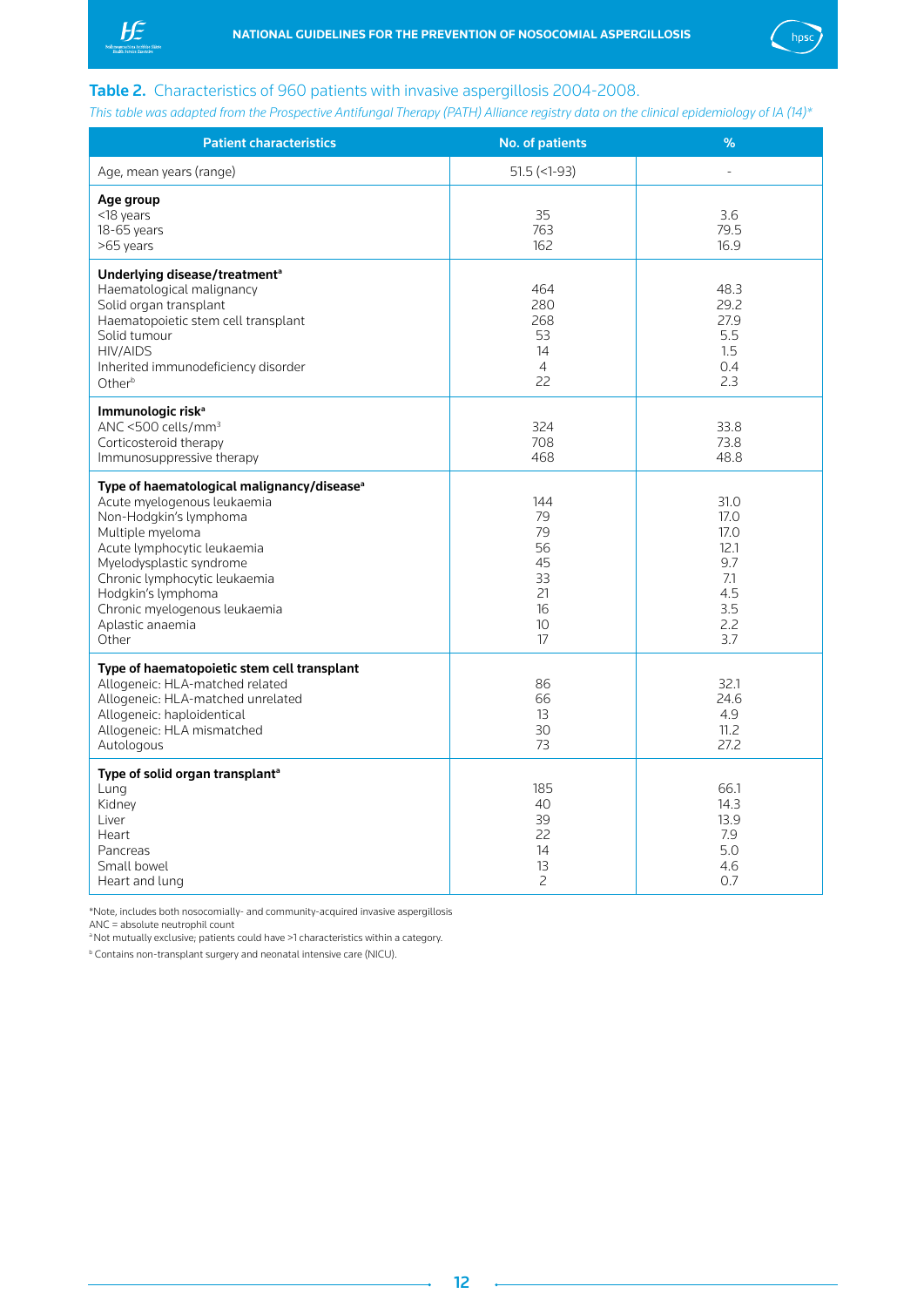**Table 2.** Characteristics of 960 patients with invasive aspergillosis 2004-2008.

*This table was adapted from the Prospective Antifungal Therapy (PATH) Alliance registry data on the clinical epidemiology of IA (14)**

| Patient characteristics | No. of patients | % |
|---|---|---|
| Age, mean years (range) | 51.5 (<1-93) | - |
| **Age group** | | |
| <18 years | 35 | 3.6 |
| 18-65 years | 763 | 79.5 |
| >65 years | 162 | 16.9 |
| **Underlying disease/treatment**[a] | | |
| Haematological malignancy | 464 | 48.3 |
| Solid organ transplant | 280 | 29.2 |
| Haematopoietic stem cell transplant | 268 | 27.9 |
| Solid tumour | 53 | 5.5 |
| HIV/AIDS | 14 | 1.5 |
| Inherited immunodeficiency disorder | 4 | 0.4 |
| Other[b] | 22 | 2.3 |
| **Immunologic risk**[a] | | |
| ANC <500 cells/mm$^3$ | 324 | 33.8 |
| Corticosteroid therapy | 708 | 73.8 |
| Immunosuppressive therapy | 468 | 48.8 |
| **Type of haematological malignancy/disease**[a] | | |
| Acute myelogenous leukaemia | 144 | 31.0 |
| Non-Hodgkin's lymphoma | 79 | 17.0 |
| Multiple myeloma | 79 | 17.0 |
| Acute lymphocytic leukaemia | 56 | 12.1 |
| Myelodysplastic syndrome | 45 | 9.7 |
| Chronic lymphocytic leukaemia | 33 | 7.1 |
| Hodgkin's lymphoma | 21 | 4.5 |
| Chronic myelogenous leukaemia | 16 | 3.5 |
| Aplastic anaemia | 10 | 2.2 |
| Other | 17 | 3.7 |
| **Type of haematopoietic stem cell transplant** | | |
| Allogeneic: HLA-matched related | 86 | 32.1 |
| Allogeneic: HLA-matched unrelated | 66 | 24.6 |
| Allogeneic: haploidentical | 13 | 4.9 |
| Allogeneic: HLA mismatched | 30 | 11.2 |
| Autologous | 73 | 27.2 |
| **Type of solid organ transplant**[a] | | |
| Lung | 185 | 66.1 |
| Kidney | 40 | 14.3 |
| Liver | 39 | 13.9 |
| Heart | 22 | 7.9 |
| Pancreas | 14 | 5.0 |
| Small bowel | 13 | 4.6 |
| Heart and lung | 2 | 0.7 |

*Note, includes both nosocomially- and community-acquired invasive aspergillosis

ANC = absolute neutrophil count

[a] Not mutually exclusive; patients could have >1 characteristics within a category.

[b] Contains non-transplant surgery and neonatal intensive care (NICU).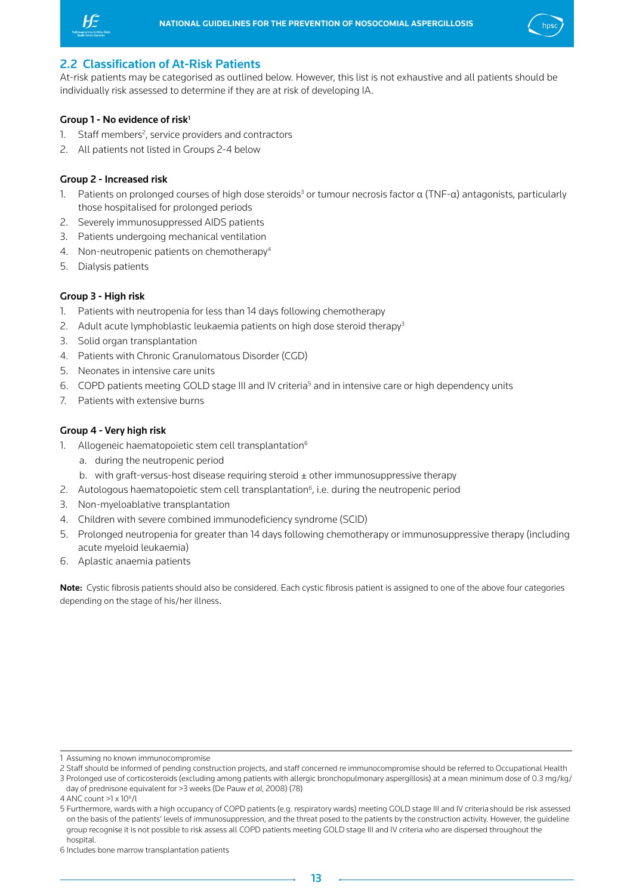## 2.2 Classification of At-Risk Patients

At-risk patients may be categorised as outlined below. However, this list is not exhaustive and all patients should be individually risk assessed to determine if they are at risk of developing IA.

**Group 1 - No evidence of risk**[1]

1. Staff members[2], service providers and contractors
2. All patients not listed in Groups 2-4 below

**Group 2 - Increased risk**

1. Patients on prolonged courses of high dose steroids[3] or tumour necrosis factor α (TNF-α) antagonists, particularly those hospitalised for prolonged periods
2. Severely immunosuppressed AIDS patients
3. Patients undergoing mechanical ventilation
4. Non-neutropenic patients on chemotherapy[4]
5. Dialysis patients

**Group 3 - High risk**

1. Patients with neutropenia for less than 14 days following chemotherapy
2. Adult acute lymphoblastic leukaemia patients on high dose steroid therapy[3]
3. Solid organ transplantation
4. Patients with Chronic Granulomatous Disorder (CGD)
5. Neonates in intensive care units
6. COPD patients meeting GOLD stage III and IV criteria[5] and in intensive care or high dependency units
7. Patients with extensive burns

**Group 4 - Very high risk**

1. Allogeneic haematopoietic stem cell transplantation[6]
   a. during the neutropenic period
   b. with graft-versus-host disease requiring steroid ± other immunosuppressive therapy
2. Autologous haematopoietic stem cell transplantation[6], i.e. during the neutropenic period
3. Non-myeloablative transplantation
4. Children with severe combined immunodeficiency syndrome (SCID)
5. Prolonged neutropenia for greater than 14 days following chemotherapy or immunosuppressive therapy (including acute myeloid leukaemia)
6. Aplastic anaemia patients

**Note:** Cystic fibrosis patients should also be considered. Each cystic fibrosis patient is assigned to one of the above four categories depending on the stage of his/her illness.

---

1 Assuming no known immunocompromise

2 Staff should be informed of pending construction projects, and staff concerned re immunocompromise should be referred to Occupational Health

3 Prolonged use of corticosteroids (excluding among patients with allergic bronchopulmonary aspergillosis) at a mean minimum dose of 0.3 mg/kg/day of prednisone equivalent for >3 weeks (De Pauw *et al*, 2008) (78)

4 ANC count >1 x $10^9$/l

5 Furthermore, wards with a high occupancy of COPD patients (e.g. respiratory wards) meeting GOLD stage III and IV criteria should be risk assessed on the basis of the patients' levels of immunosuppression, and the threat posed to the patients by the construction activity. However, the guideline group recognise it is not possible to risk assess all COPD patients meeting GOLD stage III and IV criteria who are dispersed throughout the hospital.

6 Includes bone marrow transplantation patients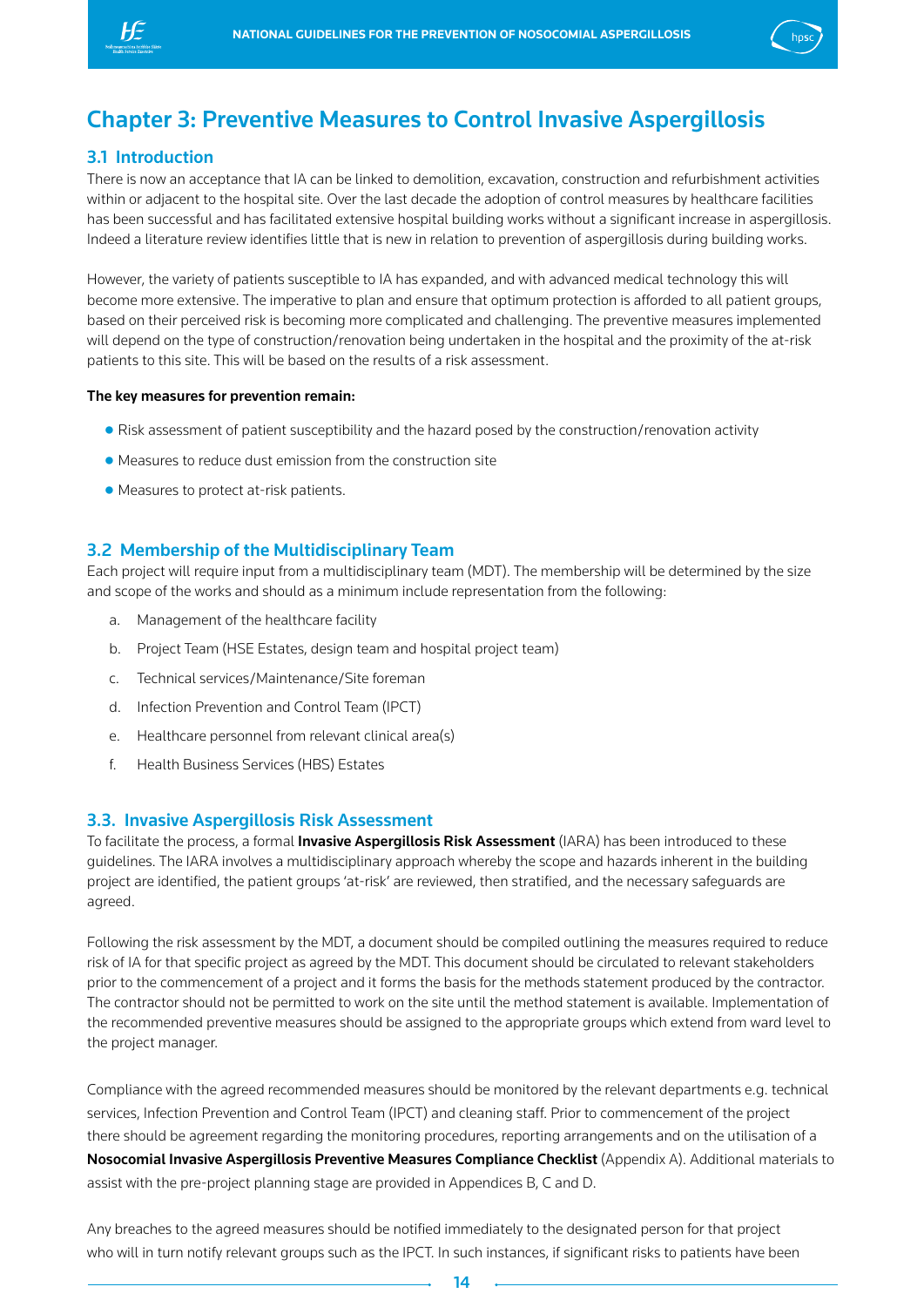# Chapter 3: Preventive Measures to Control Invasive Aspergillosis

## 3.1 Introduction

There is now an acceptance that IA can be linked to demolition, excavation, construction and refurbishment activities within or adjacent to the hospital site. Over the last decade the adoption of control measures by healthcare facilities has been successful and has facilitated extensive hospital building works without a significant increase in aspergillosis. Indeed a literature review identifies little that is new in relation to prevention of aspergillosis during building works.

However, the variety of patients susceptible to IA has expanded, and with advanced medical technology this will become more extensive. The imperative to plan and ensure that optimum protection is afforded to all patient groups, based on their perceived risk is becoming more complicated and challenging. The preventive measures implemented will depend on the type of construction/renovation being undertaken in the hospital and the proximity of the at-risk patients to this site. This will be based on the results of a risk assessment.

**The key measures for prevention remain:**

- Risk assessment of patient susceptibility and the hazard posed by the construction/renovation activity
- Measures to reduce dust emission from the construction site
- Measures to protect at-risk patients.

## 3.2 Membership of the Multidisciplinary Team

Each project will require input from a multidisciplinary team (MDT). The membership will be determined by the size and scope of the works and should as a minimum include representation from the following:

a. Management of the healthcare facility
b. Project Team (HSE Estates, design team and hospital project team)
c. Technical services/Maintenance/Site foreman
d. Infection Prevention and Control Team (IPCT)
e. Healthcare personnel from relevant clinical area(s)
f. Health Business Services (HBS) Estates

## 3.3. Invasive Aspergillosis Risk Assessment

To facilitate the process, a formal **Invasive Aspergillosis Risk Assessment** (IARA) has been introduced to these guidelines. The IARA involves a multidisciplinary approach whereby the scope and hazards inherent in the building project are identified, the patient groups 'at-risk' are reviewed, then stratified, and the necessary safeguards are agreed.

Following the risk assessment by the MDT, a document should be compiled outlining the measures required to reduce risk of IA for that specific project as agreed by the MDT. This document should be circulated to relevant stakeholders prior to the commencement of a project and it forms the basis for the methods statement produced by the contractor. The contractor should not be permitted to work on the site until the method statement is available. Implementation of the recommended preventive measures should be assigned to the appropriate groups which extend from ward level to the project manager.

Compliance with the agreed recommended measures should be monitored by the relevant departments e.g. technical services, Infection Prevention and Control Team (IPCT) and cleaning staff. Prior to commencement of the project there should be agreement regarding the monitoring procedures, reporting arrangements and on the utilisation of a **Nosocomial Invasive Aspergillosis Preventive Measures Compliance Checklist** (Appendix A). Additional materials to assist with the pre-project planning stage are provided in Appendices B, C and D.

Any breaches to the agreed measures should be notified immediately to the designated person for that project who will in turn notify relevant groups such as the IPCT. In such instances, if significant risks to patients have been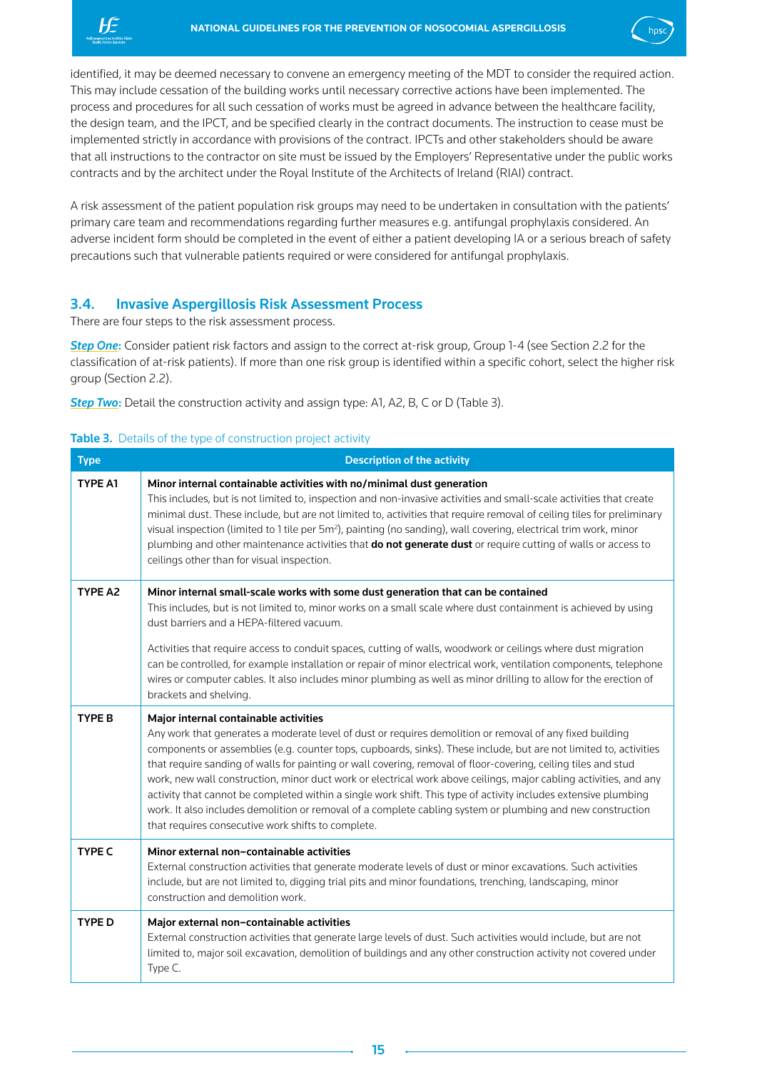identified, it may be deemed necessary to convene an emergency meeting of the MDT to consider the required action. This may include cessation of the building works until necessary corrective actions have been implemented. The process and procedures for all such cessation of works must be agreed in advance between the healthcare facility, the design team, and the IPCT, and be specified clearly in the contract documents. The instruction to cease must be implemented strictly in accordance with provisions of the contract. IPCTs and other stakeholders should be aware that all instructions to the contractor on site must be issued by the Employers' Representative under the public works contracts and by the architect under the Royal Institute of the Architects of Ireland (RIAI) contract.

A risk assessment of the patient population risk groups may need to be undertaken in consultation with the patients' primary care team and recommendations regarding further measures e.g. antifungal prophylaxis considered. An adverse incident form should be completed in the event of either a patient developing IA or a serious breach of safety precautions such that vulnerable patients required or were considered for antifungal prophylaxis.

## 3.4. Invasive Aspergillosis Risk Assessment Process

There are four steps to the risk assessment process.

***Step One:*** Consider patient risk factors and assign to the correct at-risk group, Group 1-4 (see Section 2.2 for the classification of at-risk patients). If more than one risk group is identified within a specific cohort, select the higher risk group (Section 2.2).

***Step Two:*** Detail the construction activity and assign type: A1, A2, B, C or D (Table 3).

**Table 3.** Details of the type of construction project activity

| Type | Description of the activity |
|---|---|
| **TYPE A1** | **Minor internal containable activities with no/minimal dust generation**<br>This includes, but is not limited to, inspection and non-invasive activities and small-scale activities that create minimal dust. These include, but are not limited to, activities that require removal of ceiling tiles for preliminary visual inspection (limited to 1 tile per $5m^2$), painting (no sanding), wall covering, electrical trim work, minor plumbing and other maintenance activities that **do not generate dust** or require cutting of walls or access to ceilings other than for visual inspection. |
| **TYPE A2** | **Minor internal small-scale works with some dust generation that can be contained**<br>This includes, but is not limited to, minor works on a small scale where dust containment is achieved by using dust barriers and a HEPA-filtered vacuum.<br><br>Activities that require access to conduit spaces, cutting of walls, woodwork or ceilings where dust migration can be controlled, for example installation or repair of minor electrical work, ventilation components, telephone wires or computer cables. It also includes minor plumbing as well as minor drilling to allow for the erection of brackets and shelving. |
| **TYPE B** | **Major internal containable activities**<br>Any work that generates a moderate level of dust or requires demolition or removal of any fixed building components or assemblies (e.g. counter tops, cupboards, sinks). These include, but are not limited to, activities that require sanding of walls for painting or wall covering, removal of floor-covering, ceiling tiles and stud work, new wall construction, minor duct work or electrical work above ceilings, major cabling activities, and any activity that cannot be completed within a single work shift. This type of activity includes extensive plumbing work. It also includes demolition or removal of a complete cabling system or plumbing and new construction that requires consecutive work shifts to complete. |
| **TYPE C** | **Minor external non–containable activities**<br>External construction activities that generate moderate levels of dust or minor excavations. Such activities include, but are not limited to, digging trial pits and minor foundations, trenching, landscaping, minor construction and demolition work. |
| **TYPE D** | **Major external non–containable activities**<br>External construction activities that generate large levels of dust. Such activities would include, but are not limited to, major soil excavation, demolition of buildings and any other construction activity not covered under Type C. |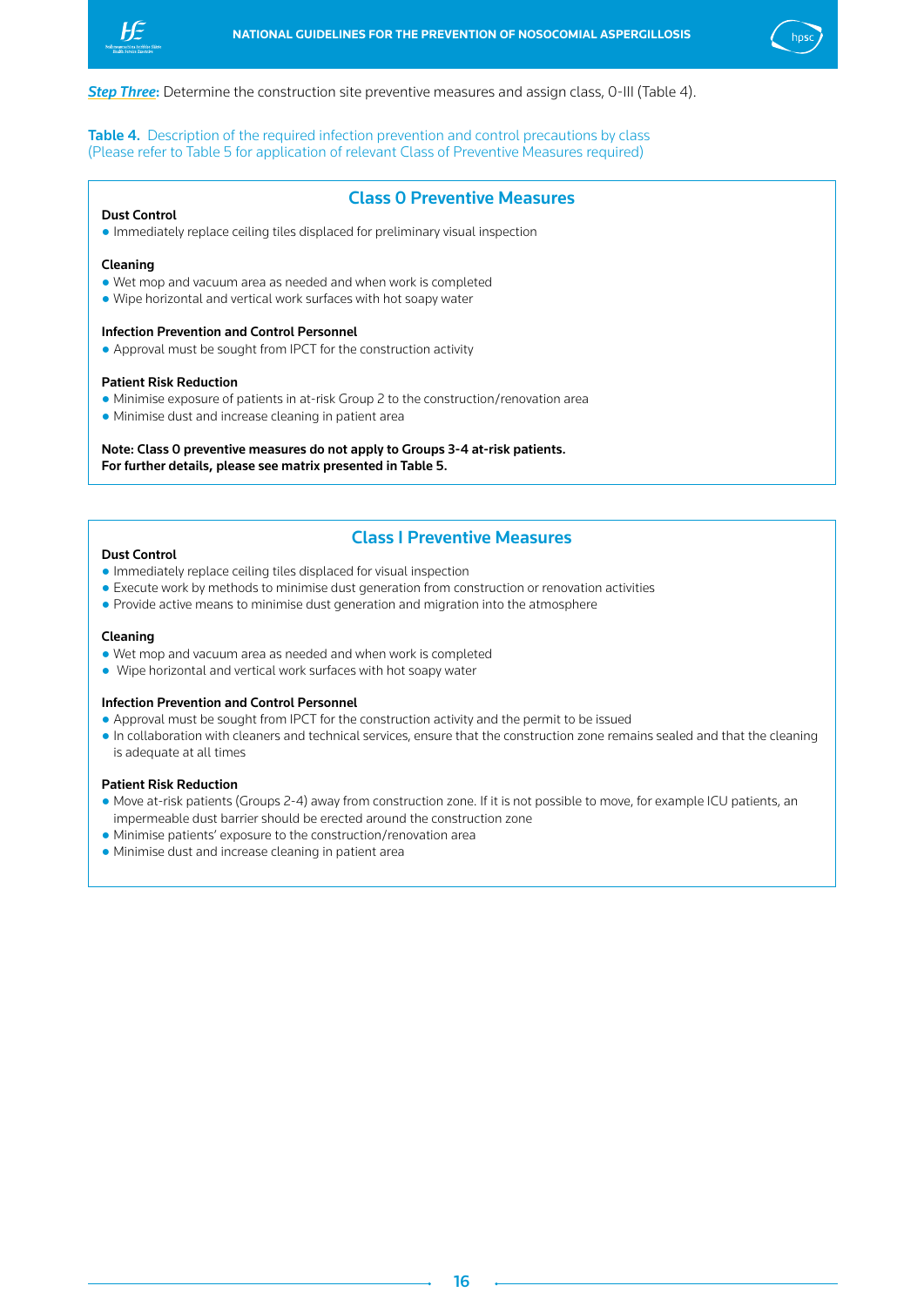***Step Three*:** Determine the construction site preventive measures and assign class, 0-III (Table 4).

**Table 4.** Description of the required infection prevention and control precautions by class
(Please refer to Table 5 for application of relevant Class of Preventive Measures required)

### Class 0 Preventive Measures

**Dust Control**

- Immediately replace ceiling tiles displaced for preliminary visual inspection

**Cleaning**

- Wet mop and vacuum area as needed and when work is completed
- Wipe horizontal and vertical work surfaces with hot soapy water

**Infection Prevention and Control Personnel**

- Approval must be sought from IPCT for the construction activity

**Patient Risk Reduction**

- Minimise exposure of patients in at-risk Group 2 to the construction/renovation area
- Minimise dust and increase cleaning in patient area

**Note: Class 0 preventive measures do not apply to Groups 3-4 at-risk patients.**
**For further details, please see matrix presented in Table 5.**

### Class I Preventive Measures

**Dust Control**

- Immediately replace ceiling tiles displaced for visual inspection
- Execute work by methods to minimise dust generation from construction or renovation activities
- Provide active means to minimise dust generation and migration into the atmosphere

**Cleaning**

- Wet mop and vacuum area as needed and when work is completed
- Wipe horizontal and vertical work surfaces with hot soapy water

**Infection Prevention and Control Personnel**

- Approval must be sought from IPCT for the construction activity and the permit to be issued
- In collaboration with cleaners and technical services, ensure that the construction zone remains sealed and that the cleaning is adequate at all times

**Patient Risk Reduction**

- Move at-risk patients (Groups 2-4) away from construction zone. If it is not possible to move, for example ICU patients, an impermeable dust barrier should be erected around the construction zone
- Minimise patients' exposure to the construction/renovation area
- Minimise dust and increase cleaning in patient area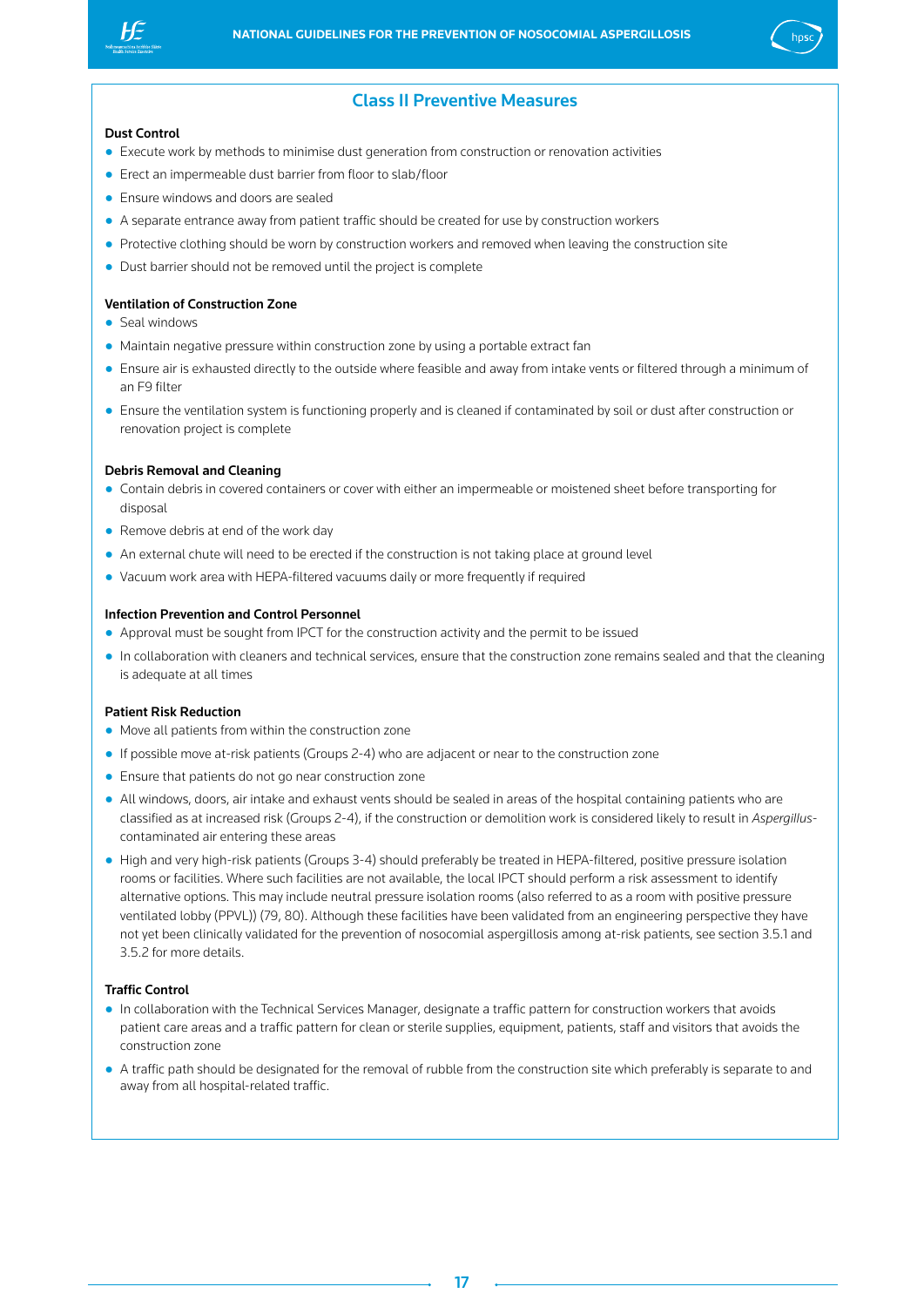## Class II Preventive Measures

**Dust Control**

- Execute work by methods to minimise dust generation from construction or renovation activities
- Erect an impermeable dust barrier from floor to slab/floor
- Ensure windows and doors are sealed
- A separate entrance away from patient traffic should be created for use by construction workers
- Protective clothing should be worn by construction workers and removed when leaving the construction site
- Dust barrier should not be removed until the project is complete

**Ventilation of Construction Zone**

- Seal windows
- Maintain negative pressure within construction zone by using a portable extract fan
- Ensure air is exhausted directly to the outside where feasible and away from intake vents or filtered through a minimum of an F9 filter
- Ensure the ventilation system is functioning properly and is cleaned if contaminated by soil or dust after construction or renovation project is complete

**Debris Removal and Cleaning**

- Contain debris in covered containers or cover with either an impermeable or moistened sheet before transporting for disposal
- Remove debris at end of the work day
- An external chute will need to be erected if the construction is not taking place at ground level
- Vacuum work area with HEPA-filtered vacuums daily or more frequently if required

**Infection Prevention and Control Personnel**

- Approval must be sought from IPCT for the construction activity and the permit to be issued
- In collaboration with cleaners and technical services, ensure that the construction zone remains sealed and that the cleaning is adequate at all times

**Patient Risk Reduction**

- Move all patients from within the construction zone
- If possible move at-risk patients (Groups 2-4) who are adjacent or near to the construction zone
- Ensure that patients do not go near construction zone
- All windows, doors, air intake and exhaust vents should be sealed in areas of the hospital containing patients who are classified as at increased risk (Groups 2-4), if the construction or demolition work is considered likely to result in *Aspergillus*-contaminated air entering these areas
- High and very high-risk patients (Groups 3-4) should preferably be treated in HEPA-filtered, positive pressure isolation rooms or facilities. Where such facilities are not available, the local IPCT should perform a risk assessment to identify alternative options. This may include neutral pressure isolation rooms (also referred to as a room with positive pressure ventilated lobby (PPVL)) (79, 80). Although these facilities have been validated from an engineering perspective they have not yet been clinically validated for the prevention of nosocomial aspergillosis among at-risk patients, see section 3.5.1 and 3.5.2 for more details.

**Traffic Control**

- In collaboration with the Technical Services Manager, designate a traffic pattern for construction workers that avoids patient care areas and a traffic pattern for clean or sterile supplies, equipment, patients, staff and visitors that avoids the construction zone
- A traffic path should be designated for the removal of rubble from the construction site which preferably is separate to and away from all hospital-related traffic.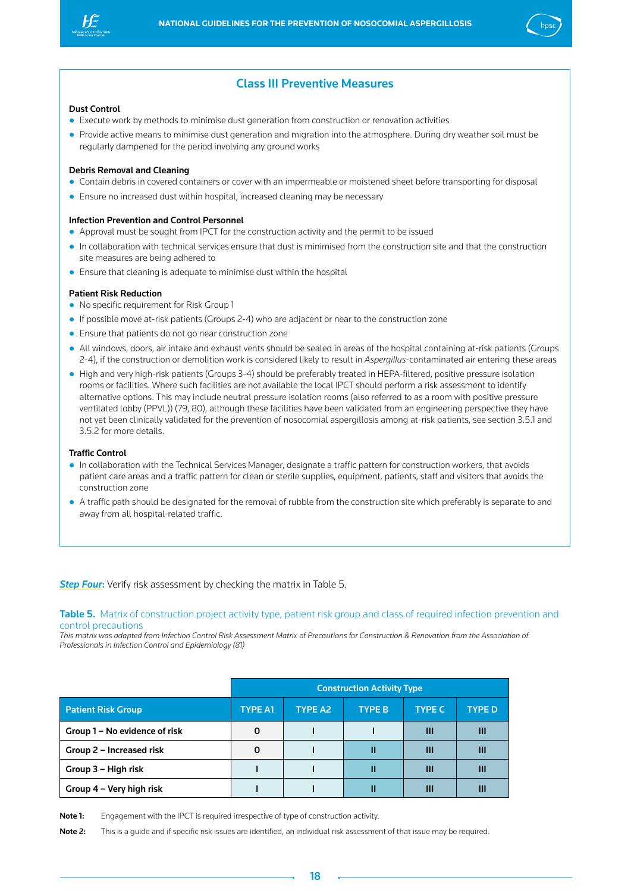## Class III Preventive Measures

**Dust Control**

- Execute work by methods to minimise dust generation from construction or renovation activities
- Provide active means to minimise dust generation and migration into the atmosphere. During dry weather soil must be regularly dampened for the period involving any ground works

**Debris Removal and Cleaning**

- Contain debris in covered containers or cover with an impermeable or moistened sheet before transporting for disposal
- Ensure no increased dust within hospital, increased cleaning may be necessary

**Infection Prevention and Control Personnel**

- Approval must be sought from IPCT for the construction activity and the permit to be issued
- In collaboration with technical services ensure that dust is minimised from the construction site and that the construction site measures are being adhered to
- Ensure that cleaning is adequate to minimise dust within the hospital

**Patient Risk Reduction**

- No specific requirement for Risk Group 1
- If possible move at-risk patients (Groups 2-4) who are adjacent or near to the construction zone
- Ensure that patients do not go near construction zone
- All windows, doors, air intake and exhaust vents should be sealed in areas of the hospital containing at-risk patients (Groups 2-4), if the construction or demolition work is considered likely to result in *Aspergillus*-contaminated air entering these areas
- High and very high-risk patients (Groups 3-4) should be preferably treated in HEPA-filtered, positive pressure isolation rooms or facilities. Where such facilities are not available the local IPCT should perform a risk assessment to identify alternative options. This may include neutral pressure isolation rooms (also referred to as a room with positive pressure ventilated lobby (PPVL)) (79, 80), although these facilities have been validated from an engineering perspective they have not yet been clinically validated for the prevention of nosocomial aspergillosis among at-risk patients, see section 3.5.1 and 3.5.2 for more details.

**Traffic Control**

- In collaboration with the Technical Services Manager, designate a traffic pattern for construction workers, that avoids patient care areas and a traffic pattern for clean or sterile supplies, equipment, patients, staff and visitors that avoids the construction zone
- A traffic path should be designated for the removal of rubble from the construction site which preferably is separate to and away from all hospital-related traffic.

***Step Four:*** Verify risk assessment by checking the matrix in Table 5.

**Table 5.** Matrix of construction project activity type, patient risk group and class of required infection prevention and control precautions

*This matrix was adapted from Infection Control Risk Assessment Matrix of Precautions for Construction & Renovation from the Association of Professionals in Infection Control and Epidemiology (81)*

| | Construction Activity Type | | | | |
|---|---|---|---|---|---|
| **Patient Risk Group** | **TYPE A1** | **TYPE A2** | **TYPE B** | **TYPE C** | **TYPE D** |
| **Group 1 – No evidence of risk** | 0 | I | I | III | III |
| **Group 2 – Increased risk** | 0 | I | II | III | III |
| **Group 3 – High risk** | I | I | II | III | III |
| **Group 4 – Very high risk** | I | I | II | III | III |

**Note 1:** Engagement with the IPCT is required irrespective of type of construction activity.

**Note 2:** This is a guide and if specific risk issues are identified, an individual risk assessment of that issue may be required.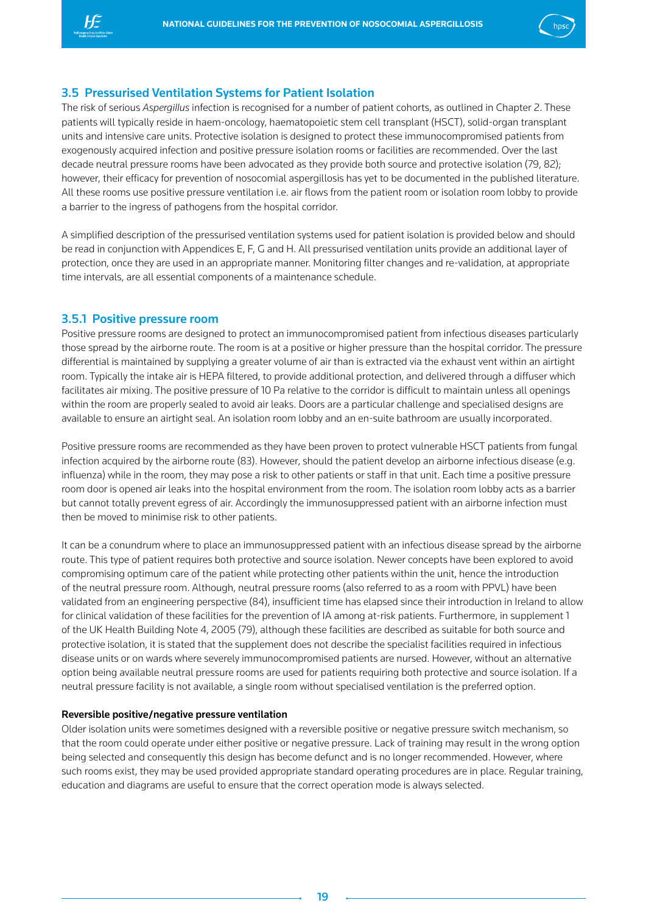## 3.5 Pressurised Ventilation Systems for Patient Isolation

The risk of serious *Aspergillus* infection is recognised for a number of patient cohorts, as outlined in Chapter 2. These patients will typically reside in haem-oncology, haematopoietic stem cell transplant (HSCT), solid-organ transplant units and intensive care units. Protective isolation is designed to protect these immunocompromised patients from exogenously acquired infection and positive pressure isolation rooms or facilities are recommended. Over the last decade neutral pressure rooms have been advocated as they provide both source and protective isolation (79, 82); however, their efficacy for prevention of nosocomial aspergillosis has yet to be documented in the published literature. All these rooms use positive pressure ventilation i.e. air flows from the patient room or isolation room lobby to provide a barrier to the ingress of pathogens from the hospital corridor.

A simplified description of the pressurised ventilation systems used for patient isolation is provided below and should be read in conjunction with Appendices E, F, G and H. All pressurised ventilation units provide an additional layer of protection, once they are used in an appropriate manner. Monitoring filter changes and re-validation, at appropriate time intervals, are all essential components of a maintenance schedule.

### 3.5.1 Positive pressure room

Positive pressure rooms are designed to protect an immunocompromised patient from infectious diseases particularly those spread by the airborne route. The room is at a positive or higher pressure than the hospital corridor. The pressure differential is maintained by supplying a greater volume of air than is extracted via the exhaust vent within an airtight room. Typically the intake air is HEPA filtered, to provide additional protection, and delivered through a diffuser which facilitates air mixing. The positive pressure of 10 Pa relative to the corridor is difficult to maintain unless all openings within the room are properly sealed to avoid air leaks. Doors are a particular challenge and specialised designs are available to ensure an airtight seal. An isolation room lobby and an en-suite bathroom are usually incorporated.

Positive pressure rooms are recommended as they have been proven to protect vulnerable HSCT patients from fungal infection acquired by the airborne route (83). However, should the patient develop an airborne infectious disease (e.g. influenza) while in the room, they may pose a risk to other patients or staff in that unit. Each time a positive pressure room door is opened air leaks into the hospital environment from the room. The isolation room lobby acts as a barrier but cannot totally prevent egress of air. Accordingly the immunosuppressed patient with an airborne infection must then be moved to minimise risk to other patients.

It can be a conundrum where to place an immunosuppressed patient with an infectious disease spread by the airborne route. This type of patient requires both protective and source isolation. Newer concepts have been explored to avoid compromising optimum care of the patient while protecting other patients within the unit, hence the introduction of the neutral pressure room. Although, neutral pressure rooms (also referred to as a room with PPVL) have been validated from an engineering perspective (84), insufficient time has elapsed since their introduction in Ireland to allow for clinical validation of these facilities for the prevention of IA among at-risk patients. Furthermore, in supplement 1 of the UK Health Building Note 4, 2005 (79), although these facilities are described as suitable for both source and protective isolation, it is stated that the supplement does not describe the specialist facilities required in infectious disease units or on wards where severely immunocompromised patients are nursed. However, without an alternative option being available neutral pressure rooms are used for patients requiring both protective and source isolation. If a neutral pressure facility is not available, a single room without specialised ventilation is the preferred option.

**Reversible positive/negative pressure ventilation**

Older isolation units were sometimes designed with a reversible positive or negative pressure switch mechanism, so that the room could operate under either positive or negative pressure. Lack of training may result in the wrong option being selected and consequently this design has become defunct and is no longer recommended. However, where such rooms exist, they may be used provided appropriate standard operating procedures are in place. Regular training, education and diagrams are useful to ensure that the correct operation mode is always selected.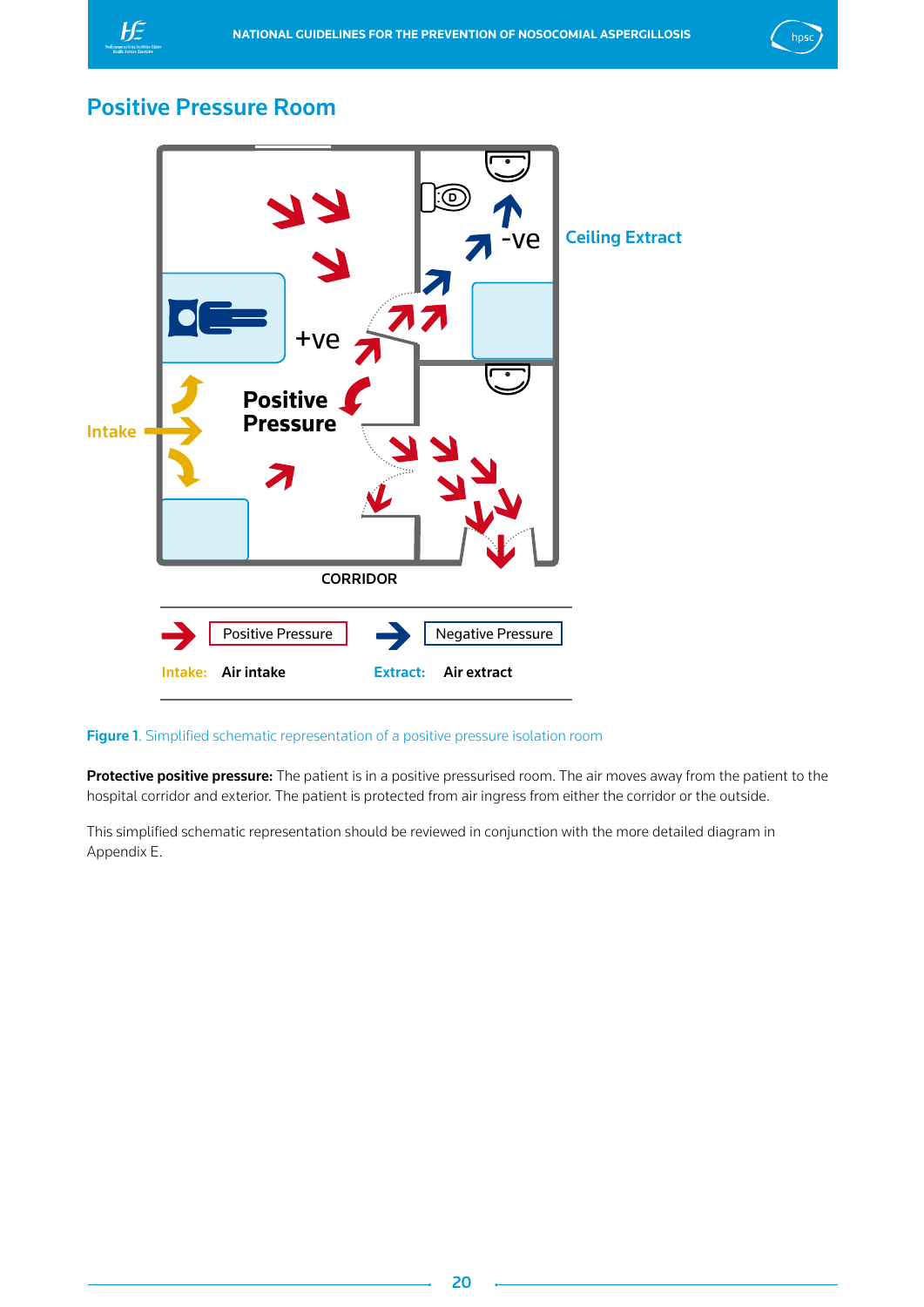## Positive Pressure Room

Figure 1. Simplified schematic representation of a positive pressure isolation room

**Protective positive pressure:** The patient is in a positive pressurised room. The air moves away from the patient to the hospital corridor and exterior. The patient is protected from air ingress from either the corridor or the outside.

This simplified schematic representation should be reviewed in conjunction with the more detailed diagram in Appendix E.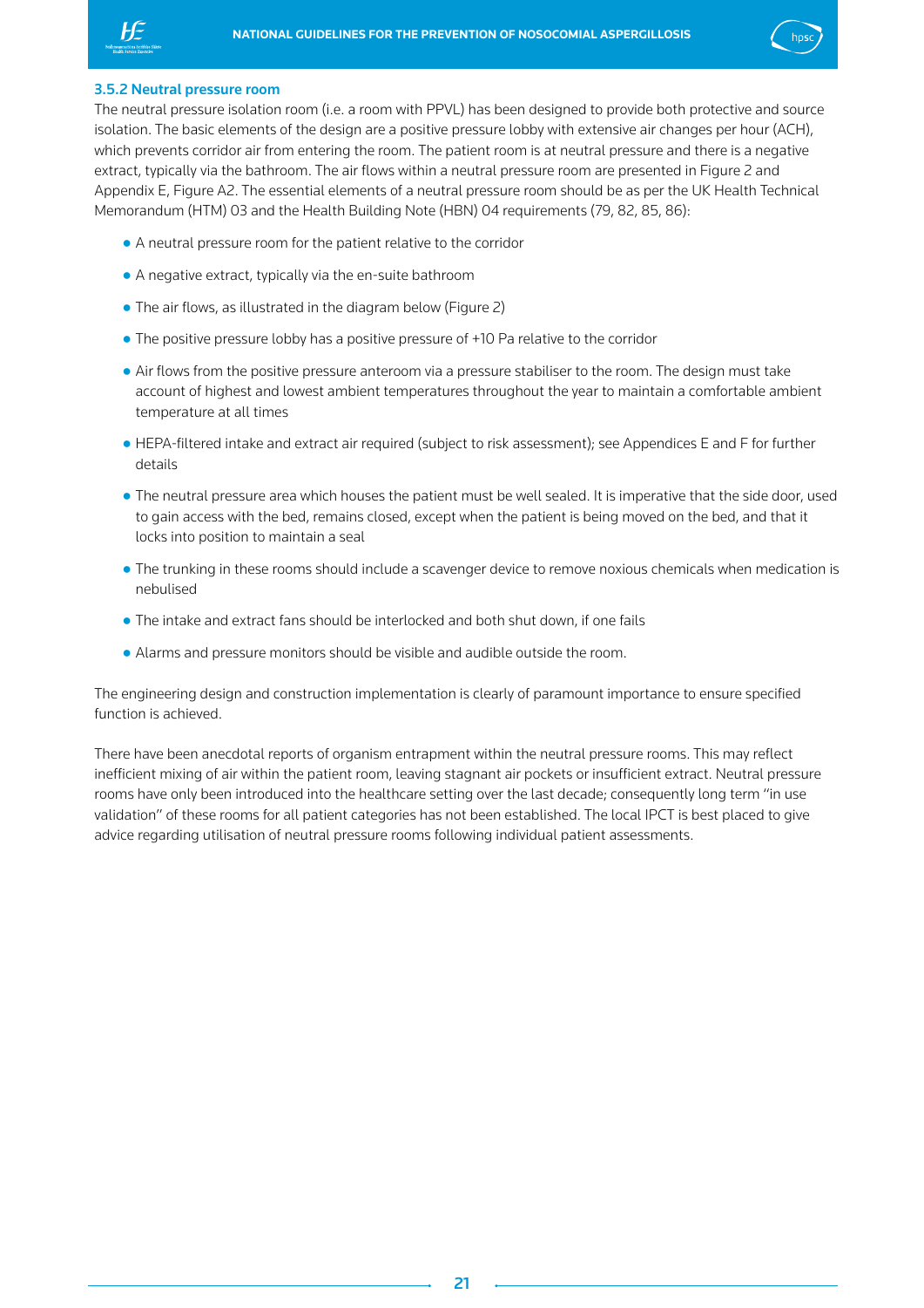### 3.5.2 Neutral pressure room

The neutral pressure isolation room (i.e. a room with PPVL) has been designed to provide both protective and source isolation. The basic elements of the design are a positive pressure lobby with extensive air changes per hour (ACH), which prevents corridor air from entering the room. The patient room is at neutral pressure and there is a negative extract, typically via the bathroom. The air flows within a neutral pressure room are presented in Figure 2 and Appendix E, Figure A2. The essential elements of a neutral pressure room should be as per the UK Health Technical Memorandum (HTM) 03 and the Health Building Note (HBN) 04 requirements (79, 82, 85, 86):

- A neutral pressure room for the patient relative to the corridor
- A negative extract, typically via the en-suite bathroom
- The air flows, as illustrated in the diagram below (Figure 2)
- The positive pressure lobby has a positive pressure of +10 Pa relative to the corridor
- Air flows from the positive pressure anteroom via a pressure stabiliser to the room. The design must take account of highest and lowest ambient temperatures throughout the year to maintain a comfortable ambient temperature at all times
- HEPA-filtered intake and extract air required (subject to risk assessment); see Appendices E and F for further details
- The neutral pressure area which houses the patient must be well sealed. It is imperative that the side door, used to gain access with the bed, remains closed, except when the patient is being moved on the bed, and that it locks into position to maintain a seal
- The trunking in these rooms should include a scavenger device to remove noxious chemicals when medication is nebulised
- The intake and extract fans should be interlocked and both shut down, if one fails
- Alarms and pressure monitors should be visible and audible outside the room.

The engineering design and construction implementation is clearly of paramount importance to ensure specified function is achieved.

There have been anecdotal reports of organism entrapment within the neutral pressure rooms. This may reflect inefficient mixing of air within the patient room, leaving stagnant air pockets or insufficient extract. Neutral pressure rooms have only been introduced into the healthcare setting over the last decade; consequently long term "in use validation" of these rooms for all patient categories has not been established. The local IPCT is best placed to give advice regarding utilisation of neutral pressure rooms following individual patient assessments.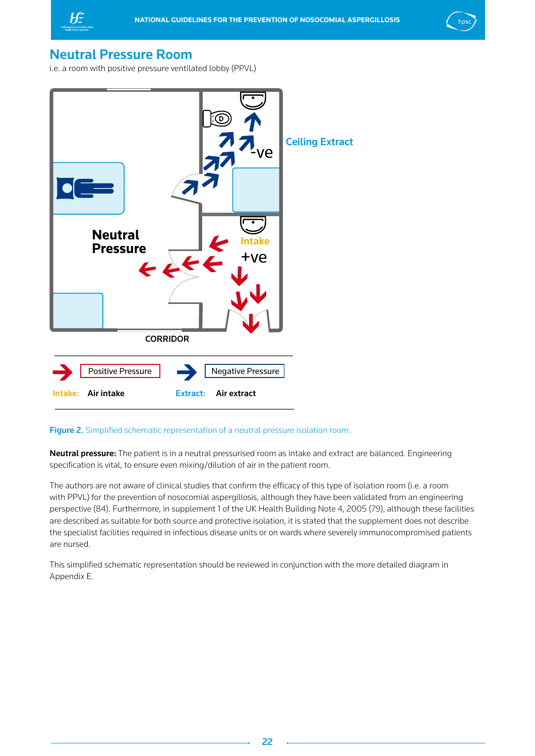## Neutral Pressure Room

i.e. a room with positive pressure ventilated lobby (PPVL)

**Figure 2.** Simplified schematic representation of a neutral pressure isolation room.

**Neutral pressure:** The patient is in a neutral pressurised room as intake and extract are balanced. Engineering specification is vital, to ensure even mixing/dilution of air in the patient room.

The authors are not aware of clinical studies that confirm the efficacy of this type of isolation room (i.e. a room with PPVL) for the prevention of nosocomial aspergillosis, although they have been validated from an engineering perspective (84). Furthermore, in supplement 1 of the UK Health Building Note 4, 2005 (79), although these facilities are described as suitable for both source and protective isolation, it is stated that the supplement does not describe the specialist facilities required in infectious disease units or on wards where severely immunocompromised patients are nursed.

This simplified schematic representation should be reviewed in conjunction with the more detailed diagram in Appendix E.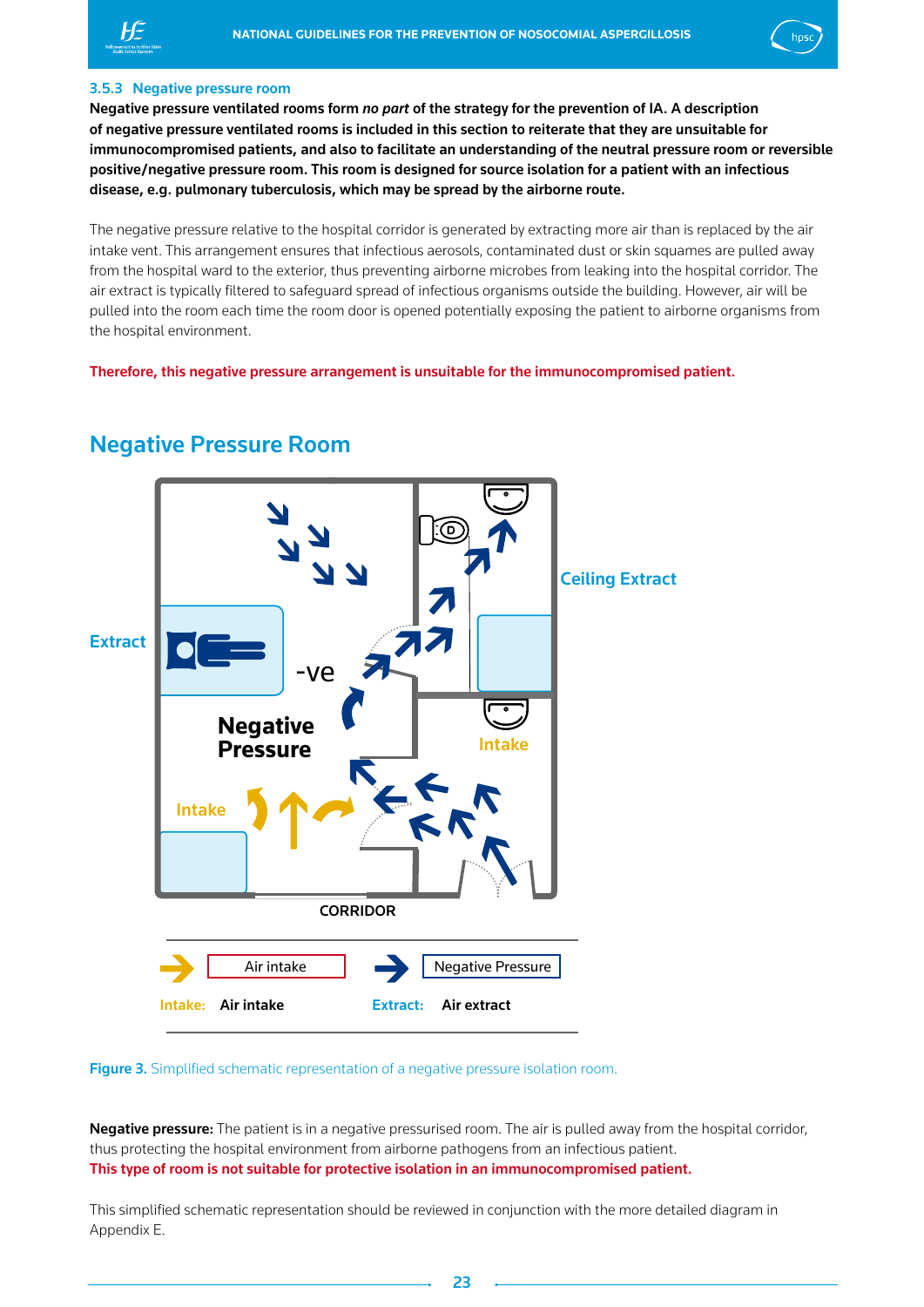### 3.5.3 Negative pressure room

**Negative pressure ventilated rooms form *no part* of the strategy for the prevention of IA. A description of negative pressure ventilated rooms is included in this section to reiterate that they are unsuitable for immunocompromised patients, and also to facilitate an understanding of the neutral pressure room or reversible positive/negative pressure room. This room is designed for source isolation for a patient with an infectious disease, e.g. pulmonary tuberculosis, which may be spread by the airborne route.**

The negative pressure relative to the hospital corridor is generated by extracting more air than is replaced by the air intake vent. This arrangement ensures that infectious aerosols, contaminated dust or skin squames are pulled away from the hospital ward to the exterior, thus preventing airborne microbes from leaking into the hospital corridor. The air extract is typically filtered to safeguard spread of infectious organisms outside the building. However, air will be pulled into the room each time the room door is opened potentially exposing the patient to airborne organisms from the hospital environment.

**Therefore, this negative pressure arrangement is unsuitable for the immunocompromised patient.**

## Negative Pressure Room

Extract | -ve | Negative Pressure | Ceiling Extract | Intake | Intake | CORRIDOR

| Legend | | | |
|---|---|---|---|
| → | Air intake | → | Negative Pressure |
| Intake: | Air intake | Extract: | Air extract |

**Figure 3.** Simplified schematic representation of a negative pressure isolation room.

**Negative pressure:** The patient is in a negative pressurised room. The air is pulled away from the hospital corridor, thus protecting the hospital environment from airborne pathogens from an infectious patient.
**This type of room is not suitable for protective isolation in an immunocompromised patient.**

This simplified schematic representation should be reviewed in conjunction with the more detailed diagram in Appendix E.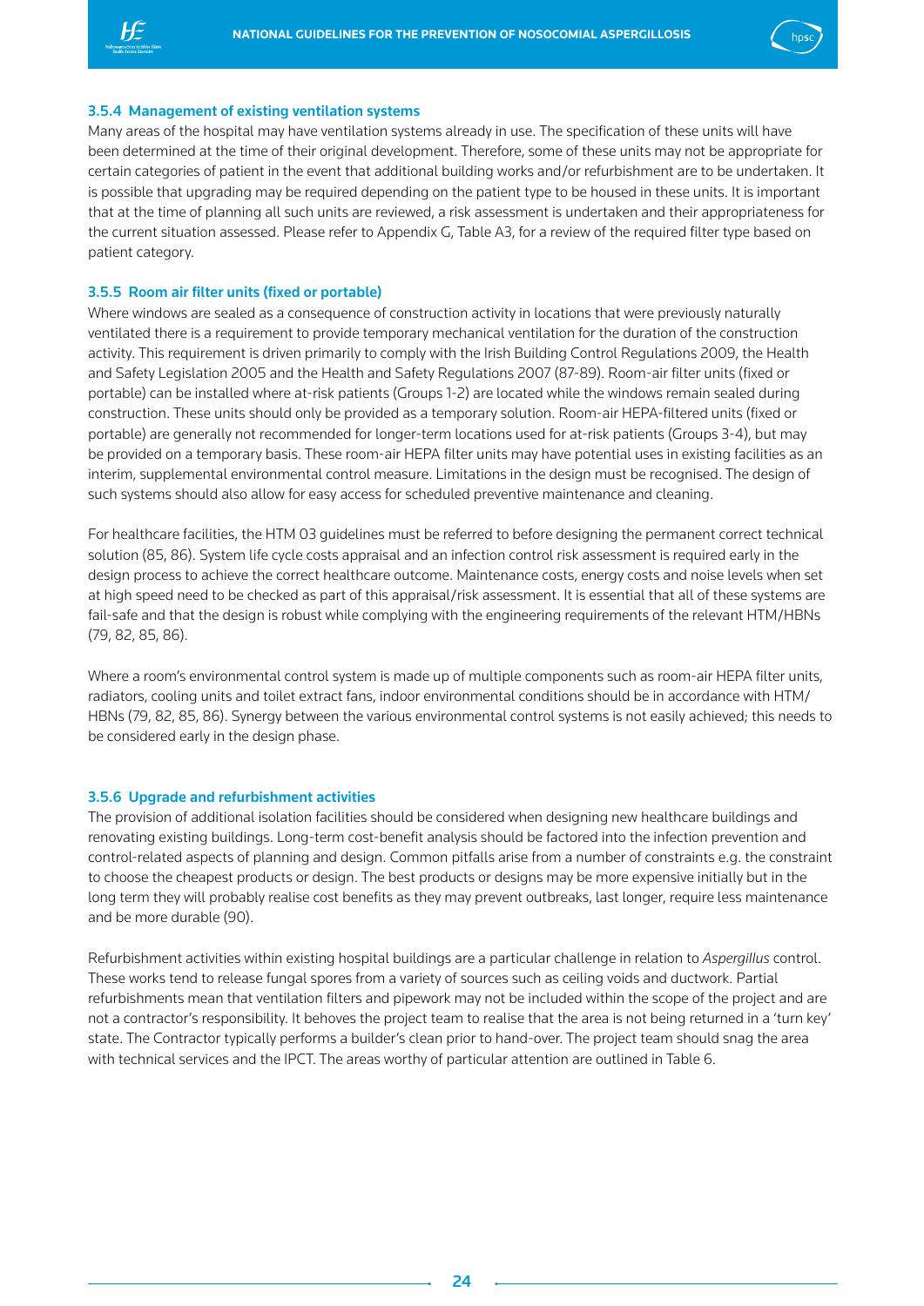### 3.5.4 Management of existing ventilation systems

Many areas of the hospital may have ventilation systems already in use. The specification of these units will have been determined at the time of their original development. Therefore, some of these units may not be appropriate for certain categories of patient in the event that additional building works and/or refurbishment are to be undertaken. It is possible that upgrading may be required depending on the patient type to be housed in these units. It is important that at the time of planning all such units are reviewed, a risk assessment is undertaken and their appropriateness for the current situation assessed. Please refer to Appendix G, Table A3, for a review of the required filter type based on patient category.

### 3.5.5 Room air filter units (fixed or portable)

Where windows are sealed as a consequence of construction activity in locations that were previously naturally ventilated there is a requirement to provide temporary mechanical ventilation for the duration of the construction activity. This requirement is driven primarily to comply with the Irish Building Control Regulations 2009, the Health and Safety Legislation 2005 and the Health and Safety Regulations 2007 (87-89). Room-air filter units (fixed or portable) can be installed where at-risk patients (Groups 1-2) are located while the windows remain sealed during construction. These units should only be provided as a temporary solution. Room-air HEPA-filtered units (fixed or portable) are generally not recommended for longer-term locations used for at-risk patients (Groups 3-4), but may be provided on a temporary basis. These room-air HEPA filter units may have potential uses in existing facilities as an interim, supplemental environmental control measure. Limitations in the design must be recognised. The design of such systems should also allow for easy access for scheduled preventive maintenance and cleaning.

For healthcare facilities, the HTM 03 guidelines must be referred to before designing the permanent correct technical solution (85, 86). System life cycle costs appraisal and an infection control risk assessment is required early in the design process to achieve the correct healthcare outcome. Maintenance costs, energy costs and noise levels when set at high speed need to be checked as part of this appraisal/risk assessment. It is essential that all of these systems are fail-safe and that the design is robust while complying with the engineering requirements of the relevant HTM/HBNs (79, 82, 85, 86).

Where a room's environmental control system is made up of multiple components such as room-air HEPA filter units, radiators, cooling units and toilet extract fans, indoor environmental conditions should be in accordance with HTM/HBNs (79, 82, 85, 86). Synergy between the various environmental control systems is not easily achieved; this needs to be considered early in the design phase.

### 3.5.6 Upgrade and refurbishment activities

The provision of additional isolation facilities should be considered when designing new healthcare buildings and renovating existing buildings. Long-term cost-benefit analysis should be factored into the infection prevention and control-related aspects of planning and design. Common pitfalls arise from a number of constraints e.g. the constraint to choose the cheapest products or design. The best products or designs may be more expensive initially but in the long term they will probably realise cost benefits as they may prevent outbreaks, last longer, require less maintenance and be more durable (90).

Refurbishment activities within existing hospital buildings are a particular challenge in relation to *Aspergillus* control. These works tend to release fungal spores from a variety of sources such as ceiling voids and ductwork. Partial refurbishments mean that ventilation filters and pipework may not be included within the scope of the project and are not a contractor's responsibility. It behoves the project team to realise that the area is not being returned in a 'turn key' state. The Contractor typically performs a builder's clean prior to hand-over. The project team should snag the area with technical services and the IPCT. The areas worthy of particular attention are outlined in Table 6.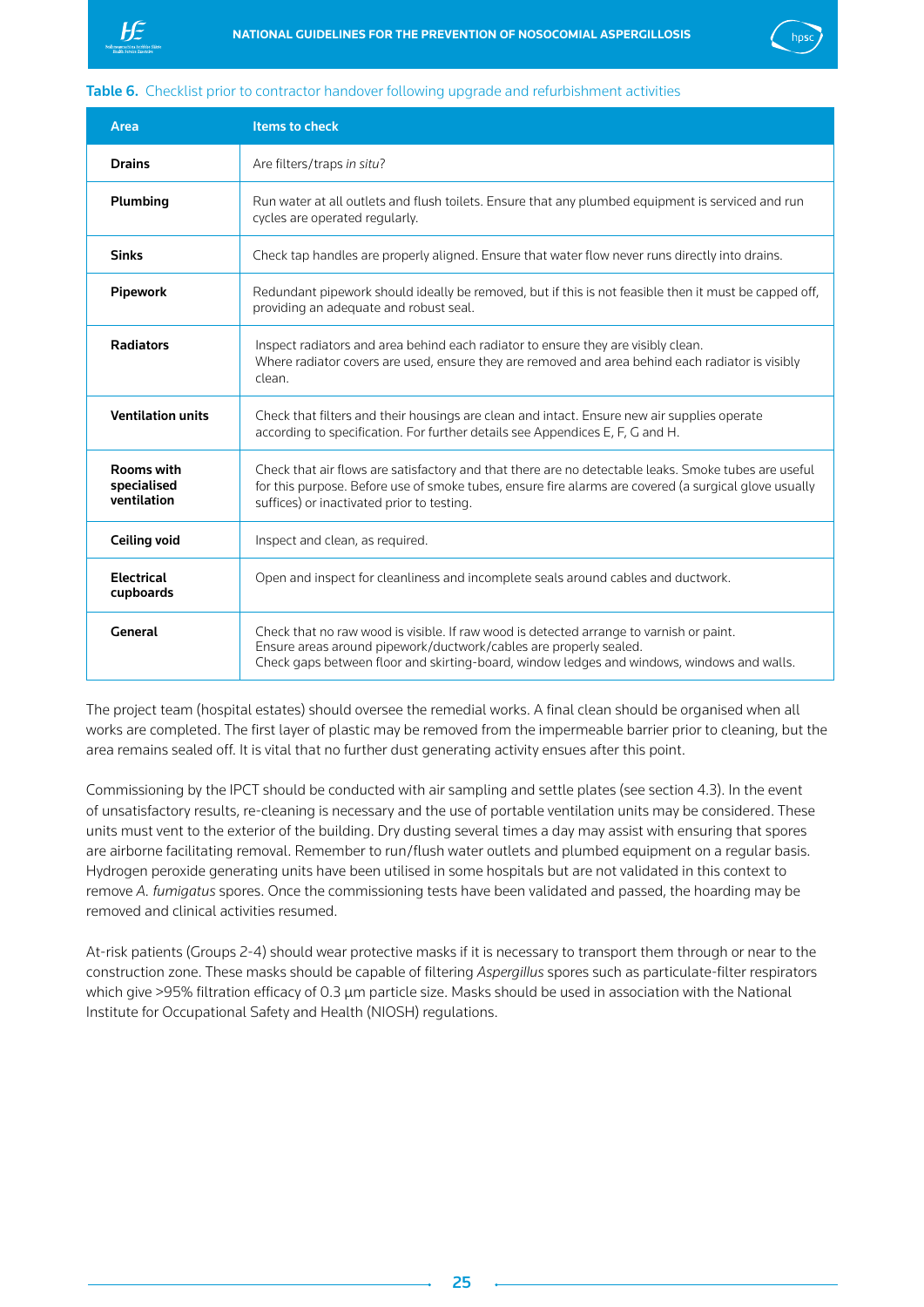**Table 6.** Checklist prior to contractor handover following upgrade and refurbishment activities

| Area | Items to check |
|---|---|
| **Drains** | Are filters/traps *in situ*? |
| **Plumbing** | Run water at all outlets and flush toilets. Ensure that any plumbed equipment is serviced and run cycles are operated regularly. |
| **Sinks** | Check tap handles are properly aligned. Ensure that water flow never runs directly into drains. |
| **Pipework** | Redundant pipework should ideally be removed, but if this is not feasible then it must be capped off, providing an adequate and robust seal. |
| **Radiators** | Inspect radiators and area behind each radiator to ensure they are visibly clean.<br>Where radiator covers are used, ensure they are removed and area behind each radiator is visibly clean. |
| **Ventilation units** | Check that filters and their housings are clean and intact. Ensure new air supplies operate according to specification. For further details see Appendices E, F, G and H. |
| **Rooms with specialised ventilation** | Check that air flows are satisfactory and that there are no detectable leaks. Smoke tubes are useful for this purpose. Before use of smoke tubes, ensure fire alarms are covered (a surgical glove usually suffices) or inactivated prior to testing. |
| **Ceiling void** | Inspect and clean, as required. |
| **Electrical cupboards** | Open and inspect for cleanliness and incomplete seals around cables and ductwork. |
| **General** | Check that no raw wood is visible. If raw wood is detected arrange to varnish or paint.<br>Ensure areas around pipework/ductwork/cables are properly sealed.<br>Check gaps between floor and skirting-board, window ledges and windows, windows and walls. |

The project team (hospital estates) should oversee the remedial works. A final clean should be organised when all works are completed. The first layer of plastic may be removed from the impermeable barrier prior to cleaning, but the area remains sealed off. It is vital that no further dust generating activity ensues after this point.

Commissioning by the IPCT should be conducted with air sampling and settle plates (see section 4.3). In the event of unsatisfactory results, re-cleaning is necessary and the use of portable ventilation units may be considered. These units must vent to the exterior of the building. Dry dusting several times a day may assist with ensuring that spores are airborne facilitating removal. Remember to run/flush water outlets and plumbed equipment on a regular basis. Hydrogen peroxide generating units have been utilised in some hospitals but are not validated in this context to remove *A. fumigatus* spores. Once the commissioning tests have been validated and passed, the hoarding may be removed and clinical activities resumed.

At-risk patients (Groups 2-4) should wear protective masks if it is necessary to transport them through or near to the construction zone. These masks should be capable of filtering *Aspergillus* spores such as particulate-filter respirators which give >95% filtration efficacy of 0.3 µm particle size. Masks should be used in association with the National Institute for Occupational Safety and Health (NIOSH) regulations.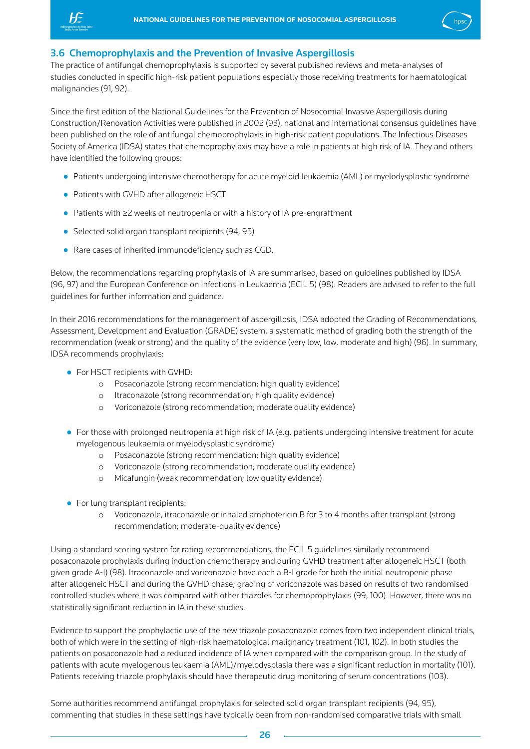### 3.6 Chemoprophylaxis and the Prevention of Invasive Aspergillosis

The practice of antifungal chemoprophylaxis is supported by several published reviews and meta-analyses of studies conducted in specific high-risk patient populations especially those receiving treatments for haematological malignancies (91, 92).

Since the first edition of the National Guidelines for the Prevention of Nosocomial Invasive Aspergillosis during Construction/Renovation Activities were published in 2002 (93), national and international consensus guidelines have been published on the role of antifungal chemoprophylaxis in high-risk patient populations. The Infectious Diseases Society of America (IDSA) states that chemoprophylaxis may have a role in patients at high risk of IA. They and others have identified the following groups:

- Patients undergoing intensive chemotherapy for acute myeloid leukaemia (AML) or myelodysplastic syndrome
- Patients with GVHD after allogeneic HSCT
- Patients with ≥2 weeks of neutropenia or with a history of IA pre-engraftment
- Selected solid organ transplant recipients (94, 95)
- Rare cases of inherited immunodeficiency such as CGD.

Below, the recommendations regarding prophylaxis of IA are summarised, based on guidelines published by IDSA (96, 97) and the European Conference on Infections in Leukaemia (ECIL 5) (98). Readers are advised to refer to the full guidelines for further information and guidance.

In their 2016 recommendations for the management of aspergillosis, IDSA adopted the Grading of Recommendations, Assessment, Development and Evaluation (GRADE) system, a systematic method of grading both the strength of the recommendation (weak or strong) and the quality of the evidence (very low, low, moderate and high) (96). In summary, IDSA recommends prophylaxis:

- For HSCT recipients with GVHD:
  - Posaconazole (strong recommendation; high quality evidence)
  - Itraconazole (strong recommendation; high quality evidence)
  - Voriconazole (strong recommendation; moderate quality evidence)
- For those with prolonged neutropenia at high risk of IA (e.g. patients undergoing intensive treatment for acute myelogenous leukaemia or myelodysplastic syndrome)
  - Posaconazole (strong recommendation; high quality evidence)
  - Voriconazole (strong recommendation; moderate quality evidence)
  - Micafungin (weak recommendation; low quality evidence)
- For lung transplant recipients:
  - Voriconazole, itraconazole or inhaled amphotericin B for 3 to 4 months after transplant (strong recommendation; moderate-quality evidence)

Using a standard scoring system for rating recommendations, the ECIL 5 guidelines similarly recommend posaconazole prophylaxis during induction chemotherapy and during GVHD treatment after allogeneic HSCT (both given grade A-I) (98). Itraconazole and voriconazole have each a B-I grade for both the initial neutropenic phase after allogeneic HSCT and during the GVHD phase; grading of voriconazole was based on results of two randomised controlled studies where it was compared with other triazoles for chemoprophylaxis (99, 100). However, there was no statistically significant reduction in IA in these studies.

Evidence to support the prophylactic use of the new triazole posaconazole comes from two independent clinical trials, both of which were in the setting of high-risk haematological malignancy treatment (101, 102). In both studies the patients on posaconazole had a reduced incidence of IA when compared with the comparison group. In the study of patients with acute myelogenous leukaemia (AML)/myelodysplasia there was a significant reduction in mortality (101). Patients receiving triazole prophylaxis should have therapeutic drug monitoring of serum concentrations (103).

Some authorities recommend antifungal prophylaxis for selected solid organ transplant recipients (94, 95), commenting that studies in these settings have typically been from non-randomised comparative trials with small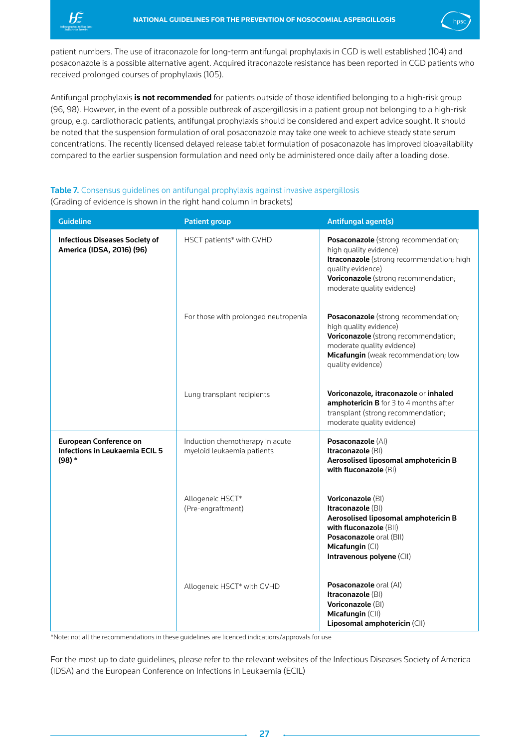patient numbers. The use of itraconazole for long-term antifungal prophylaxis in CGD is well established (104) and posaconazole is a possible alternative agent. Acquired itraconazole resistance has been reported in CGD patients who received prolonged courses of prophylaxis (105).

Antifungal prophylaxis **is not recommended** for patients outside of those identified belonging to a high-risk group (96, 98). However, in the event of a possible outbreak of aspergillosis in a patient group not belonging to a high-risk group, e.g. cardiothoracic patients, antifungal prophylaxis should be considered and expert advice sought. It should be noted that the suspension formulation of oral posaconazole may take one week to achieve steady state serum concentrations. The recently licensed delayed release tablet formulation of posaconazole has improved bioavailability compared to the earlier suspension formulation and need only be administered once daily after a loading dose.

**Table 7.** Consensus guidelines on antifungal prophylaxis against invasive aspergillosis
(Grading of evidence is shown in the right hand column in brackets)

| Guideline | Patient group | Antifungal agent(s) |
|---|---|---|
| **Infectious Diseases Society of America (IDSA, 2016) (96)** | HSCT patients* with GVHD | **Posaconazole** (strong recommendation; high quality evidence)<br>**Itraconazole** (strong recommendation; high quality evidence)<br>**Voriconazole** (strong recommendation; moderate quality evidence) |
| | For those with prolonged neutropenia | **Posaconazole** (strong recommendation; high quality evidence)<br>**Voriconazole** (strong recommendation; moderate quality evidence)<br>**Micafungin** (weak recommendation; low quality evidence) |
| | Lung transplant recipients | **Voriconazole, itraconazole** or **inhaled amphotericin B** for 3 to 4 months after transplant (strong recommendation; moderate quality evidence) |
| **European Conference on Infections in Leukaemia ECIL 5 (98) *** | Induction chemotherapy in acute myeloid leukaemia patients | **Posaconazole** (AI)<br>**Itraconazole** (BI)<br>**Aerosolised liposomal amphotericin B with fluconazole** (BI) |
| | Allogeneic HSCT*<br>(Pre-engraftment) | **Voriconazole** (BI)<br>**Itraconazole** (BI)<br>**Aerosolised liposomal amphotericin B with fluconazole** (BII)<br>**Posaconazole** oral (BII)<br>**Micafungin** (CI)<br>**Intravenous polyene** (CII) |
| | Allogeneic HSCT* with GVHD | **Posaconazole** oral (AI)<br>**Itraconazole** (BI)<br>**Voriconazole** (BI)<br>**Micafungin** (CII)<br>**Liposomal amphotericin** (CII) |

*Note: not all the recommendations in these guidelines are licenced indications/approvals for use

For the most up to date guidelines, please refer to the relevant websites of the Infectious Diseases Society of America (IDSA) and the European Conference on Infections in Leukaemia (ECIL)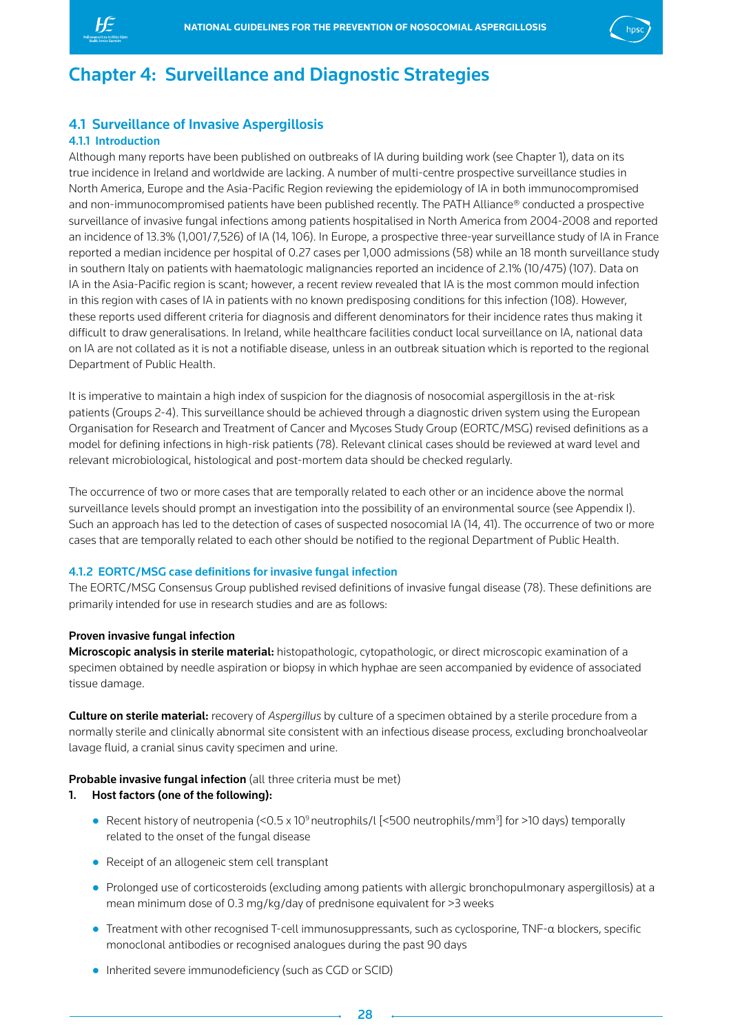# Chapter 4: Surveillance and Diagnostic Strategies

## 4.1 Surveillance of Invasive Aspergillosis

### 4.1.1 Introduction

Although many reports have been published on outbreaks of IA during building work (see Chapter 1), data on its true incidence in Ireland and worldwide are lacking. A number of multi-centre prospective surveillance studies in North America, Europe and the Asia-Pacific Region reviewing the epidemiology of IA in both immunocompromised and non-immunocompromised patients have been published recently. The PATH Alliance® conducted a prospective surveillance of invasive fungal infections among patients hospitalised in North America from 2004-2008 and reported an incidence of 13.3% (1,001/7,526) of IA (14, 106). In Europe, a prospective three-year surveillance study of IA in France reported a median incidence per hospital of 0.27 cases per 1,000 admissions (58) while an 18 month surveillance study in southern Italy on patients with haematologic malignancies reported an incidence of 2.1% (10/475) (107). Data on IA in the Asia-Pacific region is scant; however, a recent review revealed that IA is the most common mould infection in this region with cases of IA in patients with no known predisposing conditions for this infection (108). However, these reports used different criteria for diagnosis and different denominators for their incidence rates thus making it difficult to draw generalisations. In Ireland, while healthcare facilities conduct local surveillance on IA, national data on IA are not collated as it is not a notifiable disease, unless in an outbreak situation which is reported to the regional Department of Public Health.

It is imperative to maintain a high index of suspicion for the diagnosis of nosocomial aspergillosis in the at-risk patients (Groups 2-4). This surveillance should be achieved through a diagnostic driven system using the European Organisation for Research and Treatment of Cancer and Mycoses Study Group (EORTC/MSG) revised definitions as a model for defining infections in high-risk patients (78). Relevant clinical cases should be reviewed at ward level and relevant microbiological, histological and post-mortem data should be checked regularly.

The occurrence of two or more cases that are temporally related to each other or an incidence above the normal surveillance levels should prompt an investigation into the possibility of an environmental source (see Appendix I). Such an approach has led to the detection of cases of suspected nosocomial IA (14, 41). The occurrence of two or more cases that are temporally related to each other should be notified to the regional Department of Public Health.

### 4.1.2 EORTC/MSG case definitions for invasive fungal infection

The EORTC/MSG Consensus Group published revised definitions of invasive fungal disease (78). These definitions are primarily intended for use in research studies and are as follows:

**Proven invasive fungal infection**

**Microscopic analysis in sterile material:** histopathologic, cytopathologic, or direct microscopic examination of a specimen obtained by needle aspiration or biopsy in which hyphae are seen accompanied by evidence of associated tissue damage.

**Culture on sterile material:** recovery of *Aspergillus* by culture of a specimen obtained by a sterile procedure from a normally sterile and clinically abnormal site consistent with an infectious disease process, excluding bronchoalveolar lavage fluid, a cranial sinus cavity specimen and urine.

**Probable invasive fungal infection** (all three criteria must be met)

1. **Host factors (one of the following):**
   - Recent history of neutropenia (<0.5 x $10^9$ neutrophils/l [<500 neutrophils/mm$^3$] for >10 days) temporally related to the onset of the fungal disease
   - Receipt of an allogeneic stem cell transplant
   - Prolonged use of corticosteroids (excluding among patients with allergic bronchopulmonary aspergillosis) at a mean minimum dose of 0.3 mg/kg/day of prednisone equivalent for >3 weeks
   - Treatment with other recognised T-cell immunosuppressants, such as cyclosporine, TNF-α blockers, specific monoclonal antibodies or recognised analogues during the past 90 days
   - Inherited severe immunodeficiency (such as CGD or SCID)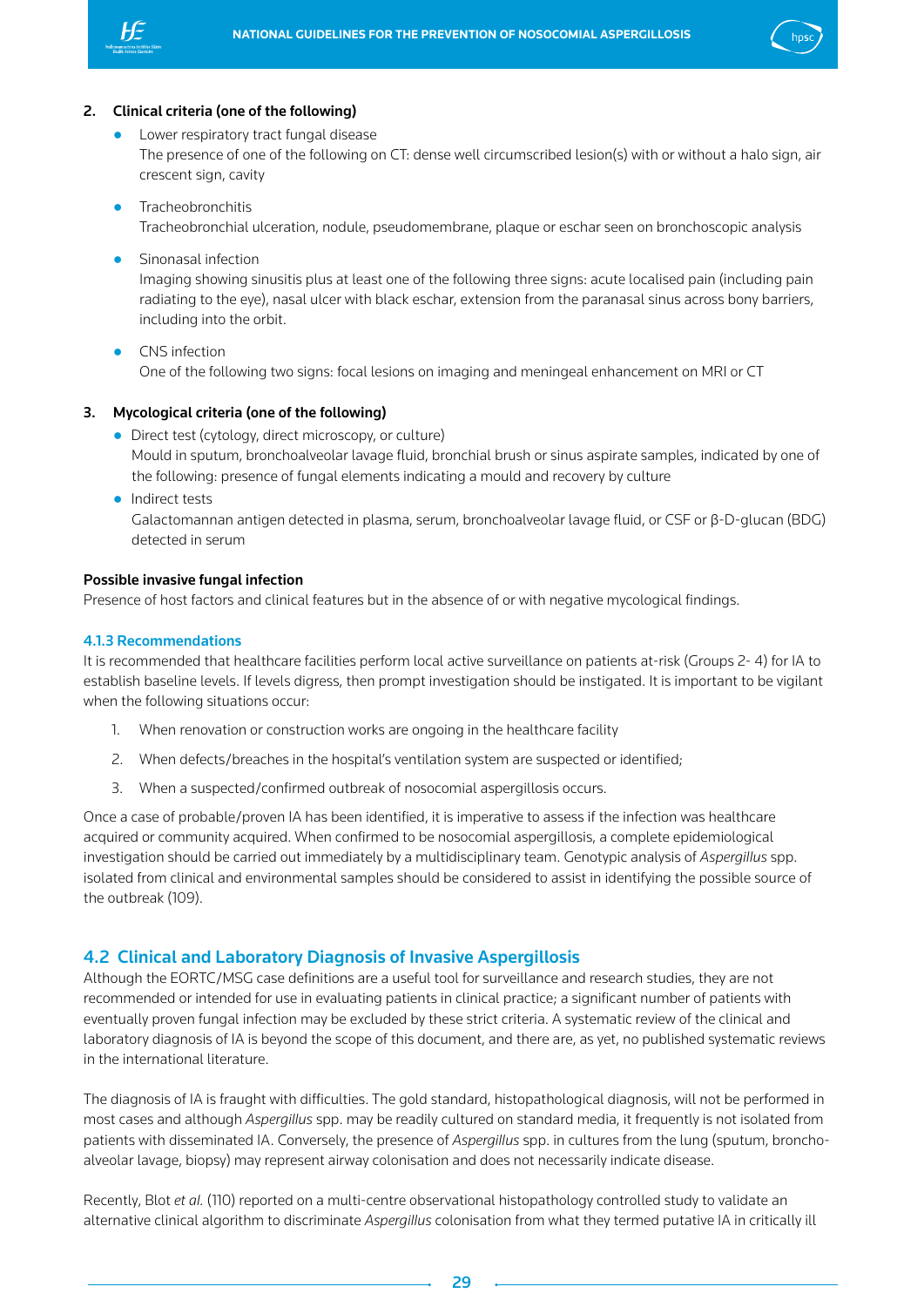**2. Clinical criteria (one of the following)**

- Lower respiratory tract fungal disease
  The presence of one of the following on CT: dense well circumscribed lesion(s) with or without a halo sign, air crescent sign, cavity

- Tracheobronchitis
  Tracheobronchial ulceration, nodule, pseudomembrane, plaque or eschar seen on bronchoscopic analysis

- Sinonasal infection
  Imaging showing sinusitis plus at least one of the following three signs: acute localised pain (including pain radiating to the eye), nasal ulcer with black eschar, extension from the paranasal sinus across bony barriers, including into the orbit.

- CNS infection
  One of the following two signs: focal lesions on imaging and meningeal enhancement on MRI or CT

**3. Mycological criteria (one of the following)**

- Direct test (cytology, direct microscopy, or culture)
  Mould in sputum, bronchoalveolar lavage fluid, bronchial brush or sinus aspirate samples, indicated by one of the following: presence of fungal elements indicating a mould and recovery by culture
- Indirect tests
  Galactomannan antigen detected in plasma, serum, bronchoalveolar lavage fluid, or CSF or β-D-glucan (BDG) detected in serum

**Possible invasive fungal infection**

Presence of host factors and clinical features but in the absence of or with negative mycological findings.

### 4.1.3 Recommendations

It is recommended that healthcare facilities perform local active surveillance on patients at-risk (Groups 2- 4) for IA to establish baseline levels. If levels digress, then prompt investigation should be instigated. It is important to be vigilant when the following situations occur:

1. When renovation or construction works are ongoing in the healthcare facility
2. When defects/breaches in the hospital's ventilation system are suspected or identified;
3. When a suspected/confirmed outbreak of nosocomial aspergillosis occurs.

Once a case of probable/proven IA has been identified, it is imperative to assess if the infection was healthcare acquired or community acquired. When confirmed to be nosocomial aspergillosis, a complete epidemiological investigation should be carried out immediately by a multidisciplinary team. Genotypic analysis of *Aspergillus* spp. isolated from clinical and environmental samples should be considered to assist in identifying the possible source of the outbreak (109).

## 4.2 Clinical and Laboratory Diagnosis of Invasive Aspergillosis

Although the EORTC/MSG case definitions are a useful tool for surveillance and research studies, they are not recommended or intended for use in evaluating patients in clinical practice; a significant number of patients with eventually proven fungal infection may be excluded by these strict criteria. A systematic review of the clinical and laboratory diagnosis of IA is beyond the scope of this document, and there are, as yet, no published systematic reviews in the international literature.

The diagnosis of IA is fraught with difficulties. The gold standard, histopathological diagnosis, will not be performed in most cases and although *Aspergillus* spp. may be readily cultured on standard media, it frequently is not isolated from patients with disseminated IA. Conversely, the presence of *Aspergillus* spp. in cultures from the lung (sputum, broncho-alveolar lavage, biopsy) may represent airway colonisation and does not necessarily indicate disease.

Recently, Blot *et al.* (110) reported on a multi-centre observational histopathology controlled study to validate an alternative clinical algorithm to discriminate *Aspergillus* colonisation from what they termed putative IA in critically ill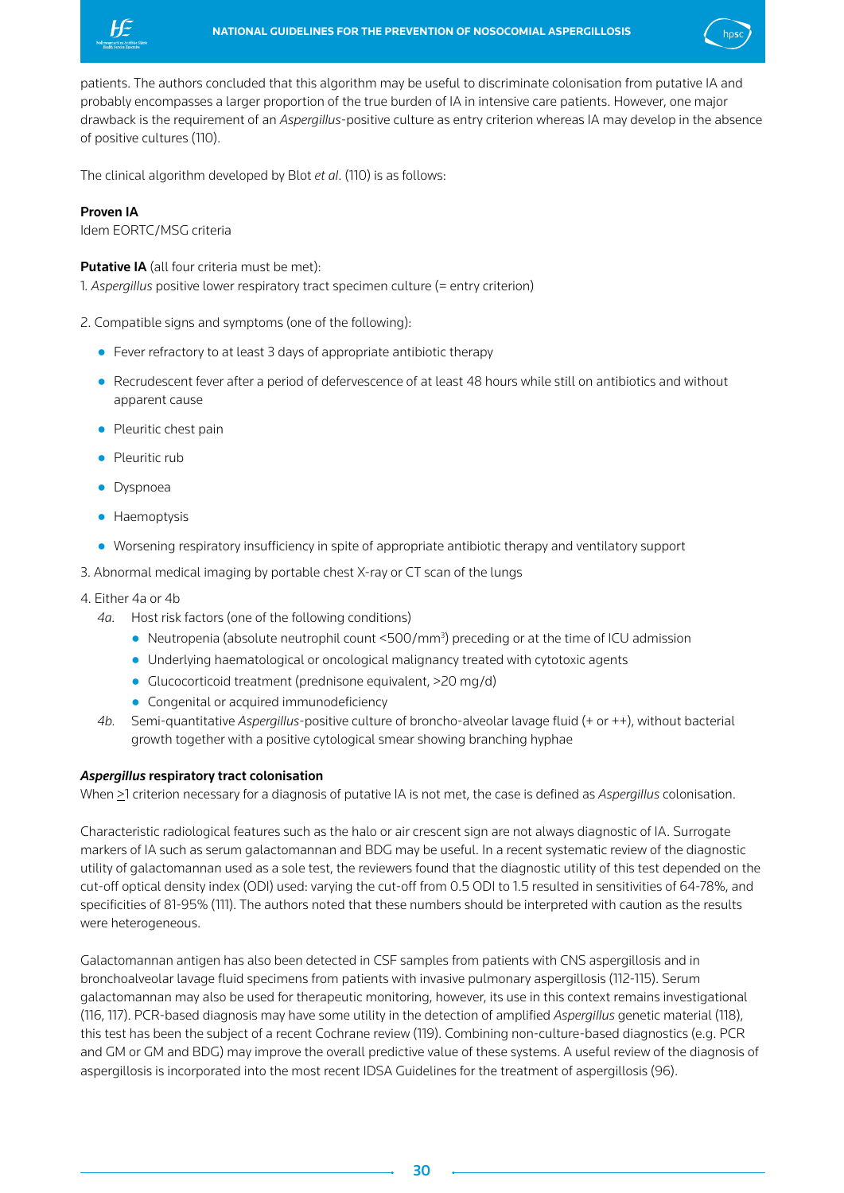patients. The authors concluded that this algorithm may be useful to discriminate colonisation from putative IA and probably encompasses a larger proportion of the true burden of IA in intensive care patients. However, one major drawback is the requirement of an *Aspergillus*-positive culture as entry criterion whereas IA may develop in the absence of positive cultures (110).

The clinical algorithm developed by Blot *et al*. (110) is as follows:

**Proven IA**
Idem EORTC/MSG criteria

**Putative IA** (all four criteria must be met):
1. *Aspergillus* positive lower respiratory tract specimen culture (= entry criterion)

2. Compatible signs and symptoms (one of the following):

- Fever refractory to at least 3 days of appropriate antibiotic therapy
- Recrudescent fever after a period of defervescence of at least 48 hours while still on antibiotics and without apparent cause
- Pleuritic chest pain
- Pleuritic rub
- Dyspnoea
- Haemoptysis
- Worsening respiratory insufficiency in spite of appropriate antibiotic therapy and ventilatory support

3. Abnormal medical imaging by portable chest X-ray or CT scan of the lungs

4. Either 4a or 4b
   - *4a.* Host risk factors (one of the following conditions)
     - Neutropenia (absolute neutrophil count <500/mm$^3$) preceding or at the time of ICU admission
     - Underlying haematological or oncological malignancy treated with cytotoxic agents
     - Glucocorticoid treatment (prednisone equivalent, >20 mg/d)
     - Congenital or acquired immunodeficiency
   - *4b.* Semi-quantitative *Aspergillus*-positive culture of broncho-alveolar lavage fluid (+ or ++), without bacterial growth together with a positive cytological smear showing branching hyphae

***Aspergillus* respiratory tract colonisation**
When $\geq$1 criterion necessary for a diagnosis of putative IA is not met, the case is defined as *Aspergillus* colonisation.

Characteristic radiological features such as the halo or air crescent sign are not always diagnostic of IA. Surrogate markers of IA such as serum galactomannan and BDG may be useful. In a recent systematic review of the diagnostic utility of galactomannan used as a sole test, the reviewers found that the diagnostic utility of this test depended on the cut-off optical density index (ODI) used: varying the cut-off from 0.5 ODI to 1.5 resulted in sensitivities of 64-78%, and specificities of 81-95% (111). The authors noted that these numbers should be interpreted with caution as the results were heterogeneous.

Galactomannan antigen has also been detected in CSF samples from patients with CNS aspergillosis and in bronchoalveolar lavage fluid specimens from patients with invasive pulmonary aspergillosis (112-115). Serum galactomannan may also be used for therapeutic monitoring, however, its use in this context remains investigational (116, 117). PCR-based diagnosis may have some utility in the detection of amplified *Aspergillus* genetic material (118), this test has been the subject of a recent Cochrane review (119). Combining non-culture-based diagnostics (e.g. PCR and GM or GM and BDG) may improve the overall predictive value of these systems. A useful review of the diagnosis of aspergillosis is incorporated into the most recent IDSA Guidelines for the treatment of aspergillosis (96).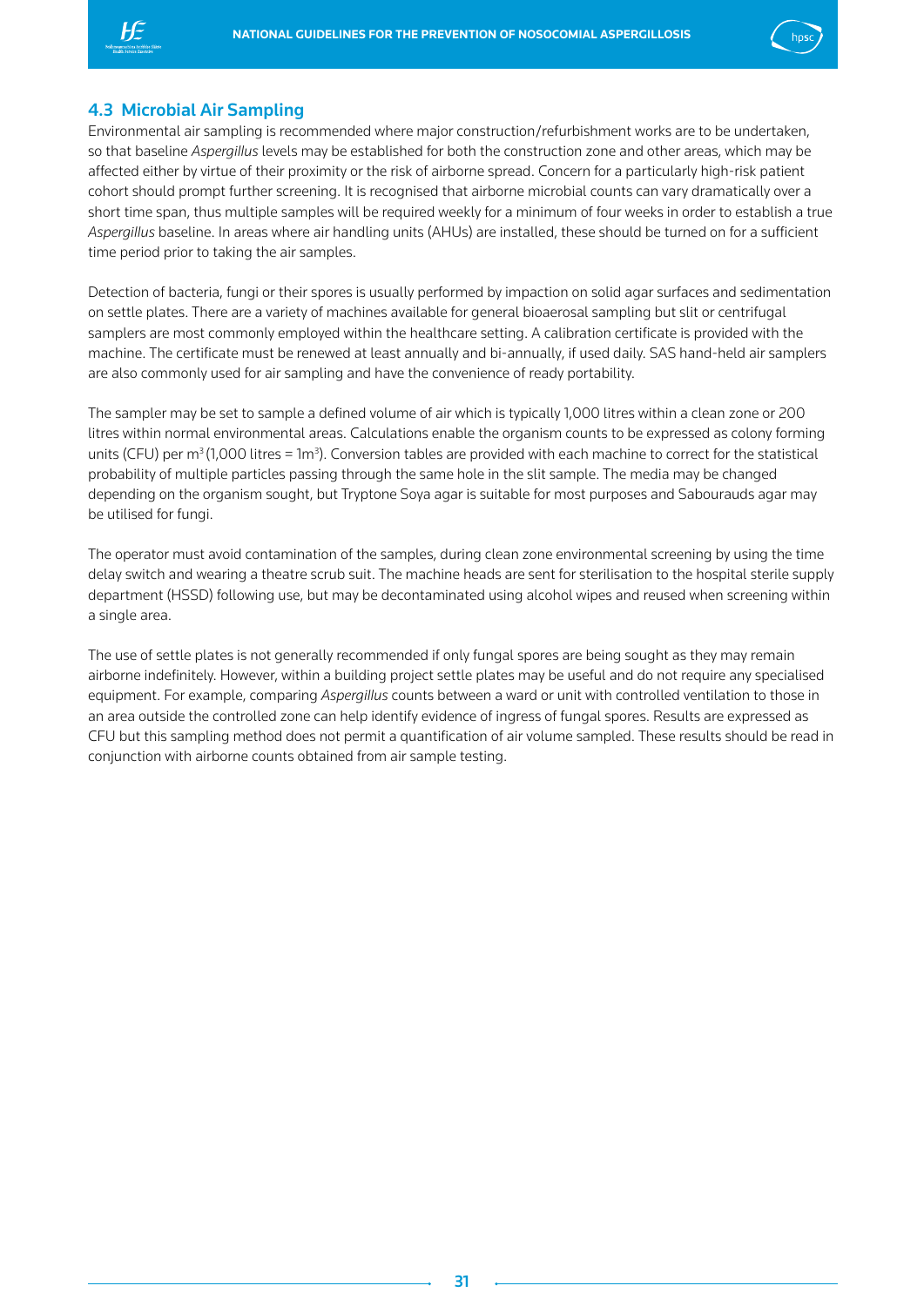## 4.3 Microbial Air Sampling

Environmental air sampling is recommended where major construction/refurbishment works are to be undertaken, so that baseline *Aspergillus* levels may be established for both the construction zone and other areas, which may be affected either by virtue of their proximity or the risk of airborne spread. Concern for a particularly high-risk patient cohort should prompt further screening. It is recognised that airborne microbial counts can vary dramatically over a short time span, thus multiple samples will be required weekly for a minimum of four weeks in order to establish a true *Aspergillus* baseline. In areas where air handling units (AHUs) are installed, these should be turned on for a sufficient time period prior to taking the air samples.

Detection of bacteria, fungi or their spores is usually performed by impaction on solid agar surfaces and sedimentation on settle plates. There are a variety of machines available for general bioaerosal sampling but slit or centrifugal samplers are most commonly employed within the healthcare setting. A calibration certificate is provided with the machine. The certificate must be renewed at least annually and bi-annually, if used daily. SAS hand-held air samplers are also commonly used for air sampling and have the convenience of ready portability.

The sampler may be set to sample a defined volume of air which is typically 1,000 litres within a clean zone or 200 litres within normal environmental areas. Calculations enable the organism counts to be expressed as colony forming units (CFU) per $m^3$ (1,000 litres = $1m^3$). Conversion tables are provided with each machine to correct for the statistical probability of multiple particles passing through the same hole in the slit sample. The media may be changed depending on the organism sought, but Tryptone Soya agar is suitable for most purposes and Sabourauds agar may be utilised for fungi.

The operator must avoid contamination of the samples, during clean zone environmental screening by using the time delay switch and wearing a theatre scrub suit. The machine heads are sent for sterilisation to the hospital sterile supply department (HSSD) following use, but may be decontaminated using alcohol wipes and reused when screening within a single area.

The use of settle plates is not generally recommended if only fungal spores are being sought as they may remain airborne indefinitely. However, within a building project settle plates may be useful and do not require any specialised equipment. For example, comparing *Aspergillus* counts between a ward or unit with controlled ventilation to those in an area outside the controlled zone can help identify evidence of ingress of fungal spores. Results are expressed as CFU but this sampling method does not permit a quantification of air volume sampled. These results should be read in conjunction with airborne counts obtained from air sample testing.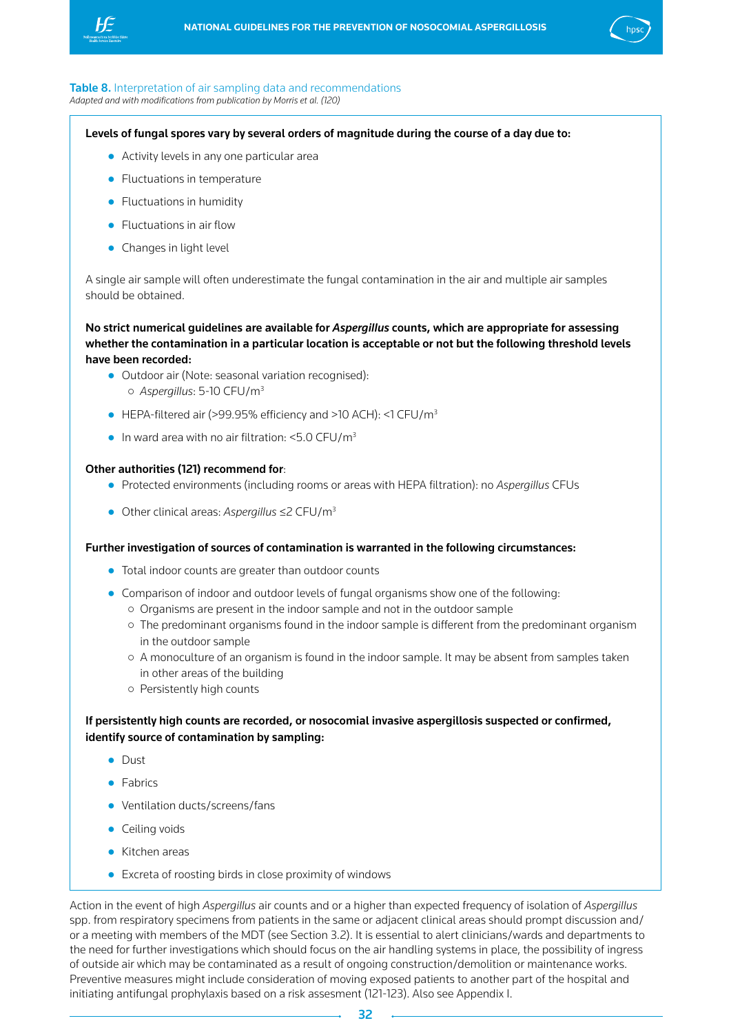**Table 8.** Interpretation of air sampling data and recommendations

*Adapted and with modifications from publication by Morris et al. (120)*

**Levels of fungal spores vary by several orders of magnitude during the course of a day due to:**

- Activity levels in any one particular area
- Fluctuations in temperature
- Fluctuations in humidity
- Fluctuations in air flow
- Changes in light level

A single air sample will often underestimate the fungal contamination in the air and multiple air samples should be obtained.

**No strict numerical guidelines are available for *Aspergillus* counts, which are appropriate for assessing whether the contamination in a particular location is acceptable or not but the following threshold levels have been recorded:**

- Outdoor air (Note: seasonal variation recognised):
  - *Aspergillus*: 5-10 CFU/$m^3$
- HEPA-filtered air (>99.95% efficiency and >10 ACH): <1 CFU/$m^3$
- In ward area with no air filtration: <5.0 CFU/$m^3$

**Other authorities (121) recommend for**:

- Protected environments (including rooms or areas with HEPA filtration): no *Aspergillus* CFUs
- Other clinical areas: *Aspergillus* ≤2 CFU/$m^3$

**Further investigation of sources of contamination is warranted in the following circumstances:**

- Total indoor counts are greater than outdoor counts
- Comparison of indoor and outdoor levels of fungal organisms show one of the following:
  - Organisms are present in the indoor sample and not in the outdoor sample
  - The predominant organisms found in the indoor sample is different from the predominant organism in the outdoor sample
  - A monoculture of an organism is found in the indoor sample. It may be absent from samples taken in other areas of the building
  - Persistently high counts

**If persistently high counts are recorded, or nosocomial invasive aspergillosis suspected or confirmed, identify source of contamination by sampling:**

- Dust
- Fabrics
- Ventilation ducts/screens/fans
- Ceiling voids
- Kitchen areas
- Excreta of roosting birds in close proximity of windows

Action in the event of high *Aspergillus* air counts and or a higher than expected frequency of isolation of *Aspergillus* spp. from respiratory specimens from patients in the same or adjacent clinical areas should prompt discussion and/or a meeting with members of the MDT (see Section 3.2). It is essential to alert clinicians/wards and departments to the need for further investigations which should focus on the air handling systems in place, the possibility of ingress of outside air which may be contaminated as a result of ongoing construction/demolition or maintenance works. Preventive measures might include consideration of moving exposed patients to another part of the hospital and initiating antifungal prophylaxis based on a risk assesment (121-123). Also see Appendix I.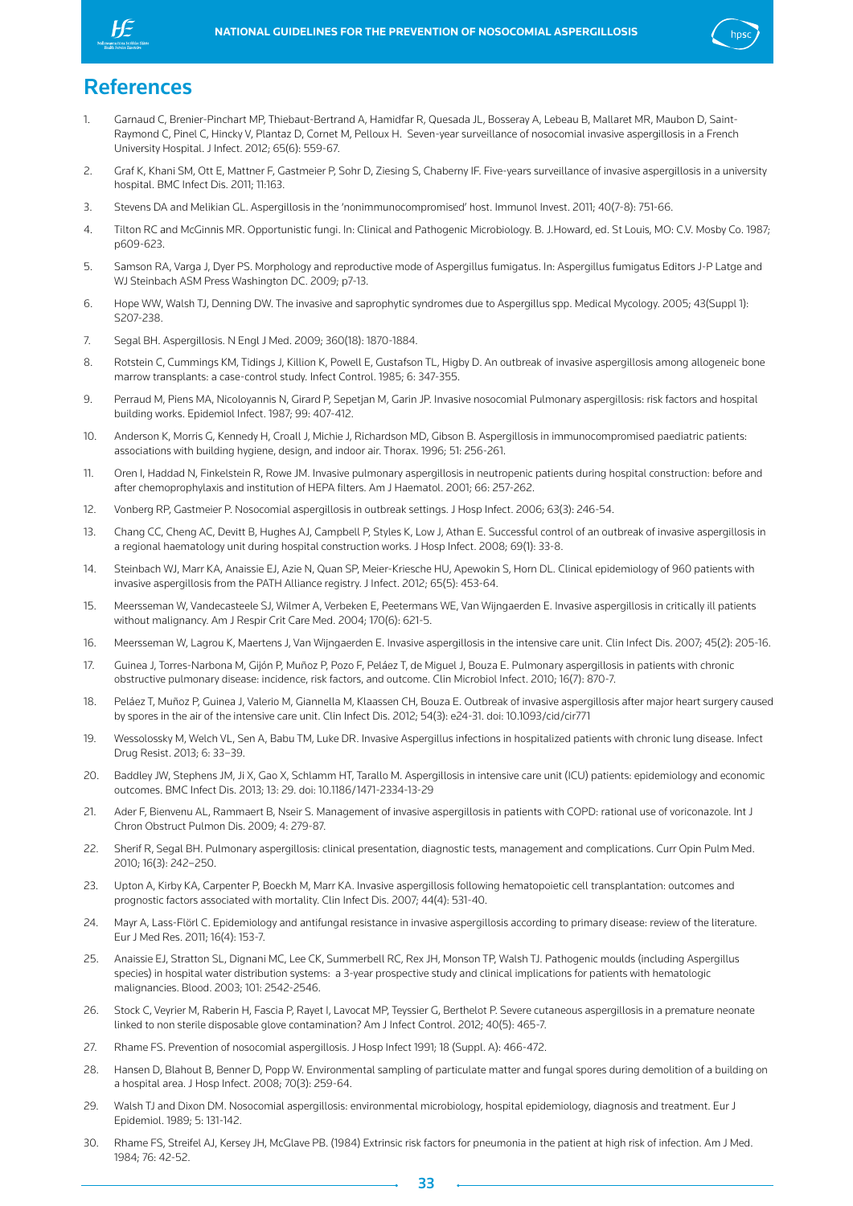# References

1. Garnaud C, Brenier-Pinchart MP, Thiebaut-Bertrand A, Hamidfar R, Quesada JL, Bosseray A, Lebeau B, Mallaret MR, Maubon D, Saint-Raymond C, Pinel C, Hincky V, Plantaz D, Cornet M, Pelloux H. Seven-year surveillance of nosocomial invasive aspergillosis in a French University Hospital. J Infect. 2012; 65(6): 559-67.
2. Graf K, Khani SM, Ott E, Mattner F, Gastmeier P, Sohr D, Ziesing S, Chaberny IF. Five-years surveillance of invasive aspergillosis in a university hospital. BMC Infect Dis. 2011; 11:163.
3. Stevens DA and Melikian GL. Aspergillosis in the 'nonimmunocompromised' host. Immunol Invest. 2011; 40(7-8): 751-66.
4. Tilton RC and McGinnis MR. Opportunistic fungi. In: Clinical and Pathogenic Microbiology. B. J.Howard, ed. St Louis, MO: C.V. Mosby Co. 1987; p609-623.
5. Samson RA, Varga J, Dyer PS. Morphology and reproductive mode of Aspergillus fumigatus. In: Aspergillus fumigatus Editors J-P Latge and WJ Steinbach ASM Press Washington DC. 2009; p7-13.
6. Hope WW, Walsh TJ, Denning DW. The invasive and saprophytic syndromes due to Aspergillus spp. Medical Mycology. 2005; 43(Suppl 1): S207-238.
7. Segal BH. Aspergillosis. N Engl J Med. 2009; 360(18): 1870-1884.
8. Rotstein C, Cummings KM, Tidings J, Killion K, Powell E, Gustafson TL, Higby D. An outbreak of invasive aspergillosis among allogeneic bone marrow transplants: a case-control study. Infect Control. 1985; 6: 347-355.
9. Perraud M, Piens MA, Nicoloyannis N, Girard P, Sepetjan M, Garin JP. Invasive nosocomial Pulmonary aspergillosis: risk factors and hospital building works. Epidemiol Infect. 1987; 99: 407-412.
10. Anderson K, Morris G, Kennedy H, Croall J, Michie J, Richardson MD, Gibson B. Aspergillosis in immunocompromised paediatric patients: associations with building hygiene, design, and indoor air. Thorax. 1996; 51: 256-261.
11. Oren I, Haddad N, Finkelstein R, Rowe JM. Invasive pulmonary aspergillosis in neutropenic patients during hospital construction: before and after chemoprophylaxis and institution of HEPA filters. Am J Haematol. 2001; 66: 257-262.
12. Vonberg RP, Gastmeier P. Nosocomial aspergillosis in outbreak settings. J Hosp Infect. 2006; 63(3): 246-54.
13. Chang CC, Cheng AC, Devitt B, Hughes AJ, Campbell P, Styles K, Low J, Athan E. Successful control of an outbreak of invasive aspergillosis in a regional haematology unit during hospital construction works. J Hosp Infect. 2008; 69(1): 33-8.
14. Steinbach WJ, Marr KA, Anaissie EJ, Azie N, Quan SP, Meier-Kriesche HU, Apewokin S, Horn DL. Clinical epidemiology of 960 patients with invasive aspergillosis from the PATH Alliance registry. J Infect. 2012; 65(5): 453-64.
15. Meersseman W, Vandecasteele SJ, Wilmer A, Verbeken E, Peetermans WE, Van Wijngaerden E. Invasive aspergillosis in critically ill patients without malignancy. Am J Respir Crit Care Med. 2004; 170(6): 621-5.
16. Meersseman W, Lagrou K, Maertens J, Van Wijngaerden E. Invasive aspergillosis in the intensive care unit. Clin Infect Dis. 2007; 45(2): 205-16.
17. Guinea J, Torres-Narbona M, Gijón P, Muñoz P, Pozo F, Peláez T, de Miguel J, Bouza E. Pulmonary aspergillosis in patients with chronic obstructive pulmonary disease: incidence, risk factors, and outcome. Clin Microbiol Infect. 2010; 16(7): 870-7.
18. Peláez T, Muñoz P, Guinea J, Valerio M, Giannella M, Klaassen CH, Bouza E. Outbreak of invasive aspergillosis after major heart surgery caused by spores in the air of the intensive care unit. Clin Infect Dis. 2012; 54(3): e24-31. doi: 10.1093/cid/cir771
19. Wessolossky M, Welch VL, Sen A, Babu TM, Luke DR. Invasive Aspergillus infections in hospitalized patients with chronic lung disease. Infect Drug Resist. 2013; 6: 33–39.
20. Baddley JW, Stephens JM, Ji X, Gao X, Schlamm HT, Tarallo M. Aspergillosis in intensive care unit (ICU) patients: epidemiology and economic outcomes. BMC Infect Dis. 2013; 13: 29. doi: 10.1186/1471-2334-13-29
21. Ader F, Bienvenu AL, Rammaert B, Nseir S. Management of invasive aspergillosis in patients with COPD: rational use of voriconazole. Int J Chron Obstruct Pulmon Dis. 2009; 4: 279-87.
22. Sherif R, Segal BH. Pulmonary aspergillosis: clinical presentation, diagnostic tests, management and complications. Curr Opin Pulm Med. 2010; 16(3): 242–250.
23. Upton A, Kirby KA, Carpenter P, Boeckh M, Marr KA. Invasive aspergillosis following hematopoietic cell transplantation: outcomes and prognostic factors associated with mortality. Clin Infect Dis. 2007; 44(4): 531-40.
24. Mayr A, Lass-Flörl C. Epidemiology and antifungal resistance in invasive aspergillosis according to primary disease: review of the literature. Eur J Med Res. 2011; 16(4): 153-7.
25. Anaissie EJ, Stratton SL, Dignani MC, Lee CK, Summerbell RC, Rex JH, Monson TP, Walsh TJ. Pathogenic moulds (including Aspergillus species) in hospital water distribution systems: a 3-year prospective study and clinical implications for patients with hematologic malignancies. Blood. 2003; 101: 2542-2546.
26. Stock C, Veyrier M, Raberin H, Fascia P, Rayet I, Lavocat MP, Teyssier G, Berthelot P. Severe cutaneous aspergillosis in a premature neonate linked to non sterile disposable glove contamination? Am J Infect Control. 2012; 40(5): 465-7.
27. Rhame FS. Prevention of nosocomial aspergillosis. J Hosp Infect 1991; 18 (Suppl. A): 466-472.
28. Hansen D, Blahout B, Benner D, Popp W. Environmental sampling of particulate matter and fungal spores during demolition of a building on a hospital area. J Hosp Infect. 2008; 70(3): 259-64.
29. Walsh TJ and Dixon DM. Nosocomial aspergillosis: environmental microbiology, hospital epidemiology, diagnosis and treatment. Eur J Epidemiol. 1989; 5: 131-142.
30. Rhame FS, Streifel AJ, Kersey JH, McGlave PB. (1984) Extrinsic risk factors for pneumonia in the patient at high risk of infection. Am J Med. 1984; 76: 42-52.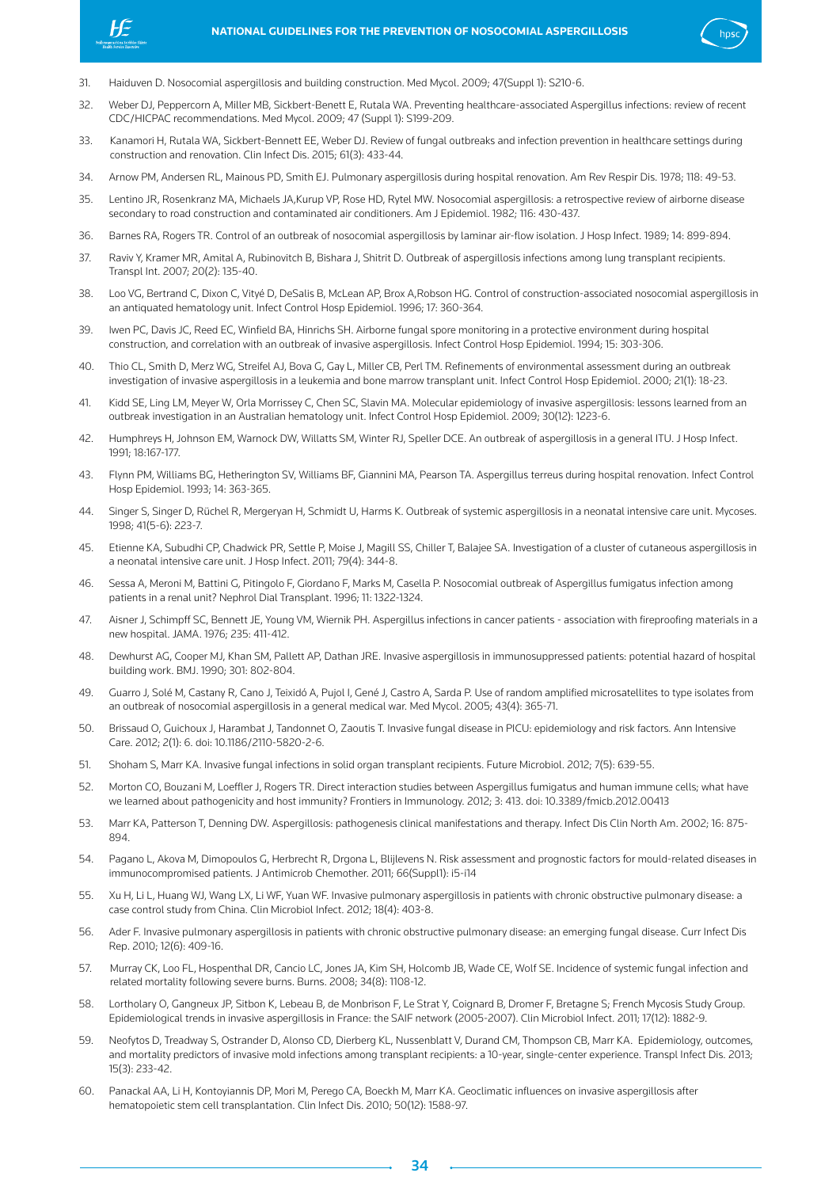31. Haiduven D. Nosocomial aspergillosis and building construction. Med Mycol. 2009; 47(Suppl 1): S210-6.

32. Weber DJ, Peppercorn A, Miller MB, Sickbert-Benett E, Rutala WA. Preventing healthcare-associated Aspergillus infections: review of recent CDC/HICPAC recommendations. Med Mycol. 2009; 47 (Suppl 1): S199-209.

33. Kanamori H, Rutala WA, Sickbert-Bennett EE, Weber DJ. Review of fungal outbreaks and infection prevention in healthcare settings during construction and renovation. Clin Infect Dis. 2015; 61(3): 433-44.

34. Arnow PM, Andersen RL, Mainous PD, Smith EJ. Pulmonary aspergillosis during hospital renovation. Am Rev Respir Dis. 1978; 118: 49-53.

35. Lentino JR, Rosenkranz MA, Michaels JA,Kurup VP, Rose HD, Rytel MW. Nosocomial aspergillosis: a retrospective review of airborne disease secondary to road construction and contaminated air conditioners. Am J Epidemiol. 1982; 116: 430-437.

36. Barnes RA, Rogers TR. Control of an outbreak of nosocomial aspergillosis by laminar air-flow isolation. J Hosp Infect. 1989; 14: 899-894.

37. Raviv Y, Kramer MR, Amital A, Rubinovitch B, Bishara J, Shitrit D. Outbreak of aspergillosis infections among lung transplant recipients. Transpl Int. 2007; 20(2): 135-40.

38. Loo VG, Bertrand C, Dixon C, Vityé D, DeSalis B, McLean AP, Brox A,Robson HG. Control of construction-associated nosocomial aspergillosis in an antiquated hematology unit. Infect Control Hosp Epidemiol. 1996; 17: 360-364.

39. Iwen PC, Davis JC, Reed EC, Winfield BA, Hinrichs SH. Airborne fungal spore monitoring in a protective environment during hospital construction, and correlation with an outbreak of invasive aspergillosis. Infect Control Hosp Epidemiol. 1994; 15: 303-306.

40. Thio CL, Smith D, Merz WG, Streifel AJ, Bova G, Gay L, Miller CB, Perl TM. Refinements of environmental assessment during an outbreak investigation of invasive aspergillosis in a leukemia and bone marrow transplant unit. Infect Control Hosp Epidemiol. 2000; 21(1): 18-23.

41. Kidd SE, Ling LM, Meyer W, Orla Morrissey C, Chen SC, Slavin MA. Molecular epidemiology of invasive aspergillosis: lessons learned from an outbreak investigation in an Australian hematology unit. Infect Control Hosp Epidemiol. 2009; 30(12): 1223-6.

42. Humphreys H, Johnson EM, Warnock DW, Willatts SM, Winter RJ, Speller DCE. An outbreak of aspergillosis in a general ITU. J Hosp Infect. 1991; 18:167-177.

43. Flynn PM, Williams BG, Hetherington SV, Williams BF, Giannini MA, Pearson TA. Aspergillus terreus during hospital renovation. Infect Control Hosp Epidemiol. 1993; 14: 363-365.

44. Singer S, Singer D, Rüchel R, Mergeryan H, Schmidt U, Harms K. Outbreak of systemic aspergillosis in a neonatal intensive care unit. Mycoses. 1998; 41(5-6): 223-7.

45. Etienne KA, Subudhi CP, Chadwick PR, Settle P, Moise J, Magill SS, Chiller T, Balajee SA. Investigation of a cluster of cutaneous aspergillosis in a neonatal intensive care unit. J Hosp Infect. 2011; 79(4): 344-8.

46. Sessa A, Meroni M, Battini G, Pitingolo F, Giordano F, Marks M, Casella P. Nosocomial outbreak of Aspergillus fumigatus infection among patients in a renal unit? Nephrol Dial Transplant. 1996; 11: 1322-1324.

47. Aisner J, Schimpff SC, Bennett JE, Young VM, Wiernik PH. Aspergillus infections in cancer patients - association with fireproofing materials in a new hospital. JAMA. 1976; 235: 411-412.

48. Dewhurst AG, Cooper MJ, Khan SM, Pallett AP, Dathan JRE. Invasive aspergillosis in immunosuppressed patients: potential hazard of hospital building work. BMJ. 1990; 301: 802-804.

49. Guarro J, Solé M, Castany R, Cano J, Teixidó A, Pujol I, Gené J, Castro A, Sarda P. Use of random amplified microsatellites to type isolates from an outbreak of nosocomial aspergillosis in a general medical war. Med Mycol. 2005; 43(4): 365-71.

50. Brissaud O, Guichoux J, Harambat J, Tandonnet O, Zaoutis T. Invasive fungal disease in PICU: epidemiology and risk factors. Ann Intensive Care. 2012; 2(1): 6. doi: 10.1186/2110-5820-2-6.

51. Shoham S, Marr KA. Invasive fungal infections in solid organ transplant recipients. Future Microbiol. 2012; 7(5): 639-55.

52. Morton CO, Bouzani M, Loeffler J, Rogers TR. Direct interaction studies between Aspergillus fumigatus and human immune cells; what have we learned about pathogenicity and host immunity? Frontiers in Immunology. 2012; 3: 413. doi: 10.3389/fmicb.2012.00413

53. Marr KA, Patterson T, Denning DW. Aspergillosis: pathogenesis clinical manifestations and therapy. Infect Dis Clin North Am. 2002; 16: 875-894.

54. Pagano L, Akova M, Dimopoulos G, Herbrecht R, Drgona L, Blijlevens N. Risk assessment and prognostic factors for mould-related diseases in immunocompromised patients. J Antimicrob Chemother. 2011; 66(Suppl1): i5-i14

55. Xu H, Li L, Huang WJ, Wang LX, Li WF, Yuan WF. Invasive pulmonary aspergillosis in patients with chronic obstructive pulmonary disease: a case control study from China. Clin Microbiol Infect. 2012; 18(4): 403-8.

56. Ader F. Invasive pulmonary aspergillosis in patients with chronic obstructive pulmonary disease: an emerging fungal disease. Curr Infect Dis Rep. 2010; 12(6): 409-16.

57. Murray CK, Loo FL, Hospenthal DR, Cancio LC, Jones JA, Kim SH, Holcomb JB, Wade CE, Wolf SE. Incidence of systemic fungal infection and related mortality following severe burns. Burns. 2008; 34(8): 1108-12.

58. Lortholary O, Gangneux JP, Sitbon K, Lebeau B, de Monbrison F, Le Strat Y, Coignard B, Dromer F, Bretagne S; French Mycosis Study Group. Epidemiological trends in invasive aspergillosis in France: the SAIF network (2005-2007). Clin Microbiol Infect. 2011; 17(12): 1882-9.

59. Neofytos D, Treadway S, Ostrander D, Alonso CD, Dierberg KL, Nussenblatt V, Durand CM, Thompson CB, Marr KA. Epidemiology, outcomes, and mortality predictors of invasive mold infections among transplant recipients: a 10-year, single-center experience. Transpl Infect Dis. 2013; 15(3): 233-42.

60. Panackal AA, Li H, Kontoyiannis DP, Mori M, Perego CA, Boeckh M, Marr KA. Geoclimatic influences on invasive aspergillosis after hematopoietic stem cell transplantation. Clin Infect Dis. 2010; 50(12): 1588-97.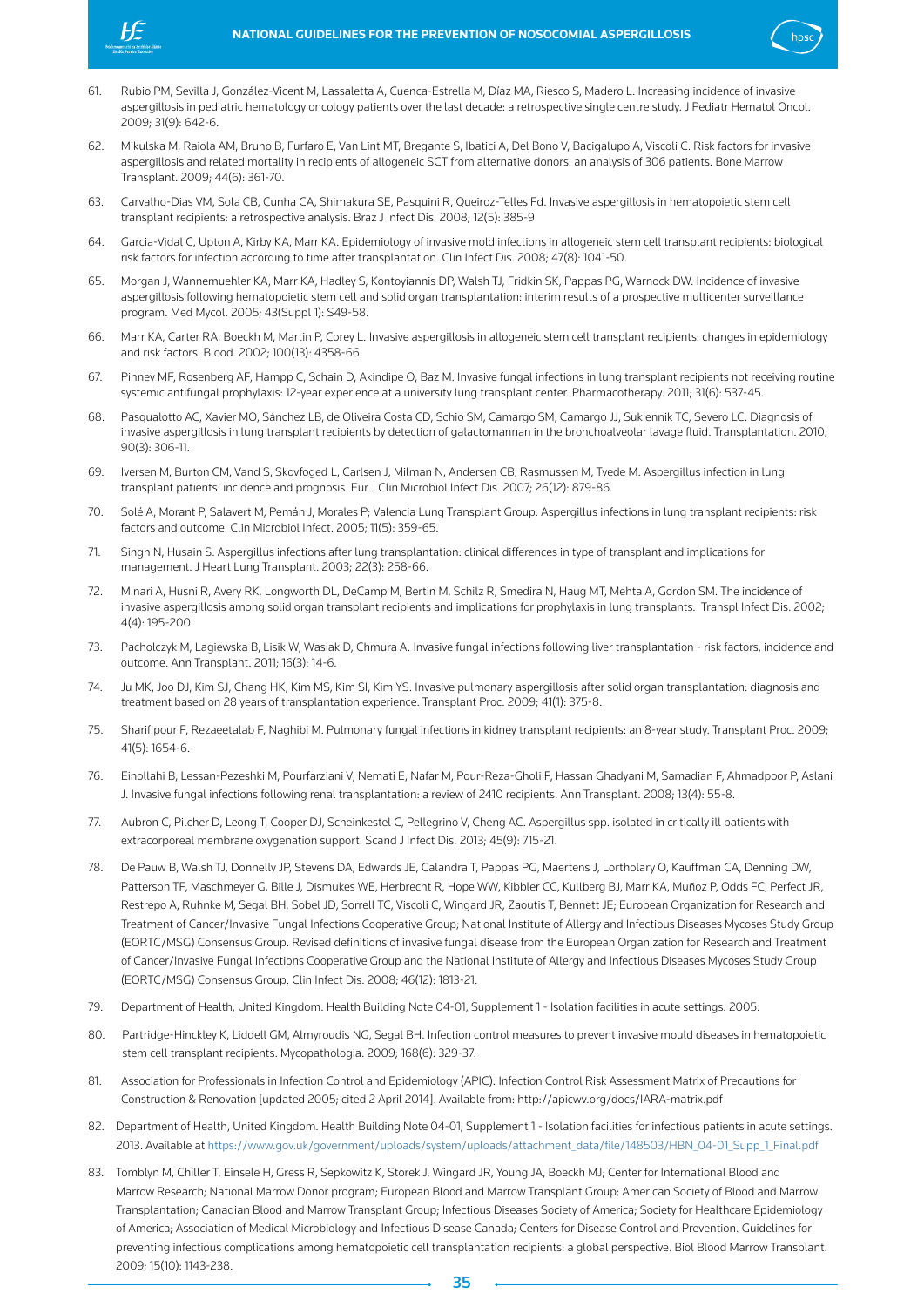61. Rubio PM, Sevilla J, González-Vicent M, Lassaletta A, Cuenca-Estrella M, Díaz MA, Riesco S, Madero L. Increasing incidence of invasive aspergillosis in pediatric hematology oncology patients over the last decade: a retrospective single centre study. J Pediatr Hematol Oncol. 2009; 31(9): 642-6.

62. Mikulska M, Raiola AM, Bruno B, Furfaro E, Van Lint MT, Bregante S, Ibatici A, Del Bono V, Bacigalupo A, Viscoli C. Risk factors for invasive aspergillosis and related mortality in recipients of allogeneic SCT from alternative donors: an analysis of 306 patients. Bone Marrow Transplant. 2009; 44(6): 361-70.

63. Carvalho-Dias VM, Sola CB, Cunha CA, Shimakura SE, Pasquini R, Queiroz-Telles Fd. Invasive aspergillosis in hematopoietic stem cell transplant recipients: a retrospective analysis. Braz J Infect Dis. 2008; 12(5): 385-9

64. Garcia-Vidal C, Upton A, Kirby KA, Marr KA. Epidemiology of invasive mold infections in allogeneic stem cell transplant recipients: biological risk factors for infection according to time after transplantation. Clin Infect Dis. 2008; 47(8): 1041-50.

65. Morgan J, Wannemuehler KA, Marr KA, Hadley S, Kontoyiannis DP, Walsh TJ, Fridkin SK, Pappas PG, Warnock DW. Incidence of invasive aspergillosis following hematopoietic stem cell and solid organ transplantation: interim results of a prospective multicenter surveillance program. Med Mycol. 2005; 43(Suppl 1): S49-58.

66. Marr KA, Carter RA, Boeckh M, Martin P, Corey L. Invasive aspergillosis in allogeneic stem cell transplant recipients: changes in epidemiology and risk factors. Blood. 2002; 100(13): 4358-66.

67. Pinney MF, Rosenberg AF, Hampp C, Schain D, Akindipe O, Baz M. Invasive fungal infections in lung transplant recipients not receiving routine systemic antifungal prophylaxis: 12-year experience at a university lung transplant center. Pharmacotherapy. 2011; 31(6): 537-45.

68. Pasqualotto AC, Xavier MO, Sánchez LB, de Oliveira Costa CD, Schio SM, Camargo SM, Camargo JJ, Sukiennik TC, Severo LC. Diagnosis of invasive aspergillosis in lung transplant recipients by detection of galactomannan in the bronchoalveolar lavage fluid. Transplantation. 2010; 90(3): 306-11.

69. Iversen M, Burton CM, Vand S, Skovfoged L, Carlsen J, Milman N, Andersen CB, Rasmussen M, Tvede M. Aspergillus infection in lung transplant patients: incidence and prognosis. Eur J Clin Microbiol Infect Dis. 2007; 26(12): 879-86.

70. Solé A, Morant P, Salavert M, Pemán J, Morales P; Valencia Lung Transplant Group. Aspergillus infections in lung transplant recipients: risk factors and outcome. Clin Microbiol Infect. 2005; 11(5): 359-65.

71. Singh N, Husain S. Aspergillus infections after lung transplantation: clinical differences in type of transplant and implications for management. J Heart Lung Transplant. 2003; 22(3): 258-66.

72. Minari A, Husni R, Avery RK, Longworth DL, DeCamp M, Bertin M, Schilz R, Smedira N, Haug MT, Mehta A, Gordon SM. The incidence of invasive aspergillosis among solid organ transplant recipients and implications for prophylaxis in lung transplants. Transpl Infect Dis. 2002; 4(4): 195-200.

73. Pacholczyk M, Lagiewska B, Lisik W, Wasiak D, Chmura A. Invasive fungal infections following liver transplantation - risk factors, incidence and outcome. Ann Transplant. 2011; 16(3): 14-6.

74. Ju MK, Joo DJ, Kim SJ, Chang HK, Kim MS, Kim SI, Kim YS. Invasive pulmonary aspergillosis after solid organ transplantation: diagnosis and treatment based on 28 years of transplantation experience. Transplant Proc. 2009; 41(1): 375-8.

75. Sharifipour F, Rezaeetalab F, Naghibi M. Pulmonary fungal infections in kidney transplant recipients: an 8-year study. Transplant Proc. 2009; 41(5): 1654-6.

76. Einollahi B, Lessan-Pezeshki M, Pourfarziani V, Nemati E, Nafar M, Pour-Reza-Gholi F, Hassan Ghadyani M, Samadian F, Ahmadpoor P, Aslani J. Invasive fungal infections following renal transplantation: a review of 2410 recipients. Ann Transplant. 2008; 13(4): 55-8.

77. Aubron C, Pilcher D, Leong T, Cooper DJ, Scheinkestel C, Pellegrino V, Cheng AC. Aspergillus spp. isolated in critically ill patients with extracorporeal membrane oxygenation support. Scand J Infect Dis. 2013; 45(9): 715-21.

78. De Pauw B, Walsh TJ, Donnelly JP, Stevens DA, Edwards JE, Calandra T, Pappas PG, Maertens J, Lortholary O, Kauffman CA, Denning DW, Patterson TF, Maschmeyer G, Bille J, Dismukes WE, Herbrecht R, Hope WW, Kibbler CC, Kullberg BJ, Marr KA, Muñoz P, Odds FC, Perfect JR, Restrepo A, Ruhnke M, Segal BH, Sobel JD, Sorrell TC, Viscoli C, Wingard JR, Zaoutis T, Bennett JE; European Organization for Research and Treatment of Cancer/Invasive Fungal Infections Cooperative Group; National Institute of Allergy and Infectious Diseases Mycoses Study Group (EORTC/MSG) Consensus Group. Revised definitions of invasive fungal disease from the European Organization for Research and Treatment of Cancer/Invasive Fungal Infections Cooperative Group and the National Institute of Allergy and Infectious Diseases Mycoses Study Group (EORTC/MSG) Consensus Group. Clin Infect Dis. 2008; 46(12): 1813-21.

79. Department of Health, United Kingdom. Health Building Note 04-01, Supplement 1 - Isolation facilities in acute settings. 2005.

80. Partridge-Hinckley K, Liddell GM, Almyroudis NG, Segal BH. Infection control measures to prevent invasive mould diseases in hematopoietic stem cell transplant recipients. Mycopathologia. 2009; 168(6): 329-37.

81. Association for Professionals in Infection Control and Epidemiology (APIC). Infection Control Risk Assessment Matrix of Precautions for Construction & Renovation [updated 2005; cited 2 April 2014]. Available from: http://apicwv.org/docs/IARA-matrix.pdf

82. Department of Health, United Kingdom. Health Building Note 04-01, Supplement 1 - Isolation facilities for infectious patients in acute settings. 2013. Available at https://www.gov.uk/government/uploads/system/uploads/attachment_data/file/148503/HBN_04-01_Supp_1_Final.pdf

83. Tomblyn M, Chiller T, Einsele H, Gress R, Sepkowitz K, Storek J, Wingard JR, Young JA, Boeckh MJ; Center for International Blood and Marrow Research; National Marrow Donor program; European Blood and Marrow Transplant Group; American Society of Blood and Marrow Transplantation; Canadian Blood and Marrow Transplant Group; Infectious Diseases Society of America; Society for Healthcare Epidemiology of America; Association of Medical Microbiology and Infectious Disease Canada; Centers for Disease Control and Prevention. Guidelines for preventing infectious complications among hematopoietic cell transplantation recipients: a global perspective. Biol Blood Marrow Transplant. 2009; 15(10): 1143-238.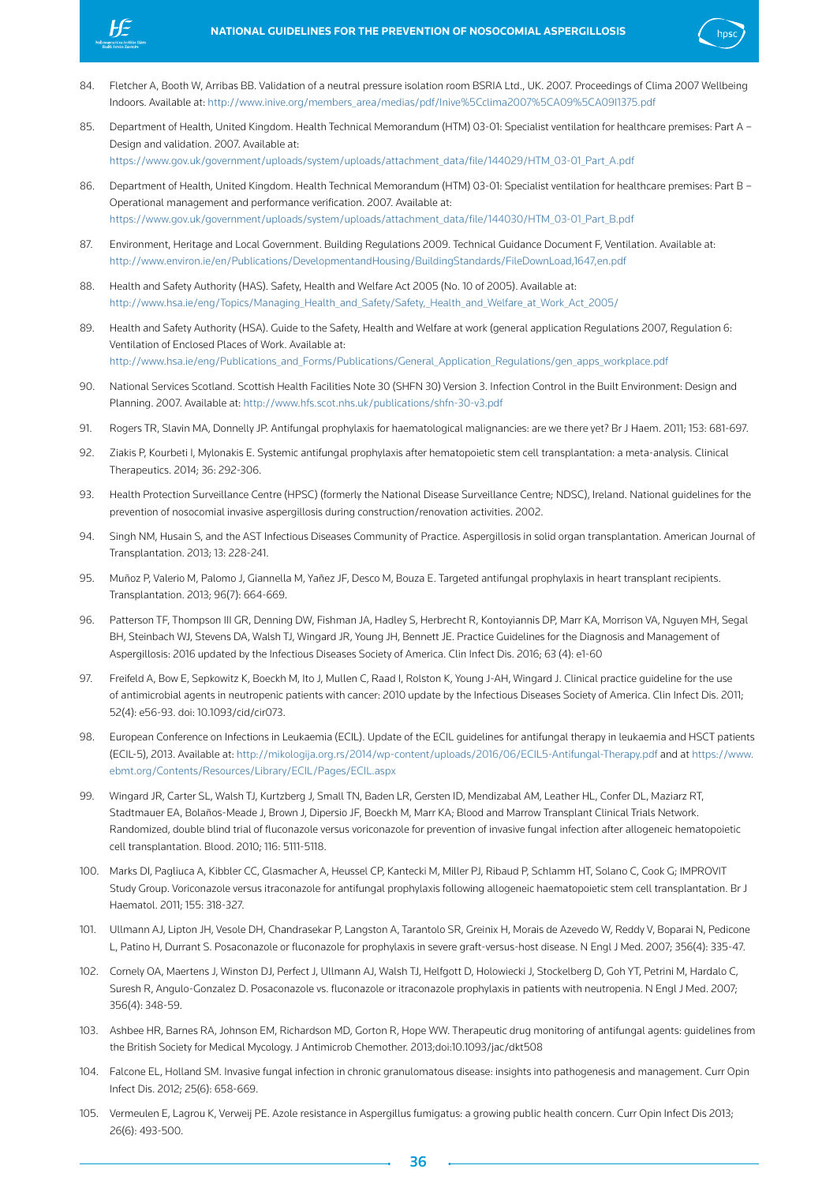84. Fletcher A, Booth W, Arribas BB. Validation of a neutral pressure isolation room BSRIA Ltd., UK. 2007. Proceedings of Clima 2007 Wellbeing Indoors. Available at: http://www.inive.org/members_area/medias/pdf/Inive%5Cclima2007%5CA09%5CA09I1375.pdf

85. Department of Health, United Kingdom. Health Technical Memorandum (HTM) 03-01: Specialist ventilation for healthcare premises: Part A – Design and validation. 2007. Available at: https://www.gov.uk/government/uploads/system/uploads/attachment_data/file/144029/HTM_03-01_Part_A.pdf

86. Department of Health, United Kingdom. Health Technical Memorandum (HTM) 03-01: Specialist ventilation for healthcare premises: Part B – Operational management and performance verification. 2007. Available at: https://www.gov.uk/government/uploads/system/uploads/attachment_data/file/144030/HTM_03-01_Part_B.pdf

87. Environment, Heritage and Local Government. Building Regulations 2009. Technical Guidance Document F, Ventilation. Available at: http://www.environ.ie/en/Publications/DevelopmentandHousing/BuildingStandards/FileDownLoad,1647,en.pdf

88. Health and Safety Authority (HAS). Safety, Health and Welfare Act 2005 (No. 10 of 2005). Available at: http://www.hsa.ie/eng/Topics/Managing_Health_and_Safety/Safety,_Health_and_Welfare_at_Work_Act_2005/

89. Health and Safety Authority (HSA). Guide to the Safety, Health and Welfare at work (general application Regulations 2007, Regulation 6: Ventilation of Enclosed Places of Work. Available at: http://www.hsa.ie/eng/Publications_and_Forms/Publications/General_Application_Regulations/gen_apps_workplace.pdf

90. National Services Scotland. Scottish Health Facilities Note 30 (SHFN 30) Version 3. Infection Control in the Built Environment: Design and Planning. 2007. Available at: http://www.hfs.scot.nhs.uk/publications/shfn-30-v3.pdf

91. Rogers TR, Slavin MA, Donnelly JP. Antifungal prophylaxis for haematological malignancies: are we there yet? Br J Haem. 2011; 153: 681-697.

92. Ziakis P, Kourbeti I, Mylonakis E. Systemic antifungal prophylaxis after hematopoietic stem cell transplantation: a meta-analysis. Clinical Therapeutics. 2014; 36: 292-306.

93. Health Protection Surveillance Centre (HPSC) (formerly the National Disease Surveillance Centre; NDSC), Ireland. National guidelines for the prevention of nosocomial invasive aspergillosis during construction/renovation activities. 2002.

94. Singh NM, Husain S, and the AST Infectious Diseases Community of Practice. Aspergillosis in solid organ transplantation. American Journal of Transplantation. 2013; 13: 228-241.

95. Muñoz P, Valerio M, Palomo J, Giannella M, Yañez JF, Desco M, Bouza E. Targeted antifungal prophylaxis in heart transplant recipients. Transplantation. 2013; 96(7): 664-669.

96. Patterson TF, Thompson III GR, Denning DW, Fishman JA, Hadley S, Herbrecht R, Kontoyiannis DP, Marr KA, Morrison VA, Nguyen MH, Segal BH, Steinbach WJ, Stevens DA, Walsh TJ, Wingard JR, Young JH, Bennett JE. Practice Guidelines for the Diagnosis and Management of Aspergillosis: 2016 updated by the Infectious Diseases Society of America. Clin Infect Dis. 2016; 63 (4): e1-60

97. Freifeld A, Bow E, Sepkowitz K, Boeckh M, Ito J, Mullen C, Raad I, Rolston K, Young J-AH, Wingard J. Clinical practice guideline for the use of antimicrobial agents in neutropenic patients with cancer: 2010 update by the Infectious Diseases Society of America. Clin Infect Dis. 2011; 52(4): e56-93. doi: 10.1093/cid/cir073.

98. European Conference on Infections in Leukaemia (ECIL). Update of the ECIL guidelines for antifungal therapy in leukaemia and HSCT patients (ECIL-5), 2013. Available at: http://mikologija.org.rs/2014/wp-content/uploads/2016/06/ECIL5-Antifungal-Therapy.pdf and at https://www.ebmt.org/Contents/Resources/Library/ECIL/Pages/ECIL.aspx

99. Wingard JR, Carter SL, Walsh TJ, Kurtzberg J, Small TN, Baden LR, Gersten ID, Mendizabal AM, Leather HL, Confer DL, Maziarz RT, Stadtmauer EA, Bolaños-Meade J, Brown J, Dipersio JF, Boeckh M, Marr KA; Blood and Marrow Transplant Clinical Trials Network. Randomized, double blind trial of fluconazole versus voriconazole for prevention of invasive fungal infection after allogeneic hematopoietic cell transplantation. Blood. 2010; 116: 5111-5118.

100. Marks DI, Pagliuca A, Kibbler CC, Glasmacher A, Heussel CP, Kantecki M, Miller PJ, Ribaud P, Schlamm HT, Solano C, Cook G; IMPROVIT Study Group. Voriconazole versus itraconazole for antifungal prophylaxis following allogeneic haematopoietic stem cell transplantation. Br J Haematol. 2011; 155: 318-327.

101. Ullmann AJ, Lipton JH, Vesole DH, Chandrasekar P, Langston A, Tarantolo SR, Greinix H, Morais de Azevedo W, Reddy V, Boparai N, Pedicone L, Patino H, Durrant S. Posaconazole or fluconazole for prophylaxis in severe graft-versus-host disease. N Engl J Med. 2007; 356(4): 335-47.

102. Cornely OA, Maertens J, Winston DJ, Perfect J, Ullmann AJ, Walsh TJ, Helfgott D, Holowiecki J, Stockelberg D, Goh YT, Petrini M, Hardalo C, Suresh R, Angulo-Gonzalez D. Posaconazole vs. fluconazole or itraconazole prophylaxis in patients with neutropenia. N Engl J Med. 2007; 356(4): 348-59.

103. Ashbee HR, Barnes RA, Johnson EM, Richardson MD, Gorton R, Hope WW. Therapeutic drug monitoring of antifungal agents: guidelines from the British Society for Medical Mycology. J Antimicrob Chemother. 2013;doi:10.1093/jac/dkt508

104. Falcone EL, Holland SM. Invasive fungal infection in chronic granulomatous disease: insights into pathogenesis and management. Curr Opin Infect Dis. 2012; 25(6): 658-669.

105. Vermeulen E, Lagrou K, Verweij PE. Azole resistance in Aspergillus fumigatus: a growing public health concern. Curr Opin Infect Dis 2013; 26(6): 493-500.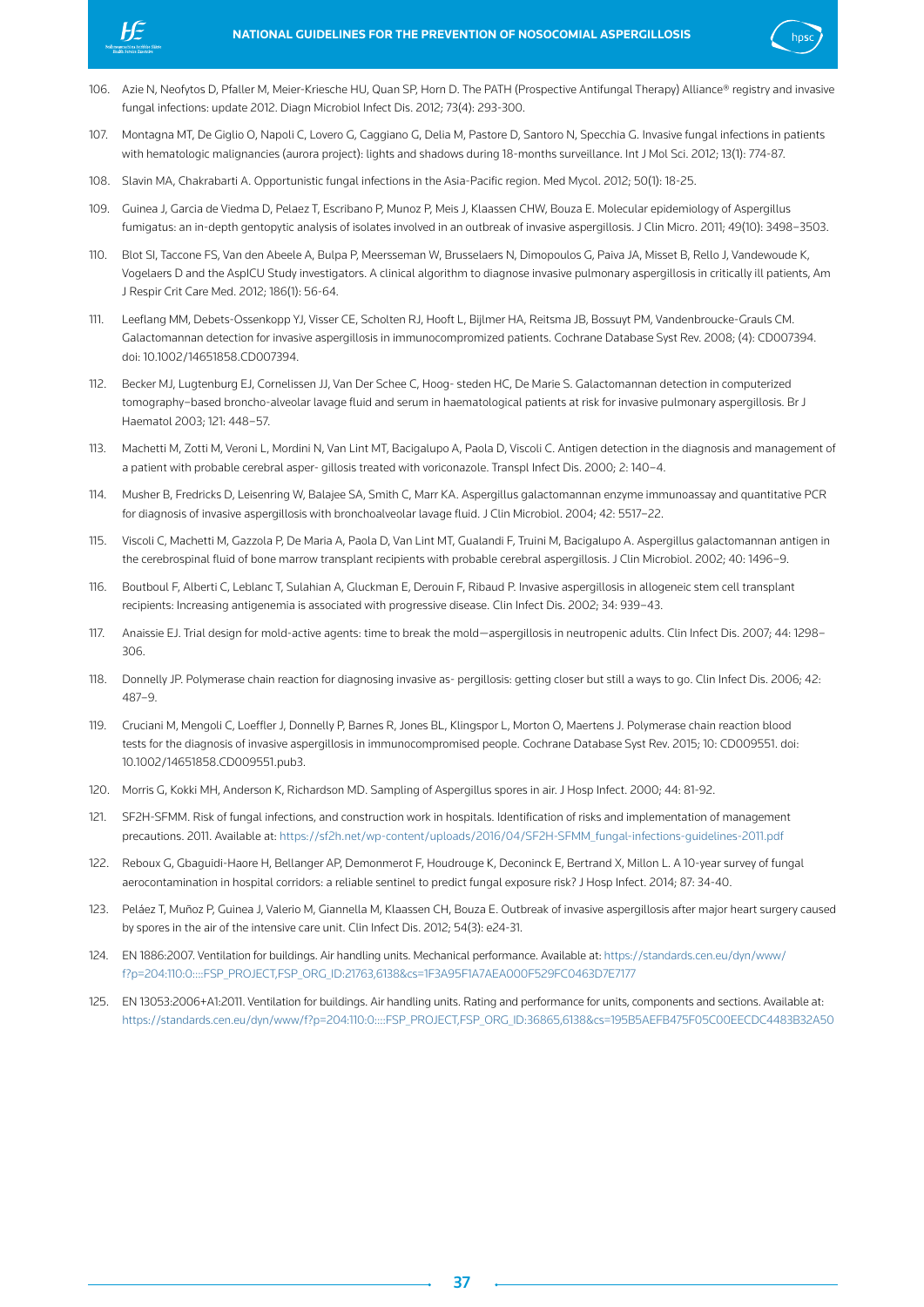106. Azie N, Neofytos D, Pfaller M, Meier-Kriesche HU, Quan SP, Horn D. The PATH (Prospective Antifungal Therapy) Alliance® registry and invasive fungal infections: update 2012. Diagn Microbiol Infect Dis. 2012; 73(4): 293-300.

107. Montagna MT, De Giglio O, Napoli C, Lovero G, Caggiano G, Delia M, Pastore D, Santoro N, Specchia G. Invasive fungal infections in patients with hematologic malignancies (aurora project): lights and shadows during 18-months surveillance. Int J Mol Sci. 2012; 13(1): 774-87.

108. Slavin MA, Chakrabarti A. Opportunistic fungal infections in the Asia-Pacific region. Med Mycol. 2012; 50(1): 18-25.

109. Guinea J, Garcia de Viedma D, Pelaez T, Escribano P, Munoz P, Meis J, Klaassen CHW, Bouza E. Molecular epidemiology of Aspergillus fumigatus: an in-depth gentopytic analysis of isolates involved in an outbreak of invasive aspergillosis. J Clin Micro. 2011; 49(10): 3498–3503.

110. Blot SI, Taccone FS, Van den Abeele A, Bulpa P, Meersseman W, Brusselaers N, Dimopoulos G, Paiva JA, Misset B, Rello J, Vandewoude K, Vogelaers D and the AspICU Study investigators. A clinical algorithm to diagnose invasive pulmonary aspergillosis in critically ill patients, Am J Respir Crit Care Med. 2012; 186(1): 56-64.

111. Leeflang MM, Debets-Ossenkopp YJ, Visser CE, Scholten RJ, Hooft L, Bijlmer HA, Reitsma JB, Bossuyt PM, Vandenbroucke-Grauls CM. Galactomannan detection for invasive aspergillosis in immunocompromized patients. Cochrane Database Syst Rev. 2008; (4): CD007394. doi: 10.1002/14651858.CD007394.

112. Becker MJ, Lugtenburg EJ, Cornelissen JJ, Van Der Schee C, Hoog- steden HC, De Marie S. Galactomannan detection in computerized tomography–based broncho-alveolar lavage fluid and serum in haematological patients at risk for invasive pulmonary aspergillosis. Br J Haematol 2003; 121: 448–57.

113. Machetti M, Zotti M, Veroni L, Mordini N, Van Lint MT, Bacigalupo A, Paola D, Viscoli C. Antigen detection in the diagnosis and management of a patient with probable cerebral asper- gillosis treated with voriconazole. Transpl Infect Dis. 2000; 2: 140–4.

114. Musher B, Fredricks D, Leisenring W, Balajee SA, Smith C, Marr KA. Aspergillus galactomannan enzyme immunoassay and quantitative PCR for diagnosis of invasive aspergillosis with bronchoalveolar lavage fluid. J Clin Microbiol. 2004; 42: 5517–22.

115. Viscoli C, Machetti M, Gazzola P, De Maria A, Paola D, Van Lint MT, Gualandi F, Truini M, Bacigalupo A. Aspergillus galactomannan antigen in the cerebrospinal fluid of bone marrow transplant recipients with probable cerebral aspergillosis. J Clin Microbiol. 2002; 40: 1496–9.

116. Boutboul F, Alberti C, Leblanc T, Sulahian A, Gluckman E, Derouin F, Ribaud P. Invasive aspergillosis in allogeneic stem cell transplant recipients: Increasing antigenemia is associated with progressive disease. Clin Infect Dis. 2002; 34: 939–43.

117. Anaissie EJ. Trial design for mold-active agents: time to break the mold—aspergillosis in neutropenic adults. Clin Infect Dis. 2007; 44: 1298–306.

118. Donnelly JP. Polymerase chain reaction for diagnosing invasive as- pergillosis: getting closer but still a ways to go. Clin Infect Dis. 2006; 42: 487–9.

119. Cruciani M, Mengoli C, Loeffler J, Donnelly P, Barnes R, Jones BL, Klingspor L, Morton O, Maertens J. Polymerase chain reaction blood tests for the diagnosis of invasive aspergillosis in immunocompromised people. Cochrane Database Syst Rev. 2015; 10: CD009551. doi: 10.1002/14651858.CD009551.pub3.

120. Morris G, Kokki MH, Anderson K, Richardson MD. Sampling of Aspergillus spores in air. J Hosp Infect. 2000; 44: 81-92.

121. SF2H-SFMM. Risk of fungal infections, and construction work in hospitals. Identification of risks and implementation of management precautions. 2011. Available at: https://sf2h.net/wp-content/uploads/2016/04/SF2H-SFMM_fungal-infections-guidelines-2011.pdf

122. Reboux G, Gbaguidi-Haore H, Bellanger AP, Demonmerot F, Houdrouge K, Deconinck E, Bertrand X, Millon L. A 10-year survey of fungal aerocontamination in hospital corridors: a reliable sentinel to predict fungal exposure risk? J Hosp Infect. 2014; 87: 34-40.

123. Peláez T, Muñoz P, Guinea J, Valerio M, Giannella M, Klaassen CH, Bouza E. Outbreak of invasive aspergillosis after major heart surgery caused by spores in the air of the intensive care unit. Clin Infect Dis. 2012; 54(3): e24-31.

124. EN 1886:2007. Ventilation for buildings. Air handling units. Mechanical performance. Available at: https://standards.cen.eu/dyn/www/f?p=204:110:0::::FSP_PROJECT,FSP_ORG_ID:21763,6138&cs=1F3A95F1A7AEA000F529FC0463D7E7177

125. EN 13053:2006+A1:2011. Ventilation for buildings. Air handling units. Rating and performance for units, components and sections. Available at: https://standards.cen.eu/dyn/www/f?p=204:110:0::::FSP_PROJECT,FSP_ORG_ID:36865,6138&cs=195B5AEFB475F05C00EECDC4483B32A50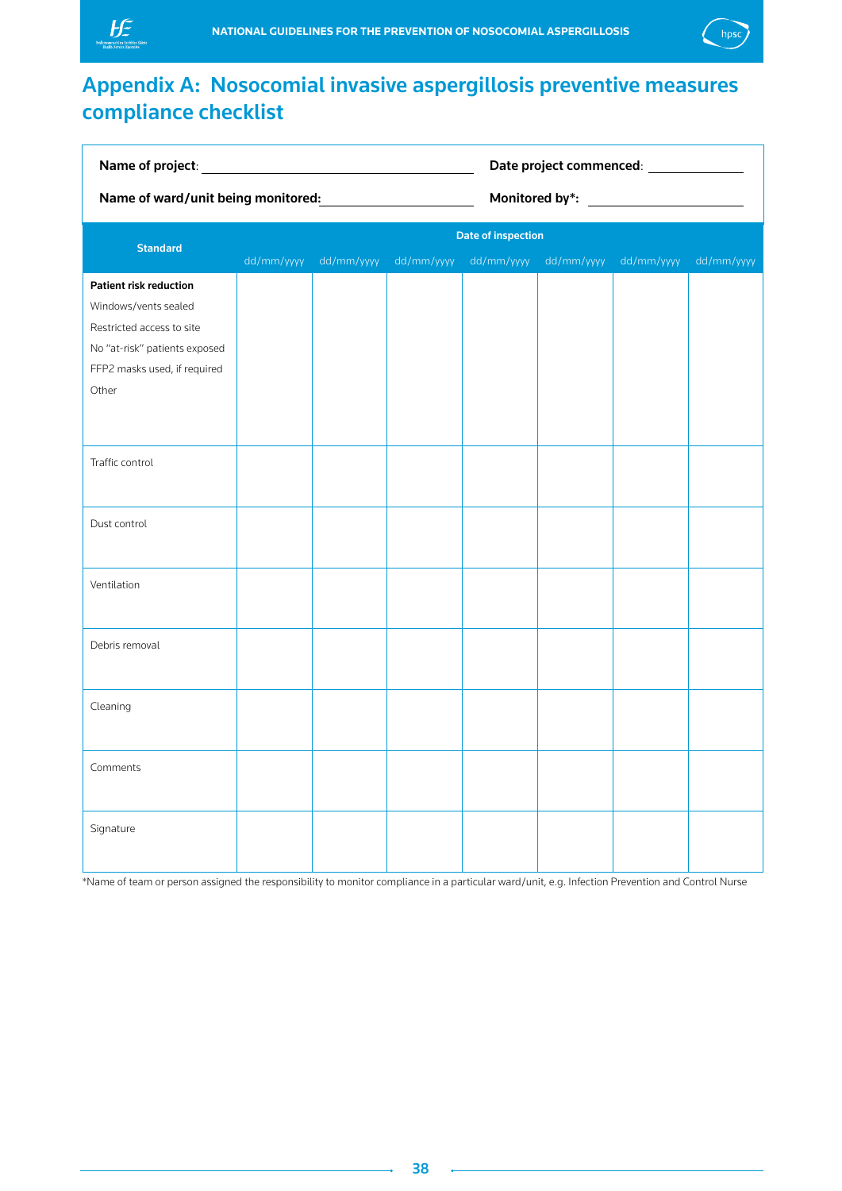## Appendix A: Nosocomial invasive aspergillosis preventive measures compliance checklist

**Name of project**: ______________________ **Date project commenced**: ______________

**Name of ward/unit being monitored:** ______________________ **Monitored by\*:** ______________

| Standard | Date of inspection | | | | | | |
|---|---|---|---|---|---|---|---|
| | dd/mm/yyyy | dd/mm/yyyy | dd/mm/yyyy | dd/mm/yyyy | dd/mm/yyyy | dd/mm/yyyy | dd/mm/yyyy |
| **Patient risk reduction**<br>Windows/vents sealed<br>Restricted access to site<br>No "at-risk" patients exposed<br>FFP2 masks used, if required<br>Other | | | | | | | |
| Traffic control | | | | | | | |
| Dust control | | | | | | | |
| Ventilation | | | | | | | |
| Debris removal | | | | | | | |
| Cleaning | | | | | | | |
| Comments | | | | | | | |
| Signature | | | | | | | |

\*Name of team or person assigned the responsibility to monitor compliance in a particular ward/unit, e.g. Infection Prevention and Control Nurse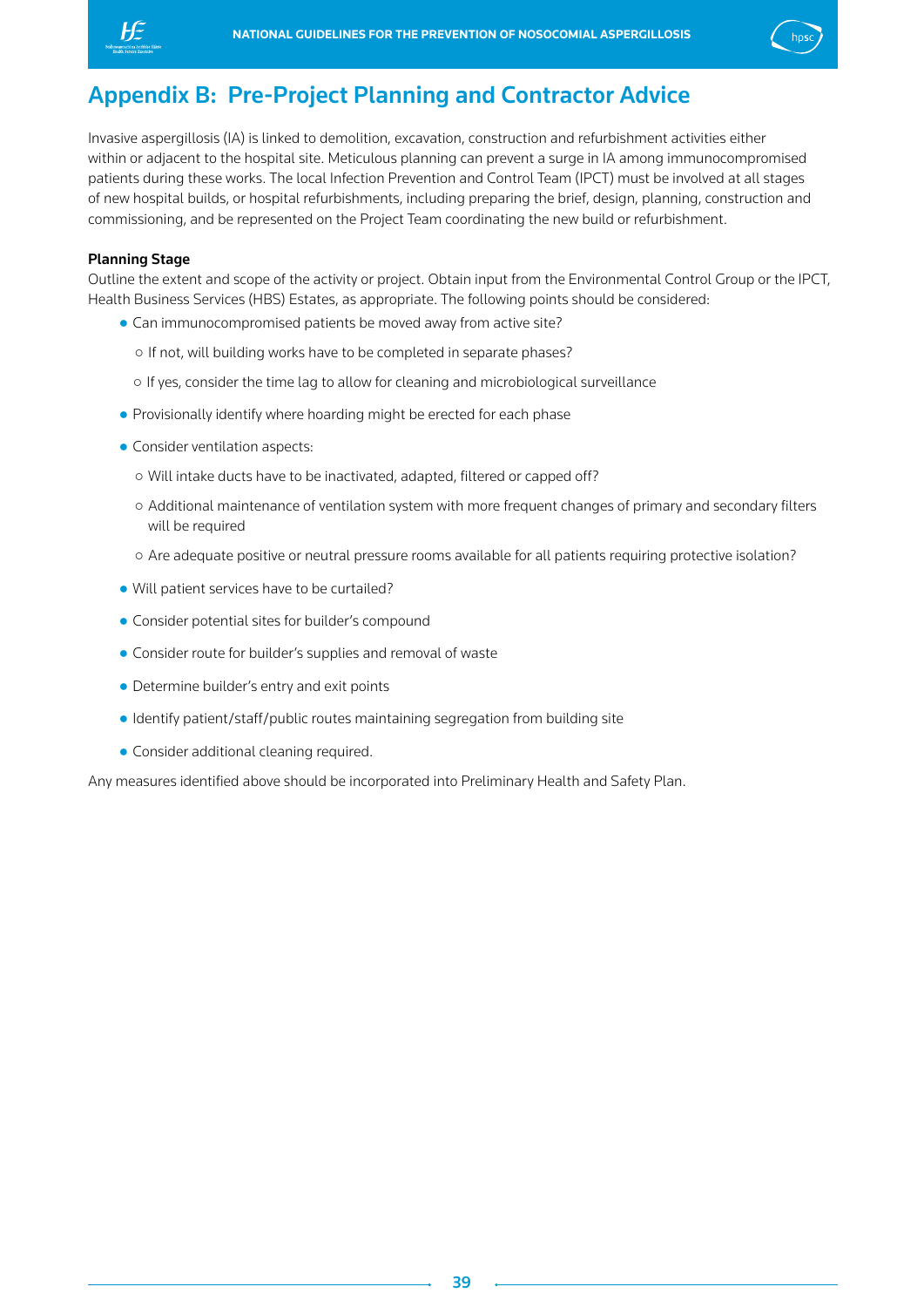# Appendix B: Pre-Project Planning and Contractor Advice

Invasive aspergillosis (IA) is linked to demolition, excavation, construction and refurbishment activities either within or adjacent to the hospital site. Meticulous planning can prevent a surge in IA among immunocompromised patients during these works. The local Infection Prevention and Control Team (IPCT) must be involved at all stages of new hospital builds, or hospital refurbishments, including preparing the brief, design, planning, construction and commissioning, and be represented on the Project Team coordinating the new build or refurbishment.

**Planning Stage**

Outline the extent and scope of the activity or project. Obtain input from the Environmental Control Group or the IPCT, Health Business Services (HBS) Estates, as appropriate. The following points should be considered:

- Can immunocompromised patients be moved away from active site?
    - If not, will building works have to be completed in separate phases?
    - If yes, consider the time lag to allow for cleaning and microbiological surveillance
- Provisionally identify where hoarding might be erected for each phase
- Consider ventilation aspects:
    - Will intake ducts have to be inactivated, adapted, filtered or capped off?
    - Additional maintenance of ventilation system with more frequent changes of primary and secondary filters will be required
    - Are adequate positive or neutral pressure rooms available for all patients requiring protective isolation?
- Will patient services have to be curtailed?
- Consider potential sites for builder's compound
- Consider route for builder's supplies and removal of waste
- Determine builder's entry and exit points
- Identify patient/staff/public routes maintaining segregation from building site
- Consider additional cleaning required.

Any measures identified above should be incorporated into Preliminary Health and Safety Plan.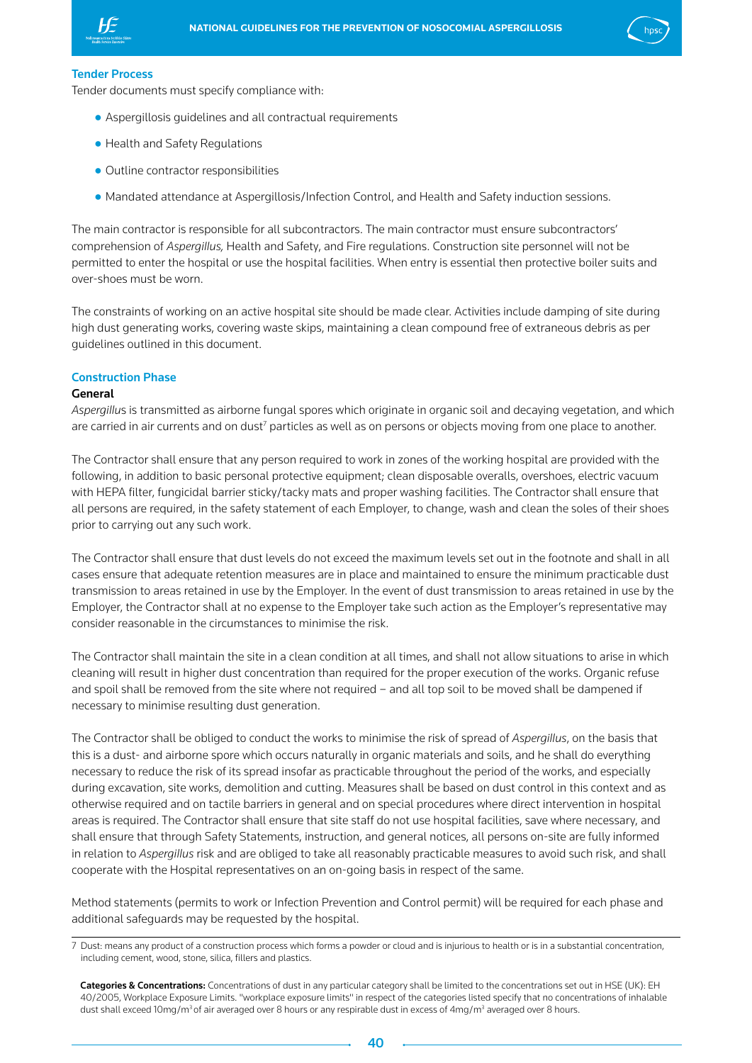### Tender Process

Tender documents must specify compliance with:

- Aspergillosis guidelines and all contractual requirements
- Health and Safety Regulations
- Outline contractor responsibilities
- Mandated attendance at Aspergillosis/Infection Control, and Health and Safety induction sessions.

The main contractor is responsible for all subcontractors. The main contractor must ensure subcontractors' comprehension of *Aspergillus,* Health and Safety, and Fire regulations. Construction site personnel will not be permitted to enter the hospital or use the hospital facilities. When entry is essential then protective boiler suits and over-shoes must be worn.

The constraints of working on an active hospital site should be made clear. Activities include damping of site during high dust generating works, covering waste skips, maintaining a clean compound free of extraneous debris as per guidelines outlined in this document.

### Construction Phase

**General**

*Aspergillus* is transmitted as airborne fungal spores which originate in organic soil and decaying vegetation, and which are carried in air currents and on dust[7] particles as well as on persons or objects moving from one place to another.

The Contractor shall ensure that any person required to work in zones of the working hospital are provided with the following, in addition to basic personal protective equipment; clean disposable overalls, overshoes, electric vacuum with HEPA filter, fungicidal barrier sticky/tacky mats and proper washing facilities. The Contractor shall ensure that all persons are required, in the safety statement of each Employer, to change, wash and clean the soles of their shoes prior to carrying out any such work.

The Contractor shall ensure that dust levels do not exceed the maximum levels set out in the footnote and shall in all cases ensure that adequate retention measures are in place and maintained to ensure the minimum practicable dust transmission to areas retained in use by the Employer. In the event of dust transmission to areas retained in use by the Employer, the Contractor shall at no expense to the Employer take such action as the Employer's representative may consider reasonable in the circumstances to minimise the risk.

The Contractor shall maintain the site in a clean condition at all times, and shall not allow situations to arise in which cleaning will result in higher dust concentration than required for the proper execution of the works. Organic refuse and spoil shall be removed from the site where not required – and all top soil to be moved shall be dampened if necessary to minimise resulting dust generation.

The Contractor shall be obliged to conduct the works to minimise the risk of spread of *Aspergillus*, on the basis that this is a dust- and airborne spore which occurs naturally in organic materials and soils, and he shall do everything necessary to reduce the risk of its spread insofar as practicable throughout the period of the works, and especially during excavation, site works, demolition and cutting. Measures shall be based on dust control in this context and as otherwise required and on tactile barriers in general and on special procedures where direct intervention in hospital areas is required. The Contractor shall ensure that site staff do not use hospital facilities, save where necessary, and shall ensure that through Safety Statements, instruction, and general notices, all persons on-site are fully informed in relation to *Aspergillus* risk and are obliged to take all reasonably practicable measures to avoid such risk, and shall cooperate with the Hospital representatives on an on-going basis in respect of the same.

Method statements (permits to work or Infection Prevention and Control permit) will be required for each phase and additional safeguards may be requested by the hospital.

---

7 Dust: means any product of a construction process which forms a powder or cloud and is injurious to health or is in a substantial concentration, including cement, wood, stone, silica, fillers and plastics.

**Categories & Concentrations:** Concentrations of dust in any particular category shall be limited to the concentrations set out in HSE (UK): EH 40/2005, Workplace Exposure Limits. "workplace exposure limits" in respect of the categories listed specify that no concentrations of inhalable dust shall exceed 10mg/m$^3$ of air averaged over 8 hours or any respirable dust in excess of 4mg/m$^3$ averaged over 8 hours.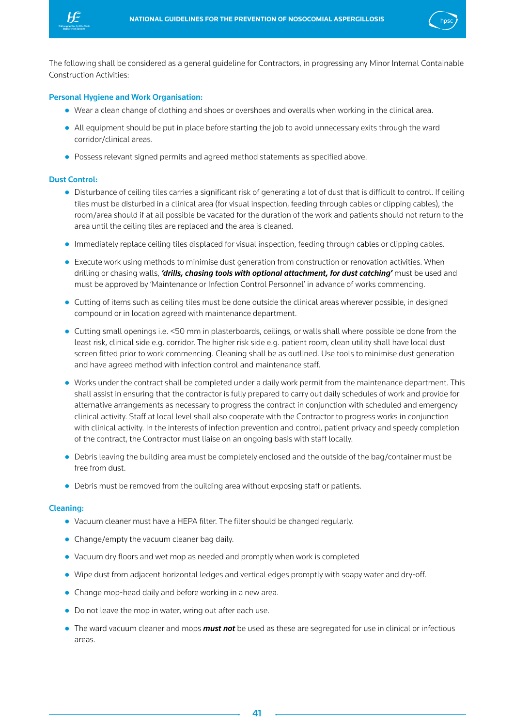The following shall be considered as a general guideline for Contractors, in progressing any Minor Internal Containable Construction Activities:

### Personal Hygiene and Work Organisation:

- Wear a clean change of clothing and shoes or overshoes and overalls when working in the clinical area.
- All equipment should be put in place before starting the job to avoid unnecessary exits through the ward corridor/clinical areas.
- Possess relevant signed permits and agreed method statements as specified above.

### Dust Control:

- Disturbance of ceiling tiles carries a significant risk of generating a lot of dust that is difficult to control. If ceiling tiles must be disturbed in a clinical area (for visual inspection, feeding through cables or clipping cables), the room/area should if at all possible be vacated for the duration of the work and patients should not return to the area until the ceiling tiles are replaced and the area is cleaned.
- Immediately replace ceiling tiles displaced for visual inspection, feeding through cables or clipping cables.
- Execute work using methods to minimise dust generation from construction or renovation activities. When drilling or chasing walls, ***'drills, chasing tools with optional attachment, for dust catching'*** must be used and must be approved by 'Maintenance or Infection Control Personnel' in advance of works commencing.
- Cutting of items such as ceiling tiles must be done outside the clinical areas wherever possible, in designed compound or in location agreed with maintenance department.
- Cutting small openings i.e. <50 mm in plasterboards, ceilings, or walls shall where possible be done from the least risk, clinical side e.g. corridor. The higher risk side e.g. patient room, clean utility shall have local dust screen fitted prior to work commencing. Cleaning shall be as outlined. Use tools to minimise dust generation and have agreed method with infection control and maintenance staff.
- Works under the contract shall be completed under a daily work permit from the maintenance department. This shall assist in ensuring that the contractor is fully prepared to carry out daily schedules of work and provide for alternative arrangements as necessary to progress the contract in conjunction with scheduled and emergency clinical activity. Staff at local level shall also cooperate with the Contractor to progress works in conjunction with clinical activity. In the interests of infection prevention and control, patient privacy and speedy completion of the contract, the Contractor must liaise on an ongoing basis with staff locally.
- Debris leaving the building area must be completely enclosed and the outside of the bag/container must be free from dust.
- Debris must be removed from the building area without exposing staff or patients.

### Cleaning:

- Vacuum cleaner must have a HEPA filter. The filter should be changed regularly.
- Change/empty the vacuum cleaner bag daily.
- Vacuum dry floors and wet mop as needed and promptly when work is completed
- Wipe dust from adjacent horizontal ledges and vertical edges promptly with soapy water and dry-off.
- Change mop-head daily and before working in a new area.
- Do not leave the mop in water, wring out after each use.
- The ward vacuum cleaner and mops ***must not*** be used as these are segregated for use in clinical or infectious areas.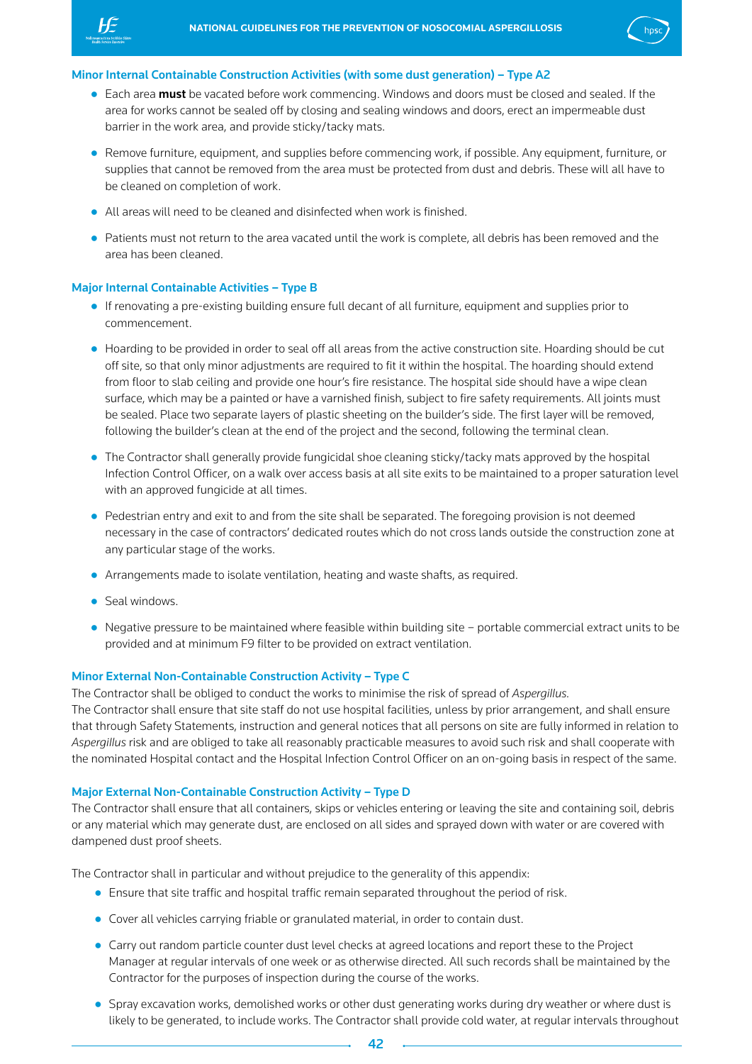### Minor Internal Containable Construction Activities (with some dust generation) – Type A2

- Each area **must** be vacated before work commencing. Windows and doors must be closed and sealed. If the area for works cannot be sealed off by closing and sealing windows and doors, erect an impermeable dust barrier in the work area, and provide sticky/tacky mats.
- Remove furniture, equipment, and supplies before commencing work, if possible. Any equipment, furniture, or supplies that cannot be removed from the area must be protected from dust and debris. These will all have to be cleaned on completion of work.
- All areas will need to be cleaned and disinfected when work is finished.
- Patients must not return to the area vacated until the work is complete, all debris has been removed and the area has been cleaned.

### Major Internal Containable Activities – Type B

- If renovating a pre-existing building ensure full decant of all furniture, equipment and supplies prior to commencement.
- Hoarding to be provided in order to seal off all areas from the active construction site. Hoarding should be cut off site, so that only minor adjustments are required to fit it within the hospital. The hoarding should extend from floor to slab ceiling and provide one hour's fire resistance. The hospital side should have a wipe clean surface, which may be a painted or have a varnished finish, subject to fire safety requirements. All joints must be sealed. Place two separate layers of plastic sheeting on the builder's side. The first layer will be removed, following the builder's clean at the end of the project and the second, following the terminal clean.
- The Contractor shall generally provide fungicidal shoe cleaning sticky/tacky mats approved by the hospital Infection Control Officer, on a walk over access basis at all site exits to be maintained to a proper saturation level with an approved fungicide at all times.
- Pedestrian entry and exit to and from the site shall be separated. The foregoing provision is not deemed necessary in the case of contractors' dedicated routes which do not cross lands outside the construction zone at any particular stage of the works.
- Arrangements made to isolate ventilation, heating and waste shafts, as required.
- Seal windows.
- Negative pressure to be maintained where feasible within building site – portable commercial extract units to be provided and at minimum F9 filter to be provided on extract ventilation.

### Minor External Non-Containable Construction Activity – Type C

The Contractor shall be obliged to conduct the works to minimise the risk of spread of *Aspergillus*.
The Contractor shall ensure that site staff do not use hospital facilities, unless by prior arrangement, and shall ensure that through Safety Statements, instruction and general notices that all persons on site are fully informed in relation to *Aspergillus* risk and are obliged to take all reasonably practicable measures to avoid such risk and shall cooperate with the nominated Hospital contact and the Hospital Infection Control Officer on an on-going basis in respect of the same.

### Major External Non-Containable Construction Activity – Type D

The Contractor shall ensure that all containers, skips or vehicles entering or leaving the site and containing soil, debris or any material which may generate dust, are enclosed on all sides and sprayed down with water or are covered with dampened dust proof sheets.

The Contractor shall in particular and without prejudice to the generality of this appendix:

- Ensure that site traffic and hospital traffic remain separated throughout the period of risk.
- Cover all vehicles carrying friable or granulated material, in order to contain dust.
- Carry out random particle counter dust level checks at agreed locations and report these to the Project Manager at regular intervals of one week or as otherwise directed. All such records shall be maintained by the Contractor for the purposes of inspection during the course of the works.
- Spray excavation works, demolished works or other dust generating works during dry weather or where dust is likely to be generated, to include works. The Contractor shall provide cold water, at regular intervals throughout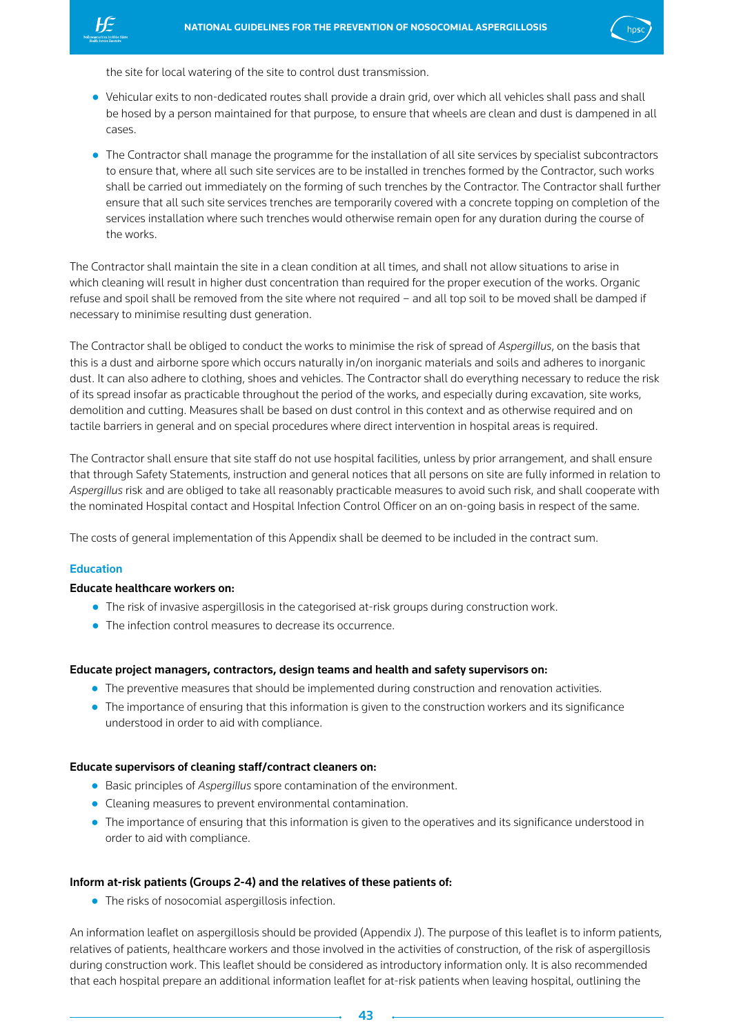the site for local watering of the site to control dust transmission.

- Vehicular exits to non-dedicated routes shall provide a drain grid, over which all vehicles shall pass and shall be hosed by a person maintained for that purpose, to ensure that wheels are clean and dust is dampened in all cases.
- The Contractor shall manage the programme for the installation of all site services by specialist subcontractors to ensure that, where all such site services are to be installed in trenches formed by the Contractor, such works shall be carried out immediately on the forming of such trenches by the Contractor. The Contractor shall further ensure that all such site services trenches are temporarily covered with a concrete topping on completion of the services installation where such trenches would otherwise remain open for any duration during the course of the works.

The Contractor shall maintain the site in a clean condition at all times, and shall not allow situations to arise in which cleaning will result in higher dust concentration than required for the proper execution of the works. Organic refuse and spoil shall be removed from the site where not required – and all top soil to be moved shall be damped if necessary to minimise resulting dust generation.

The Contractor shall be obliged to conduct the works to minimise the risk of spread of *Aspergillus*, on the basis that this is a dust and airborne spore which occurs naturally in/on inorganic materials and soils and adheres to inorganic dust. It can also adhere to clothing, shoes and vehicles. The Contractor shall do everything necessary to reduce the risk of its spread insofar as practicable throughout the period of the works, and especially during excavation, site works, demolition and cutting. Measures shall be based on dust control in this context and as otherwise required and on tactile barriers in general and on special procedures where direct intervention in hospital areas is required.

The Contractor shall ensure that site staff do not use hospital facilities, unless by prior arrangement, and shall ensure that through Safety Statements, instruction and general notices that all persons on site are fully informed in relation to *Aspergillus* risk and are obliged to take all reasonably practicable measures to avoid such risk, and shall cooperate with the nominated Hospital contact and Hospital Infection Control Officer on an on-going basis in respect of the same.

The costs of general implementation of this Appendix shall be deemed to be included in the contract sum.

## Education

**Educate healthcare workers on:**

- The risk of invasive aspergillosis in the categorised at-risk groups during construction work.
- The infection control measures to decrease its occurrence.

**Educate project managers, contractors, design teams and health and safety supervisors on:**

- The preventive measures that should be implemented during construction and renovation activities.
- The importance of ensuring that this information is given to the construction workers and its significance understood in order to aid with compliance.

**Educate supervisors of cleaning staff/contract cleaners on:**

- Basic principles of *Aspergillus* spore contamination of the environment.
- Cleaning measures to prevent environmental contamination.
- The importance of ensuring that this information is given to the operatives and its significance understood in order to aid with compliance.

**Inform at-risk patients (Groups 2-4) and the relatives of these patients of:**

- The risks of nosocomial aspergillosis infection.

An information leaflet on aspergillosis should be provided (Appendix J). The purpose of this leaflet is to inform patients, relatives of patients, healthcare workers and those involved in the activities of construction, of the risk of aspergillosis during construction work. This leaflet should be considered as introductory information only. It is also recommended that each hospital prepare an additional information leaflet for at-risk patients when leaving hospital, outlining the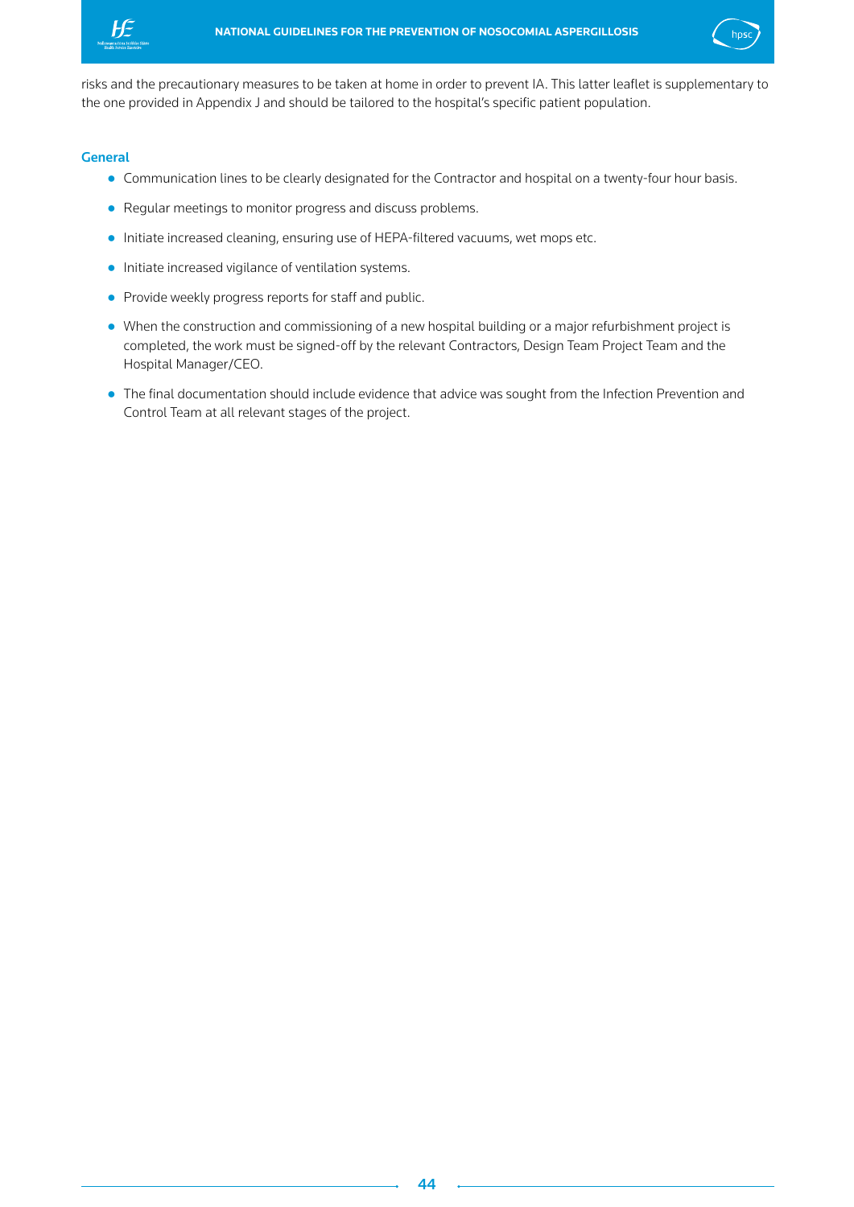risks and the precautionary measures to be taken at home in order to prevent IA. This latter leaflet is supplementary to the one provided in Appendix J and should be tailored to the hospital's specific patient population.

### General

- Communication lines to be clearly designated for the Contractor and hospital on a twenty-four hour basis.
- Regular meetings to monitor progress and discuss problems.
- Initiate increased cleaning, ensuring use of HEPA-filtered vacuums, wet mops etc.
- Initiate increased vigilance of ventilation systems.
- Provide weekly progress reports for staff and public.
- When the construction and commissioning of a new hospital building or a major refurbishment project is completed, the work must be signed-off by the relevant Contractors, Design Team Project Team and the Hospital Manager/CEO.
- The final documentation should include evidence that advice was sought from the Infection Prevention and Control Team at all relevant stages of the project.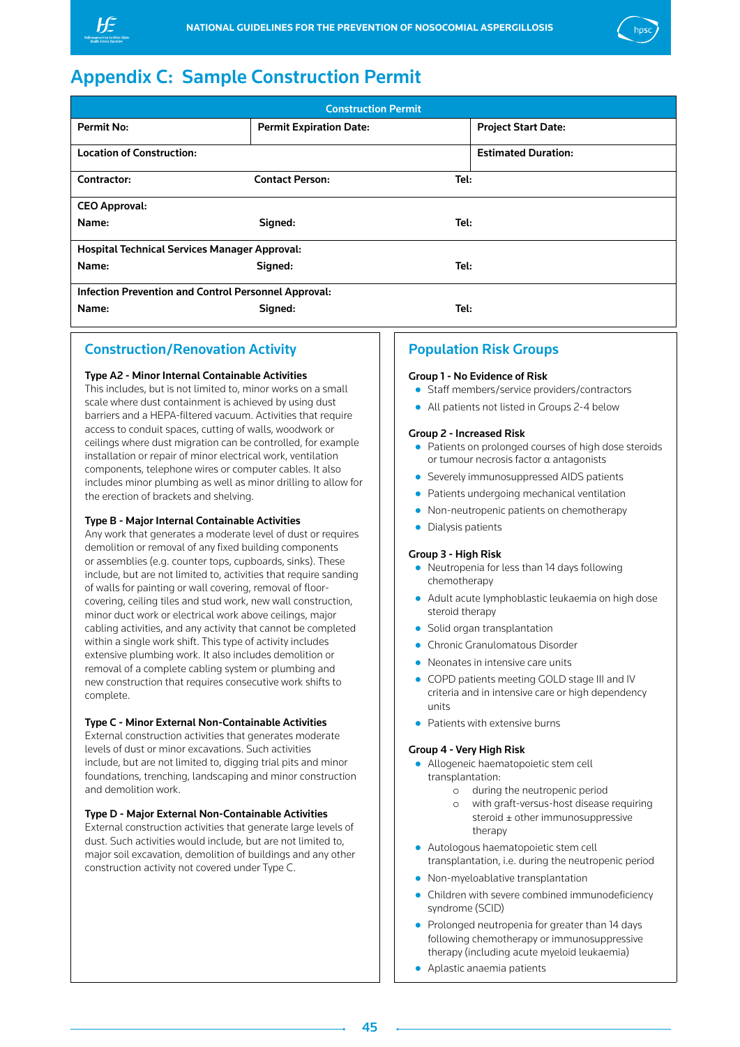## Appendix C: Sample Construction Permit

| Construction Permit | | |
|---|---|---|
| **Permit No:** | **Permit Expiration Date:** | **Project Start Date:** |
| **Location of Construction:** | | **Estimated Duration:** |
| **Contractor:** | **Contact Person:** | **Tel:** |
| **CEO Approval:**<br>**Name:** | **Signed:** | **Tel:** |
| **Hospital Technical Services Manager Approval:**<br>**Name:** | **Signed:** | **Tel:** |
| **Infection Prevention and Control Personnel Approval:**<br>**Name:** | **Signed:** | **Tel:** |

### Construction/Renovation Activity

**Type A2 - Minor Internal Containable Activities**
This includes, but is not limited to, minor works on a small scale where dust containment is achieved by using dust barriers and a HEPA-filtered vacuum. Activities that require access to conduit spaces, cutting of walls, woodwork or ceilings where dust migration can be controlled, for example installation or repair of minor electrical work, ventilation components, telephone wires or computer cables. It also includes minor plumbing as well as minor drilling to allow for the erection of brackets and shelving.

**Type B - Major Internal Containable Activities**
Any work that generates a moderate level of dust or requires demolition or removal of any fixed building components or assemblies (e.g. counter tops, cupboards, sinks). These include, but are not limited to, activities that require sanding of walls for painting or wall covering, removal of floor-covering, ceiling tiles and stud work, new wall construction, minor duct work or electrical work above ceilings, major cabling activities, and any activity that cannot be completed within a single work shift. This type of activity includes extensive plumbing work. It also includes demolition or removal of a complete cabling system or plumbing and new construction that requires consecutive work shifts to complete.

**Type C - Minor External Non-Containable Activities**
External construction activities that generates moderate levels of dust or minor excavations. Such activities include, but are not limited to, digging trial pits and minor foundations, trenching, landscaping and minor construction and demolition work.

**Type D - Major External Non-Containable Activities**
External construction activities that generate large levels of dust. Such activities would include, but are not limited to, major soil excavation, demolition of buildings and any other construction activity not covered under Type C.

### Population Risk Groups

**Group 1 - No Evidence of Risk**
- Staff members/service providers/contractors
- All patients not listed in Groups 2-4 below

**Group 2 - Increased Risk**
- Patients on prolonged courses of high dose steroids or tumour necrosis factor α antagonists
- Severely immunosuppressed AIDS patients
- Patients undergoing mechanical ventilation
- Non-neutropenic patients on chemotherapy
- Dialysis patients

**Group 3 - High Risk**
- Neutropenia for less than 14 days following chemotherapy
- Adult acute lymphoblastic leukaemia on high dose steroid therapy
- Solid organ transplantation
- Chronic Granulomatous Disorder
- Neonates in intensive care units
- COPD patients meeting GOLD stage III and IV criteria and in intensive care or high dependency units
- Patients with extensive burns

**Group 4 - Very High Risk**
- Allogeneic haematopoietic stem cell transplantation:
  - during the neutropenic period
  - with graft-versus-host disease requiring steroid ± other immunosuppressive therapy
- Autologous haematopoietic stem cell transplantation, i.e. during the neutropenic period
- Non-myeloablative transplantation
- Children with severe combined immunodeficiency syndrome (SCID)
- Prolonged neutropenia for greater than 14 days following chemotherapy or immunosuppressive therapy (including acute myeloid leukaemia)
- Aplastic anaemia patients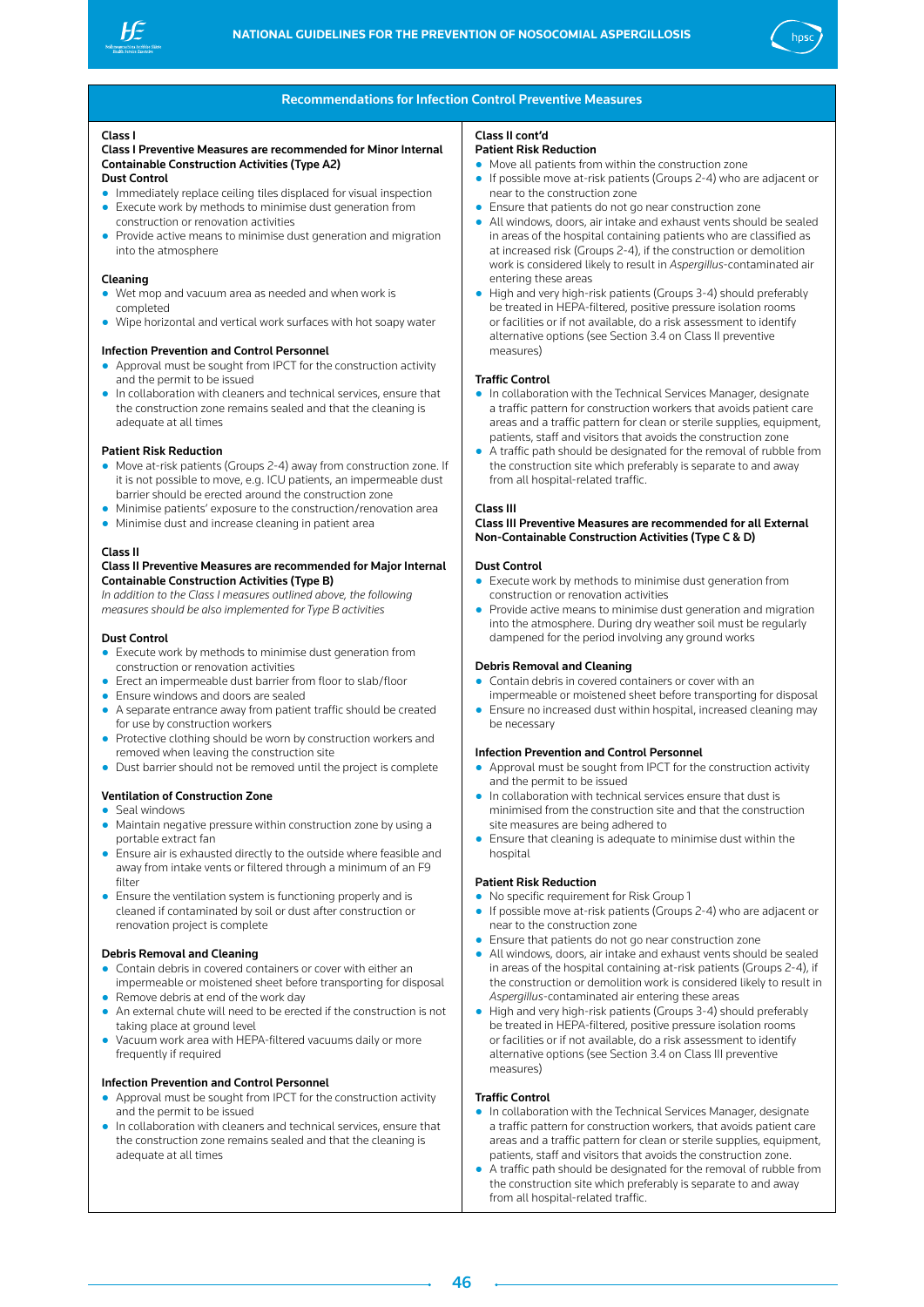## Recommendations for Infection Control Preventive Measures

### Class I

**Class I Preventive Measures are recommended for Minor Internal Containable Construction Activities (Type A2)**

**Dust Control**

- Immediately replace ceiling tiles displaced for visual inspection
- Execute work by methods to minimise dust generation from construction or renovation activities
- Provide active means to minimise dust generation and migration into the atmosphere

**Cleaning**

- Wet mop and vacuum area as needed and when work is completed
- Wipe horizontal and vertical work surfaces with hot soapy water

**Infection Prevention and Control Personnel**

- Approval must be sought from IPCT for the construction activity and the permit to be issued
- In collaboration with cleaners and technical services, ensure that the construction zone remains sealed and that the cleaning is adequate at all times

**Patient Risk Reduction**

- Move at-risk patients (Groups 2-4) away from construction zone. If it is not possible to move, e.g. ICU patients, an impermeable dust barrier should be erected around the construction zone
- Minimise patients' exposure to the construction/renovation area
- Minimise dust and increase cleaning in patient area

### Class II

**Class II Preventive Measures are recommended for Major Internal Containable Construction Activities (Type B)**

*In addition to the Class I measures outlined above, the following measures should be also implemented for Type B activities*

**Dust Control**

- Execute work by methods to minimise dust generation from construction or renovation activities
- Erect an impermeable dust barrier from floor to slab/floor
- Ensure windows and doors are sealed
- A separate entrance away from patient traffic should be created for use by construction workers
- Protective clothing should be worn by construction workers and removed when leaving the construction site
- Dust barrier should not be removed until the project is complete

**Ventilation of Construction Zone**

- Seal windows
- Maintain negative pressure within construction zone by using a portable extract fan
- Ensure air is exhausted directly to the outside where feasible and away from intake vents or filtered through a minimum of an F9 filter
- Ensure the ventilation system is functioning properly and is cleaned if contaminated by soil or dust after construction or renovation project is complete

**Debris Removal and Cleaning**

- Contain debris in covered containers or cover with either an impermeable or moistened sheet before transporting for disposal
- Remove debris at end of the work day
- An external chute will need to be erected if the construction is not taking place at ground level
- Vacuum work area with HEPA-filtered vacuums daily or more frequently if required

**Infection Prevention and Control Personnel**

- Approval must be sought from IPCT for the construction activity and the permit to be issued
- In collaboration with cleaners and technical services, ensure that the construction zone remains sealed and that the cleaning is adequate at all times

### Class II cont'd

**Patient Risk Reduction**

- Move all patients from within the construction zone
- If possible move at-risk patients (Groups 2-4) who are adjacent or near to the construction zone
- Ensure that patients do not go near construction zone
- All windows, doors, air intake and exhaust vents should be sealed in areas of the hospital containing patients who are classified as at increased risk (Groups 2-4), if the construction or demolition work is considered likely to result in *Aspergillus*-contaminated air entering these areas
- High and very high-risk patients (Groups 3-4) should preferably be treated in HEPA-filtered, positive pressure isolation rooms or facilities or if not available, do a risk assessment to identify alternative options (see Section 3.4 on Class II preventive measures)

**Traffic Control**

- In collaboration with the Technical Services Manager, designate a traffic pattern for construction workers that avoids patient care areas and a traffic pattern for clean or sterile supplies, equipment, patients, staff and visitors that avoids the construction zone
- A traffic path should be designated for the removal of rubble from the construction site which preferably is separate to and away from all hospital-related traffic.

### Class III

**Class III Preventive Measures are recommended for all External Non-Containable Construction Activities (Type C & D)**

**Dust Control**

- Execute work by methods to minimise dust generation from construction or renovation activities
- Provide active means to minimise dust generation and migration into the atmosphere. During dry weather soil must be regularly dampened for the period involving any ground works

**Debris Removal and Cleaning**

- Contain debris in covered containers or cover with an impermeable or moistened sheet before transporting for disposal
- Ensure no increased dust within hospital, increased cleaning may be necessary

**Infection Prevention and Control Personnel**

- Approval must be sought from IPCT for the construction activity and the permit to be issued
- In collaboration with technical services ensure that dust is minimised from the construction site and that the construction site measures are being adhered to
- Ensure that cleaning is adequate to minimise dust within the hospital

**Patient Risk Reduction**

- No specific requirement for Risk Group 1
- If possible move at-risk patients (Groups 2-4) who are adjacent or near to the construction zone
- Ensure that patients do not go near construction zone
- All windows, doors, air intake and exhaust vents should be sealed in areas of the hospital containing at-risk patients (Groups 2-4), if the construction or demolition work is considered likely to result in *Aspergillus*-contaminated air entering these areas
- High and very high-risk patients (Groups 3-4) should preferably be treated in HEPA-filtered, positive pressure isolation rooms or facilities or if not available, do a risk assessment to identify alternative options (see Section 3.4 on Class III preventive measures)

**Traffic Control**

- In collaboration with the Technical Services Manager, designate a traffic pattern for construction workers, that avoids patient care areas and a traffic pattern for clean or sterile supplies, equipment, patients, staff and visitors that avoids the construction zone.
- A traffic path should be designated for the removal of rubble from the construction site which preferably is separate to and away from all hospital-related traffic.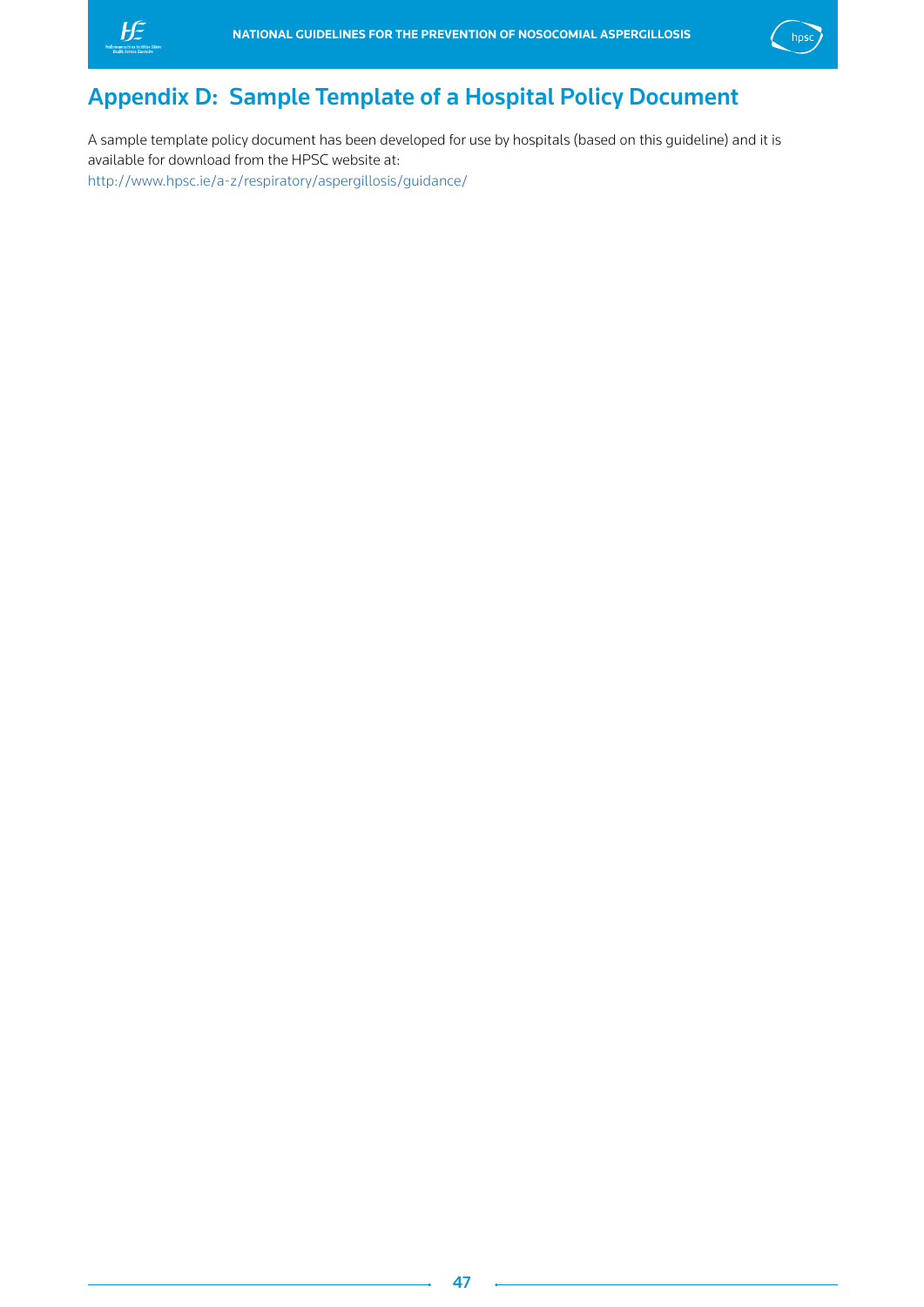## Appendix D: Sample Template of a Hospital Policy Document

A sample template policy document has been developed for use by hospitals (based on this guideline) and it is available for download from the HPSC website at:
http://www.hpsc.ie/a-z/respiratory/aspergillosis/guidance/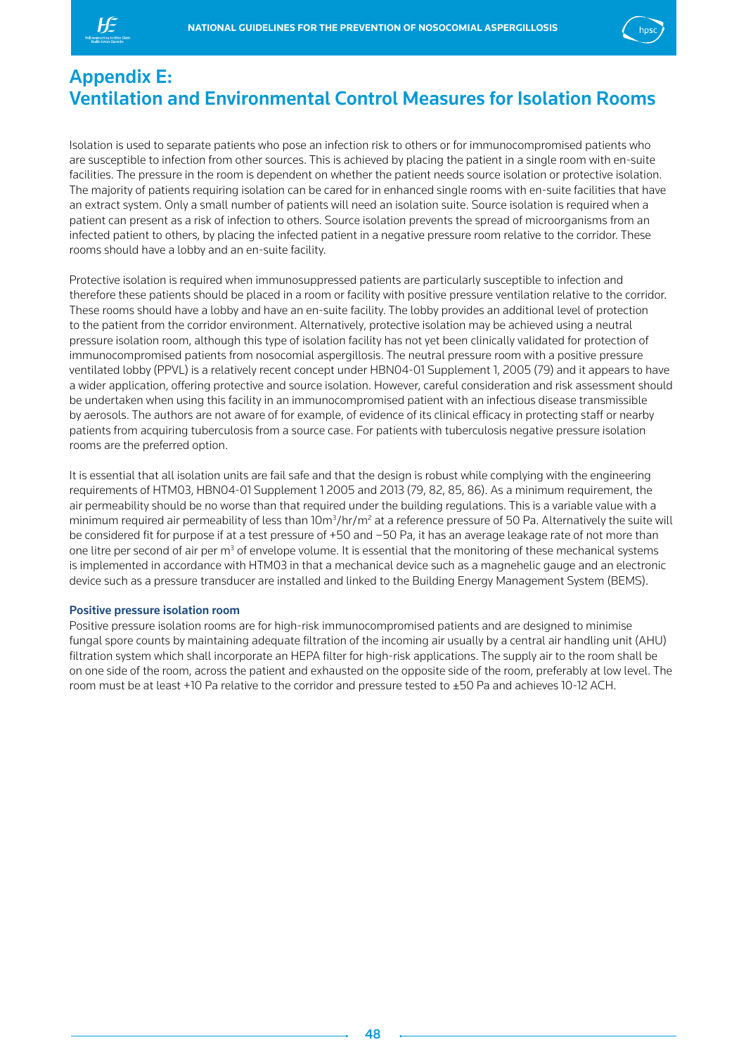# Appendix E: Ventilation and Environmental Control Measures for Isolation Rooms

Isolation is used to separate patients who pose an infection risk to others or for immunocompromised patients who are susceptible to infection from other sources. This is achieved by placing the patient in a single room with en-suite facilities. The pressure in the room is dependent on whether the patient needs source isolation or protective isolation. The majority of patients requiring isolation can be cared for in enhanced single rooms with en-suite facilities that have an extract system. Only a small number of patients will need an isolation suite. Source isolation is required when a patient can present as a risk of infection to others. Source isolation prevents the spread of microorganisms from an infected patient to others, by placing the infected patient in a negative pressure room relative to the corridor. These rooms should have a lobby and an en-suite facility.

Protective isolation is required when immunosuppressed patients are particularly susceptible to infection and therefore these patients should be placed in a room or facility with positive pressure ventilation relative to the corridor. These rooms should have a lobby and have an en-suite facility. The lobby provides an additional level of protection to the patient from the corridor environment. Alternatively, protective isolation may be achieved using a neutral pressure isolation room, although this type of isolation facility has not yet been clinically validated for protection of immunocompromised patients from nosocomial aspergillosis. The neutral pressure room with a positive pressure ventilated lobby (PPVL) is a relatively recent concept under HBN04-01 Supplement 1, 2005 (79) and it appears to have a wider application, offering protective and source isolation. However, careful consideration and risk assessment should be undertaken when using this facility in an immunocompromised patient with an infectious disease transmissible by aerosols. The authors are not aware of for example, of evidence of its clinical efficacy in protecting staff or nearby patients from acquiring tuberculosis from a source case. For patients with tuberculosis negative pressure isolation rooms are the preferred option.

It is essential that all isolation units are fail safe and that the design is robust while complying with the engineering requirements of HTM03, HBN04-01 Supplement 1 2005 and 2013 (79, 82, 85, 86). As a minimum requirement, the air permeability should be no worse than that required under the building regulations. This is a variable value with a minimum required air permeability of less than $10m^3/hr/m^2$ at a reference pressure of 50 Pa. Alternatively the suite will be considered fit for purpose if at a test pressure of +50 and −50 Pa, it has an average leakage rate of not more than one litre per second of air per $m^3$ of envelope volume. It is essential that the monitoring of these mechanical systems is implemented in accordance with HTM03 in that a mechanical device such as a magnehelic gauge and an electronic device such as a pressure transducer are installed and linked to the Building Energy Management System (BEMS).

### Positive pressure isolation room

Positive pressure isolation rooms are for high-risk immunocompromised patients and are designed to minimise fungal spore counts by maintaining adequate filtration of the incoming air usually by a central air handling unit (AHU) filtration system which shall incorporate an HEPA filter for high-risk applications. The supply air to the room shall be on one side of the room, across the patient and exhausted on the opposite side of the room, preferably at low level. The room must be at least +10 Pa relative to the corridor and pressure tested to ±50 Pa and achieves 10-12 ACH.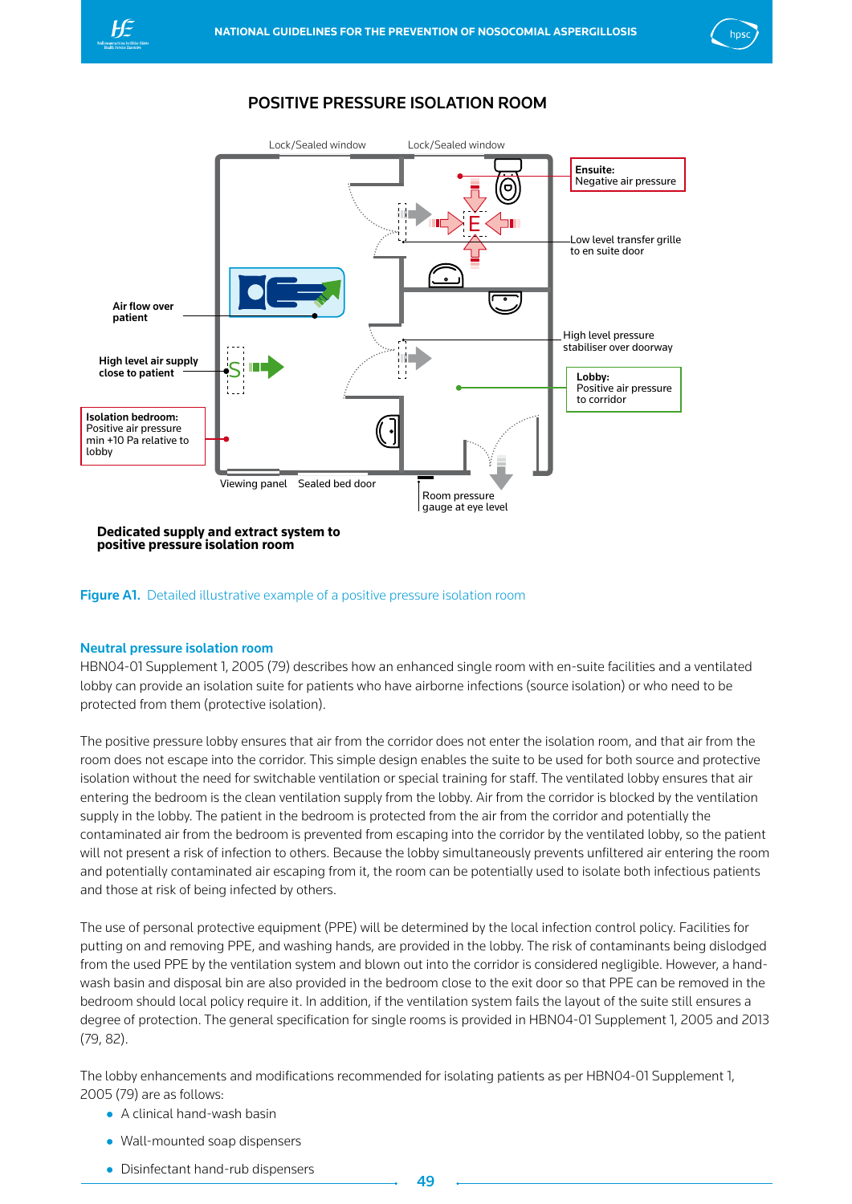## POSITIVE PRESSURE ISOLATION ROOM

Lock/Sealed window

Lock/Sealed window

**Ensuite:**
Negative air pressure

Low level transfer grille to en suite door

Air flow over patient

High level pressure stabiliser over doorway

High level air supply close to patient

**Lobby:**
Positive air pressure to corridor

**Isolation bedroom:**
Positive air pressure min +10 Pa relative to lobby

Viewing panel

Sealed bed door

Room pressure gauge at eye level

**Dedicated supply and extract system to positive pressure isolation room**

**Figure A1.** Detailed illustrative example of a positive pressure isolation room

### Neutral pressure isolation room

HBN04-01 Supplement 1, 2005 (79) describes how an enhanced single room with en-suite facilities and a ventilated lobby can provide an isolation suite for patients who have airborne infections (source isolation) or who need to be protected from them (protective isolation).

The positive pressure lobby ensures that air from the corridor does not enter the isolation room, and that air from the room does not escape into the corridor. This simple design enables the suite to be used for both source and protective isolation without the need for switchable ventilation or special training for staff. The ventilated lobby ensures that air entering the bedroom is the clean ventilation supply from the lobby. Air from the corridor is blocked by the ventilation supply in the lobby. The patient in the bedroom is protected from the air from the corridor and potentially the contaminated air from the bedroom is prevented from escaping into the corridor by the ventilated lobby, so the patient will not present a risk of infection to others. Because the lobby simultaneously prevents unfiltered air entering the room and potentially contaminated air escaping from it, the room can be potentially used to isolate both infectious patients and those at risk of being infected by others.

The use of personal protective equipment (PPE) will be determined by the local infection control policy. Facilities for putting on and removing PPE, and washing hands, are provided in the lobby. The risk of contaminants being dislodged from the used PPE by the ventilation system and blown out into the corridor is considered negligible. However, a hand-wash basin and disposal bin are also provided in the bedroom close to the exit door so that PPE can be removed in the bedroom should local policy require it. In addition, if the ventilation system fails the layout of the suite still ensures a degree of protection. The general specification for single rooms is provided in HBN04-01 Supplement 1, 2005 and 2013 (79, 82).

The lobby enhancements and modifications recommended for isolating patients as per HBN04-01 Supplement 1, 2005 (79) are as follows:

- A clinical hand-wash basin
- Wall-mounted soap dispensers
- Disinfectant hand-rub dispensers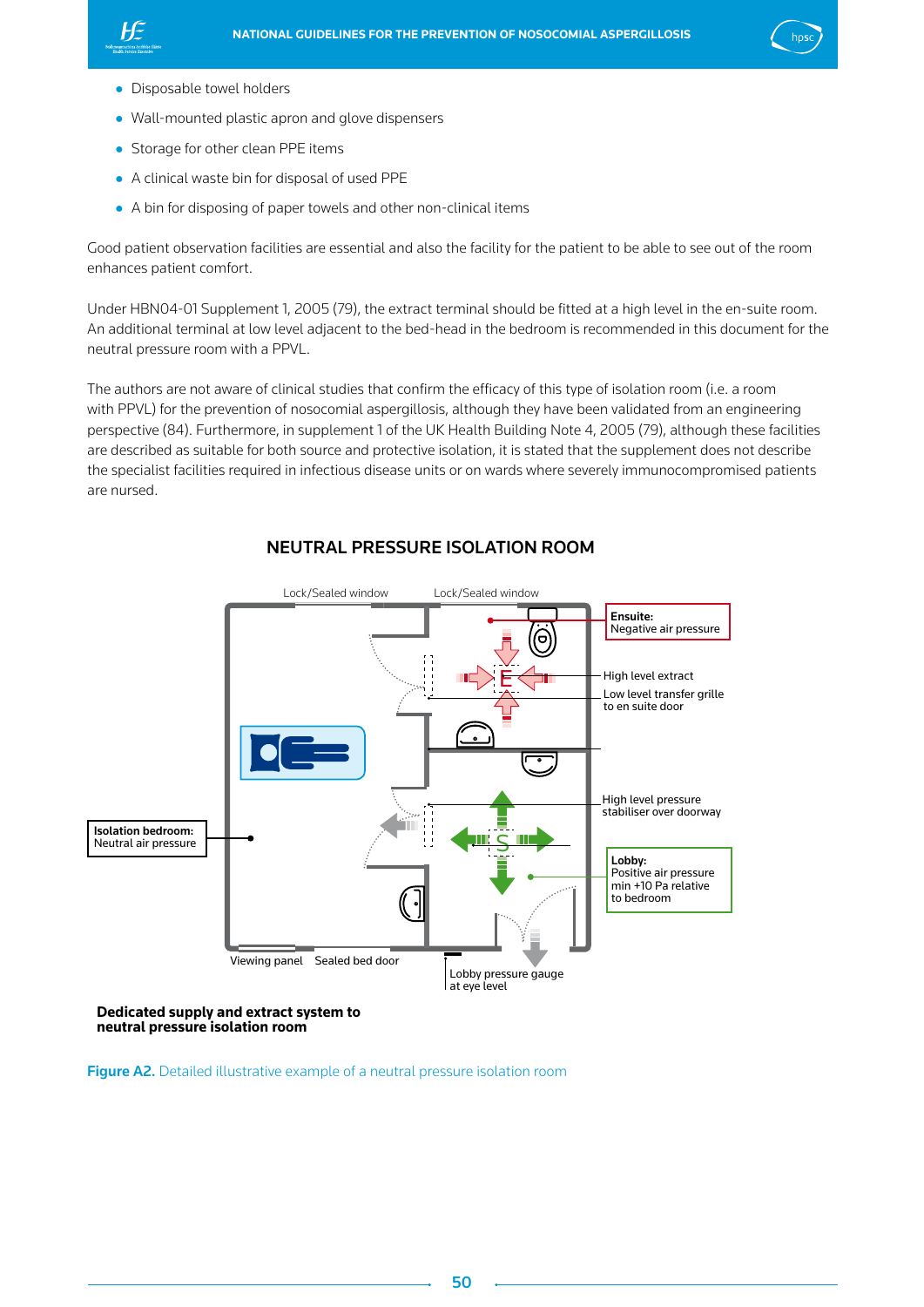- Disposable towel holders
- Wall-mounted plastic apron and glove dispensers
- Storage for other clean PPE items
- A clinical waste bin for disposal of used PPE
- A bin for disposing of paper towels and other non-clinical items

Good patient observation facilities are essential and also the facility for the patient to be able to see out of the room enhances patient comfort.

Under HBN04-01 Supplement 1, 2005 (79), the extract terminal should be fitted at a high level in the en-suite room. An additional terminal at low level adjacent to the bed-head in the bedroom is recommended in this document for the neutral pressure room with a PPVL.

The authors are not aware of clinical studies that confirm the efficacy of this type of isolation room (i.e. a room with PPVL) for the prevention of nosocomial aspergillosis, although they have been validated from an engineering perspective (84). Furthermore, in supplement 1 of the UK Health Building Note 4, 2005 (79), although these facilities are described as suitable for both source and protective isolation, it is stated that the supplement does not describe the specialist facilities required in infectious disease units or on wards where severely immunocompromised patients are nursed.

## NEUTRAL PRESSURE ISOLATION ROOM

Lock/Sealed window | Lock/Sealed window

**Ensuite:** Negative air pressure

High level extract

Low level transfer grille to en suite door

High level pressure stabiliser over doorway

**Isolation bedroom:** Neutral air pressure

**Lobby:** Positive air pressure min +10 Pa relative to bedroom

Viewing panel | Sealed bed door

Lobby pressure gauge at eye level

**Dedicated supply and extract system to neutral pressure isolation room**

**Figure A2.** Detailed illustrative example of a neutral pressure isolation room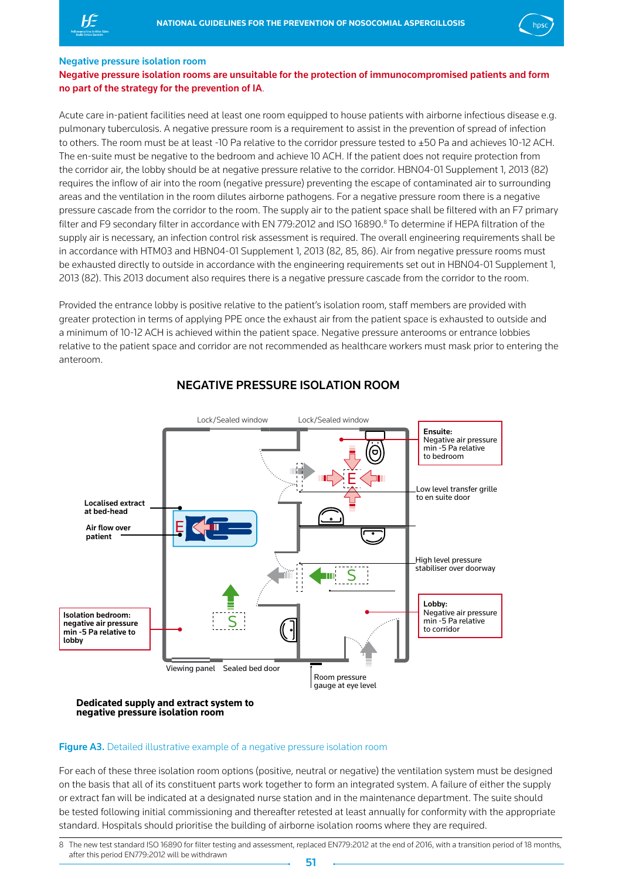### Negative pressure isolation room

**Negative pressure isolation rooms are unsuitable for the protection of immunocompromised patients and form no part of the strategy for the prevention of IA**.

Acute care in-patient facilities need at least one room equipped to house patients with airborne infectious disease e.g. pulmonary tuberculosis. A negative pressure room is a requirement to assist in the prevention of spread of infection to others. The room must be at least -10 Pa relative to the corridor pressure tested to ±50 Pa and achieves 10-12 ACH. The en-suite must be negative to the bedroom and achieve 10 ACH. If the patient does not require protection from the corridor air, the lobby should be at negative pressure relative to the corridor. HBN04-01 Supplement 1, 2013 (82) requires the inflow of air into the room (negative pressure) preventing the escape of contaminated air to surrounding areas and the ventilation in the room dilutes airborne pathogens. For a negative pressure room there is a negative pressure cascade from the corridor to the room. The supply air to the patient space shall be filtered with an F7 primary filter and F9 secondary filter in accordance with EN 779:2012 and ISO 16890.[8] To determine if HEPA filtration of the supply air is necessary, an infection control risk assessment is required. The overall engineering requirements shall be in accordance with HTM03 and HBN04-01 Supplement 1, 2013 (82, 85, 86). Air from negative pressure rooms must be exhausted directly to outside in accordance with the engineering requirements set out in HBN04-01 Supplement 1, 2013 (82). This 2013 document also requires there is a negative pressure cascade from the corridor to the room.

Provided the entrance lobby is positive relative to the patient's isolation room, staff members are provided with greater protection in terms of applying PPE once the exhaust air from the patient space is exhausted to outside and a minimum of 10-12 ACH is achieved within the patient space. Negative pressure anterooms or entrance lobbies relative to the patient space and corridor are not recommended as healthcare workers must mask prior to entering the anteroom.

**NEGATIVE PRESSURE ISOLATION ROOM**

- Lock/Sealed window
- Lock/Sealed window
- **Ensuite:** Negative air pressure min -5 Pa relative to bedroom
- Low level transfer grille to en suite door
- **Localised extract at bed-head**
- **Air flow over patient**
- High level pressure stabiliser over doorway
- **Lobby:** Negative air pressure min -5 Pa relative to corridor
- **Isolation bedroom: negative air pressure min -5 Pa relative to lobby**
- Viewing panel
- Sealed bed door
- Room pressure gauge at eye level

**Dedicated supply and extract system to negative pressure isolation room**

**Figure A3.** Detailed illustrative example of a negative pressure isolation room

For each of these three isolation room options (positive, neutral or negative) the ventilation system must be designed on the basis that all of its constituent parts work together to form an integrated system. A failure of either the supply or extract fan will be indicated at a designated nurse station and in the maintenance department. The suite should be tested following initial commissioning and thereafter retested at least annually for conformity with the appropriate standard. Hospitals should prioritise the building of airborne isolation rooms where they are required.

8 The new test standard ISO 16890 for filter testing and assessment, replaced EN779:2012 at the end of 2016, with a transition period of 18 months, after this period EN779:2012 will be withdrawn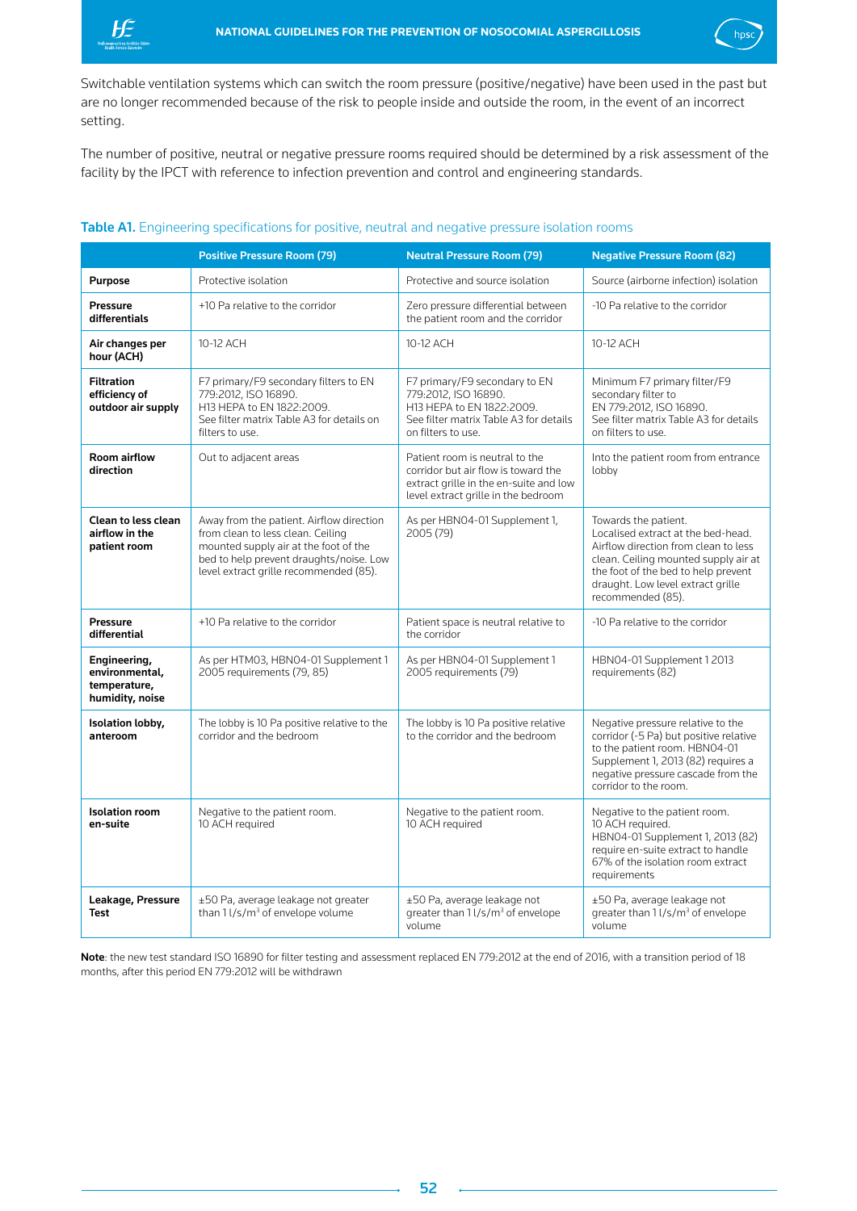Switchable ventilation systems which can switch the room pressure (positive/negative) have been used in the past but are no longer recommended because of the risk to people inside and outside the room, in the event of an incorrect setting.

The number of positive, neutral or negative pressure rooms required should be determined by a risk assessment of the facility by the IPCT with reference to infection prevention and control and engineering standards.

**Table A1.** Engineering specifications for positive, neutral and negative pressure isolation rooms

| | Positive Pressure Room (79) | Neutral Pressure Room (79) | Negative Pressure Room (82) |
|---|---|---|---|
| **Purpose** | Protective isolation | Protective and source isolation | Source (airborne infection) isolation |
| **Pressure differentials** | +10 Pa relative to the corridor | Zero pressure differential between the patient room and the corridor | -10 Pa relative to the corridor |
| **Air changes per hour (ACH)** | 10-12 ACH | 10-12 ACH | 10-12 ACH |
| **Filtration efficiency of outdoor air supply** | F7 primary/F9 secondary filters to EN 779:2012, ISO 16890. H13 HEPA to EN 1822:2009. See filter matrix Table A3 for details on filters to use. | F7 primary/F9 secondary to EN 779:2012, ISO 16890. H13 HEPA to EN 1822:2009. See filter matrix Table A3 for details on filters to use. | Minimum F7 primary filter/F9 secondary filter to EN 779:2012, ISO 16890. See filter matrix Table A3 for details on filters to use. |
| **Room airflow direction** | Out to adjacent areas | Patient room is neutral to the corridor but air flow is toward the extract grille in the en-suite and low level extract grille in the bedroom | Into the patient room from entrance lobby |
| **Clean to less clean airflow in the patient room** | Away from the patient. Airflow direction from clean to less clean. Ceiling mounted supply air at the foot of the bed to help prevent draughts/noise. Low level extract grille recommended (85). | As per HBN04-01 Supplement 1, 2005 (79) | Towards the patient. Localised extract at the bed-head. Airflow direction from clean to less clean. Ceiling mounted supply air at the foot of the bed to help prevent draught. Low level extract grille recommended (85). |
| **Pressure differential** | +10 Pa relative to the corridor | Patient space is neutral relative to the corridor | -10 Pa relative to the corridor |
| **Engineering, environmental, temperature, humidity, noise** | As per HTM03, HBN04-01 Supplement 1 2005 requirements (79, 85) | As per HBN04-01 Supplement 1 2005 requirements (79) | HBN04-01 Supplement 1 2013 requirements (82) |
| **Isolation lobby, anteroom** | The lobby is 10 Pa positive relative to the corridor and the bedroom | The lobby is 10 Pa positive relative to the corridor and the bedroom | Negative pressure relative to the corridor (-5 Pa) but positive relative to the patient room. HBN04-01 Supplement 1, 2013 (82) requires a negative pressure cascade from the corridor to the room. |
| **Isolation room en-suite** | Negative to the patient room. 10 ACH required | Negative to the patient room. 10 ACH required | Negative to the patient room. 10 ACH required. HBN04-01 Supplement 1, 2013 (82) require en-suite extract to handle 67% of the isolation room extract requirements |
| **Leakage, Pressure Test** | ±50 Pa, average leakage not greater than 1 l/s/m$^3$ of envelope volume | ±50 Pa, average leakage not greater than 1 l/s/m$^3$ of envelope volume | ±50 Pa, average leakage not greater than 1 l/s/m$^3$ of envelope volume |

**Note**: the new test standard ISO 16890 for filter testing and assessment replaced EN 779:2012 at the end of 2016, with a transition period of 18 months, after this period EN 779:2012 will be withdrawn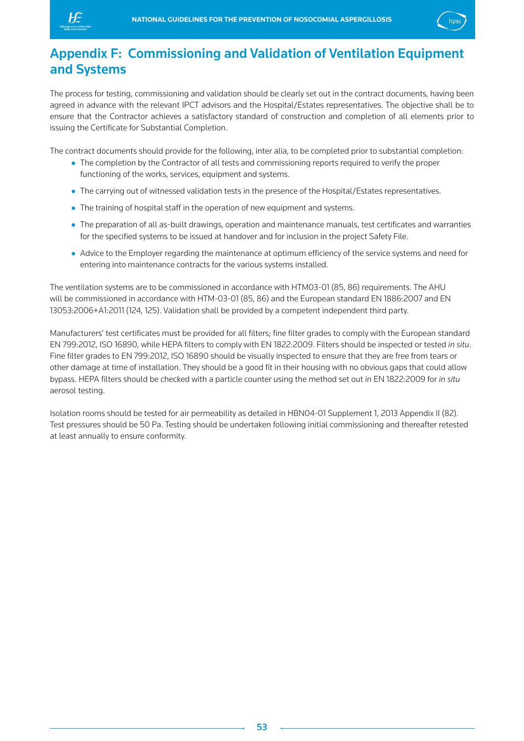# Appendix F: Commissioning and Validation of Ventilation Equipment and Systems

The process for testing, commissioning and validation should be clearly set out in the contract documents, having been agreed in advance with the relevant IPCT advisors and the Hospital/Estates representatives. The objective shall be to ensure that the Contractor achieves a satisfactory standard of construction and completion of all elements prior to issuing the Certificate for Substantial Completion.

The contract documents should provide for the following, inter alia, to be completed prior to substantial completion:

- The completion by the Contractor of all tests and commissioning reports required to verify the proper functioning of the works, services, equipment and systems.
- The carrying out of witnessed validation tests in the presence of the Hospital/Estates representatives.
- The training of hospital staff in the operation of new equipment and systems.
- The preparation of all as-built drawings, operation and maintenance manuals, test certificates and warranties for the specified systems to be issued at handover and for inclusion in the project Safety File.
- Advice to the Employer regarding the maintenance at optimum efficiency of the service systems and need for entering into maintenance contracts for the various systems installed.

The ventilation systems are to be commissioned in accordance with HTM03-01 (85, 86) requirements. The AHU will be commissioned in accordance with HTM-03-01 (85, 86) and the European standard EN 1886:2007 and EN 13053:2006+A1:2011 (124, 125). Validation shall be provided by a competent independent third party.

Manufacturers' test certificates must be provided for all filters; fine filter grades to comply with the European standard EN 799:2012, ISO 16890, while HEPA filters to comply with EN 1822:2009. Filters should be inspected or tested *in situ*. Fine filter grades to EN 799:2012, ISO 16890 should be visually inspected to ensure that they are free from tears or other damage at time of installation. They should be a good fit in their housing with no obvious gaps that could allow bypass. HEPA filters should be checked with a particle counter using the method set out in EN 1822:2009 for *in situ* aerosol testing.

Isolation rooms should be tested for air permeability as detailed in HBN04-01 Supplement 1, 2013 Appendix II (82). Test pressures should be 50 Pa. Testing should be undertaken following initial commissioning and thereafter retested at least annually to ensure conformity.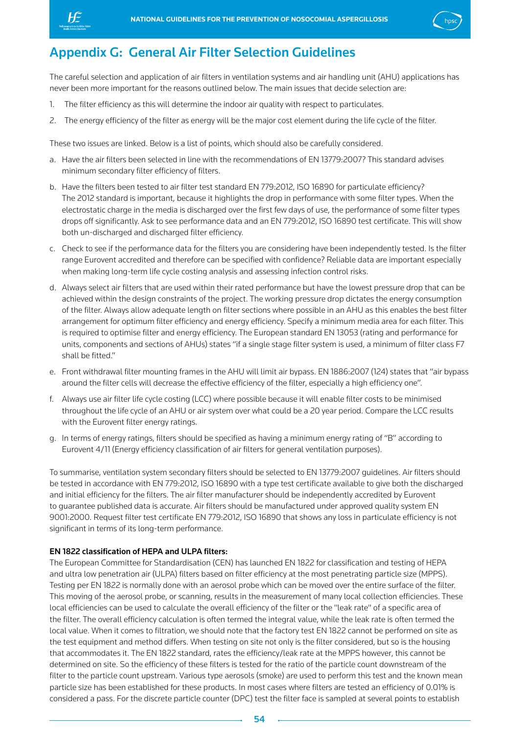## Appendix G: General Air Filter Selection Guidelines

The careful selection and application of air filters in ventilation systems and air handling unit (AHU) applications has never been more important for the reasons outlined below. The main issues that decide selection are:

1. The filter efficiency as this will determine the indoor air quality with respect to particulates.
2. The energy efficiency of the filter as energy will be the major cost element during the life cycle of the filter.

These two issues are linked. Below is a list of points, which should also be carefully considered.

a. Have the air filters been selected in line with the recommendations of EN 13779:2007? This standard advises minimum secondary filter efficiency of filters.

b. Have the filters been tested to air filter test standard EN 779:2012, ISO 16890 for particulate efficiency? The 2012 standard is important, because it highlights the drop in performance with some filter types. When the electrostatic charge in the media is discharged over the first few days of use, the performance of some filter types drops off significantly. Ask to see performance data and an EN 779:2012, ISO 16890 test certificate. This will show both un-discharged and discharged filter efficiency.

c. Check to see if the performance data for the filters you are considering have been independently tested. Is the filter range Eurovent accredited and therefore can be specified with confidence? Reliable data are important especially when making long-term life cycle costing analysis and assessing infection control risks.

d. Always select air filters that are used within their rated performance but have the lowest pressure drop that can be achieved within the design constraints of the project. The working pressure drop dictates the energy consumption of the filter. Always allow adequate length on filter sections where possible in an AHU as this enables the best filter arrangement for optimum filter efficiency and energy efficiency. Specify a minimum media area for each filter. This is required to optimise filter and energy efficiency. The European standard EN 13053 (rating and performance for units, components and sections of AHUs) states "if a single stage filter system is used, a minimum of filter class F7 shall be fitted."

e. Front withdrawal filter mounting frames in the AHU will limit air bypass. EN 1886:2007 (124) states that "air bypass around the filter cells will decrease the effective efficiency of the filter, especially a high efficiency one".

f. Always use air filter life cycle costing (LCC) where possible because it will enable filter costs to be minimised throughout the life cycle of an AHU or air system over what could be a 20 year period. Compare the LCC results with the Eurovent filter energy ratings.

g. In terms of energy ratings, filters should be specified as having a minimum energy rating of "B" according to Eurovent 4/11 (Energy efficiency classification of air filters for general ventilation purposes).

To summarise, ventilation system secondary filters should be selected to EN 13779:2007 guidelines. Air filters should be tested in accordance with EN 779:2012, ISO 16890 with a type test certificate available to give both the discharged and initial efficiency for the filters. The air filter manufacturer should be independently accredited by Eurovent to guarantee published data is accurate. Air filters should be manufactured under approved quality system EN 9001:2000. Request filter test certificate EN 779:2012, ISO 16890 that shows any loss in particulate efficiency is not significant in terms of its long-term performance.

**EN 1822 classification of HEPA and ULPA filters:**
The European Committee for Standardisation (CEN) has launched EN 1822 for classification and testing of HEPA and ultra low penetration air (ULPA) filters based on filter efficiency at the most penetrating particle size (MPPS). Testing per EN 1822 is normally done with an aerosol probe which can be moved over the entire surface of the filter. This moving of the aerosol probe, or scanning, results in the measurement of many local collection efficiencies. These local efficiencies can be used to calculate the overall efficiency of the filter or the "leak rate" of a specific area of the filter. The overall efficiency calculation is often termed the integral value, while the leak rate is often termed the local value. When it comes to filtration, we should note that the factory test EN 1822 cannot be performed on site as the test equipment and method differs. When testing on site not only is the filter considered, but so is the housing that accommodates it. The EN 1822 standard, rates the efficiency/leak rate at the MPPS however, this cannot be determined on site. So the efficiency of these filters is tested for the ratio of the particle count downstream of the filter to the particle count upstream. Various type aerosols (smoke) are used to perform this test and the known mean particle size has been established for these products. In most cases where filters are tested an efficiency of 0.01% is considered a pass. For the discrete particle counter (DPC) test the filter face is sampled at several points to establish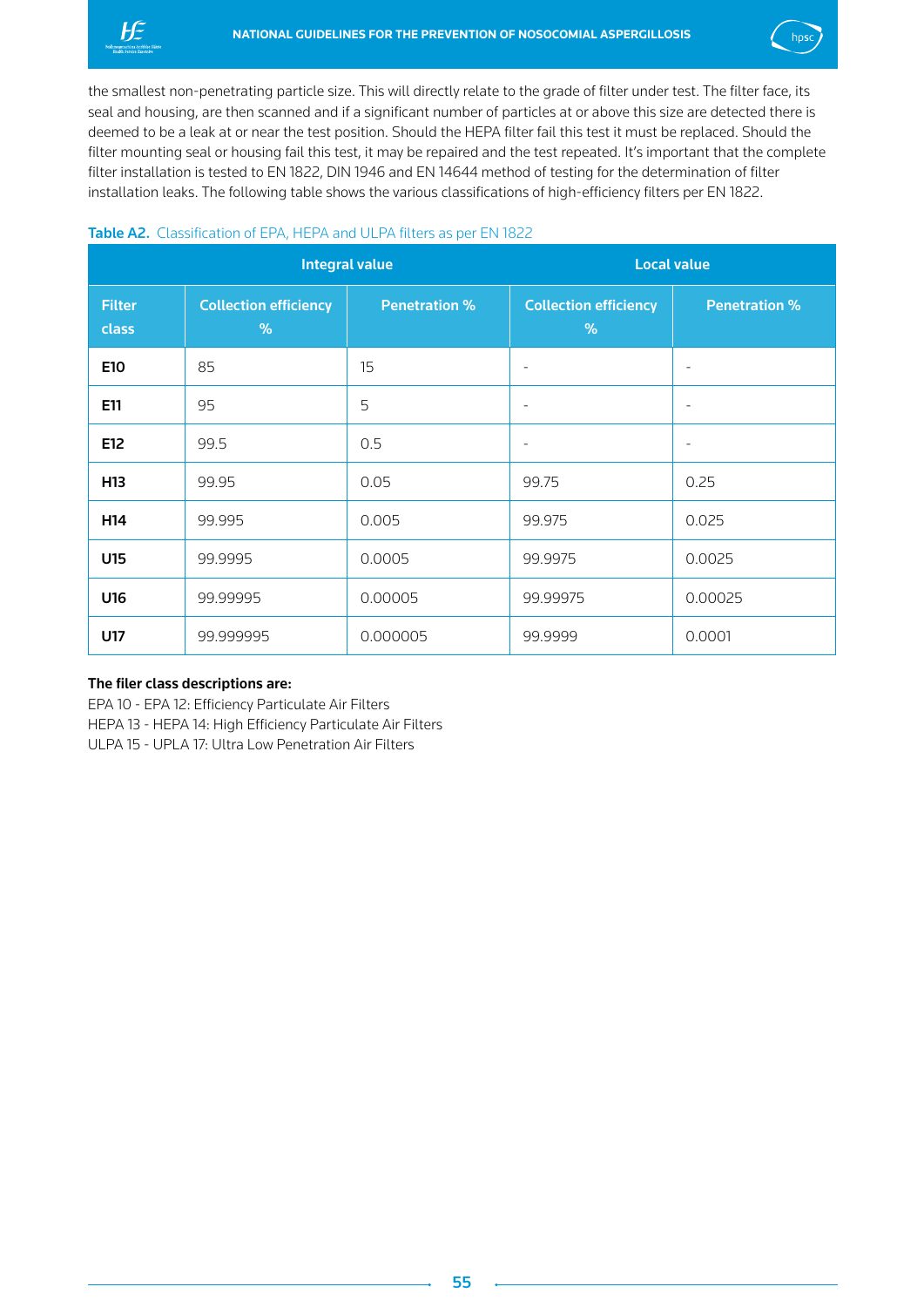the smallest non-penetrating particle size. This will directly relate to the grade of filter under test. The filter face, its seal and housing, are then scanned and if a significant number of particles at or above this size are detected there is deemed to be a leak at or near the test position. Should the HEPA filter fail this test it must be replaced. Should the filter mounting seal or housing fail this test, it may be repaired and the test repeated. It's important that the complete filter installation is tested to EN 1822, DIN 1946 and EN 14644 method of testing for the determination of filter installation leaks. The following table shows the various classifications of high-efficiency filters per EN 1822.

**Table A2.** Classification of EPA, HEPA and ULPA filters as per EN 1822

| | Integral value | | Local value | |
|---|---|---|---|---|
| **Filter class** | **Collection efficiency %** | **Penetration %** | **Collection efficiency %** | **Penetration %** |
| **E10** | 85 | 15 | - | - |
| **E11** | 95 | 5 | - | - |
| **E12** | 99.5 | 0.5 | - | - |
| **H13** | 99.95 | 0.05 | 99.75 | 0.25 |
| **H14** | 99.995 | 0.005 | 99.975 | 0.025 |
| **U15** | 99.9995 | 0.0005 | 99.9975 | 0.0025 |
| **U16** | 99.99995 | 0.00005 | 99.99975 | 0.00025 |
| **U17** | 99.999995 | 0.000005 | 99.9999 | 0.0001 |

**The filer class descriptions are:**

EPA 10 - EPA 12: Efficiency Particulate Air Filters  
HEPA 13 - HEPA 14: High Efficiency Particulate Air Filters  
ULPA 15 - UPLA 17: Ultra Low Penetration Air Filters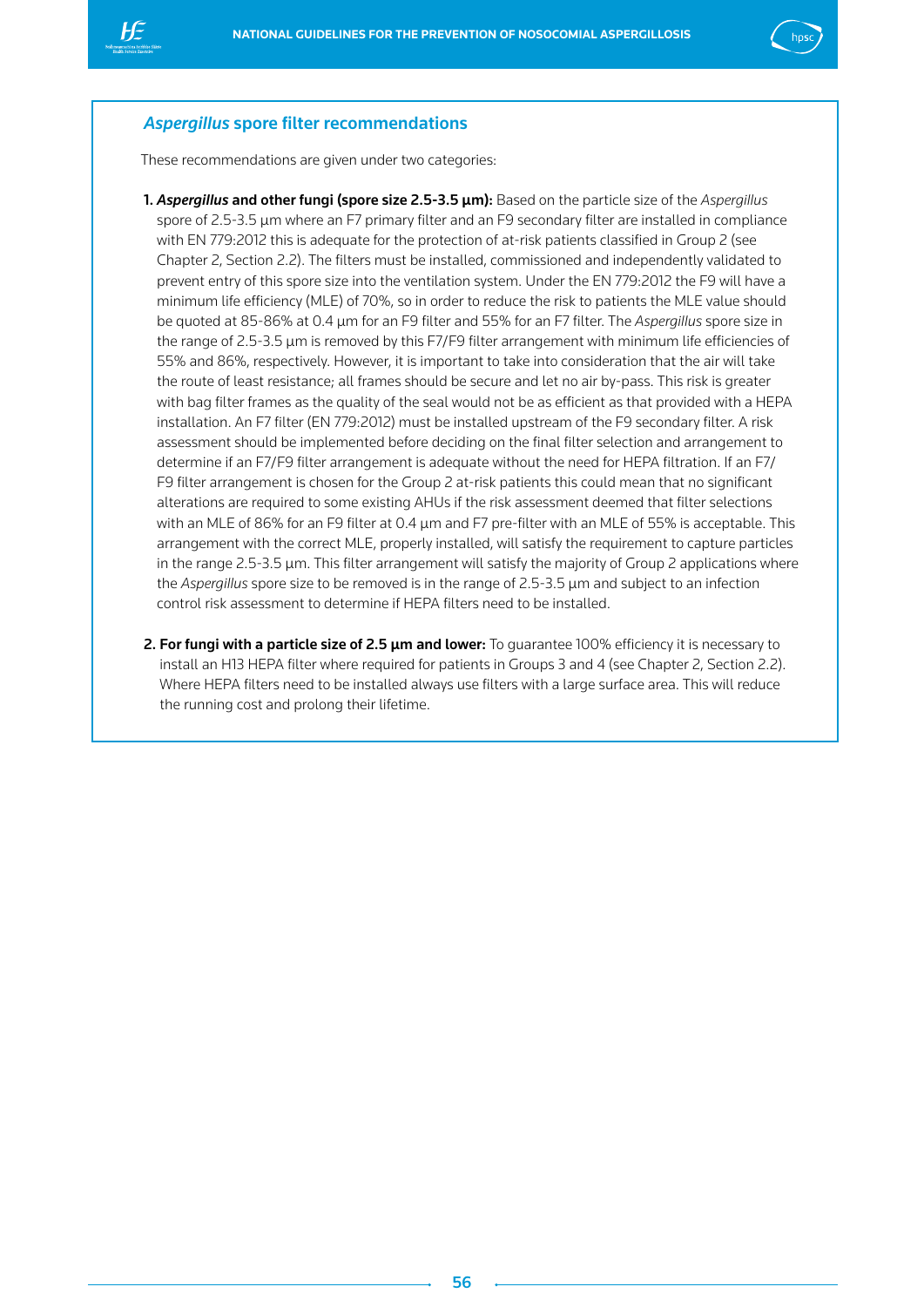## *Aspergillus* spore filter recommendations

These recommendations are given under two categories:

1. ***Aspergillus* and other fungi (spore size 2.5-3.5 µm):** Based on the particle size of the *Aspergillus* spore of 2.5-3.5 µm where an F7 primary filter and an F9 secondary filter are installed in compliance with EN 779:2012 this is adequate for the protection of at-risk patients classified in Group 2 (see Chapter 2, Section 2.2). The filters must be installed, commissioned and independently validated to prevent entry of this spore size into the ventilation system. Under the EN 779:2012 the F9 will have a minimum life efficiency (MLE) of 70%, so in order to reduce the risk to patients the MLE value should be quoted at 85-86% at 0.4 µm for an F9 filter and 55% for an F7 filter. The *Aspergillus* spore size in the range of 2.5-3.5 µm is removed by this F7/F9 filter arrangement with minimum life efficiencies of 55% and 86%, respectively. However, it is important to take into consideration that the air will take the route of least resistance; all frames should be secure and let no air by-pass. This risk is greater with bag filter frames as the quality of the seal would not be as efficient as that provided with a HEPA installation. An F7 filter (EN 779:2012) must be installed upstream of the F9 secondary filter. A risk assessment should be implemented before deciding on the final filter selection and arrangement to determine if an F7/F9 filter arrangement is adequate without the need for HEPA filtration. If an F7/F9 filter arrangement is chosen for the Group 2 at-risk patients this could mean that no significant alterations are required to some existing AHUs if the risk assessment deemed that filter selections with an MLE of 86% for an F9 filter at 0.4 µm and F7 pre-filter with an MLE of 55% is acceptable. This arrangement with the correct MLE, properly installed, will satisfy the requirement to capture particles in the range 2.5-3.5 µm. This filter arrangement will satisfy the majority of Group 2 applications where the *Aspergillus* spore size to be removed is in the range of 2.5-3.5 µm and subject to an infection control risk assessment to determine if HEPA filters need to be installed.

2. **For fungi with a particle size of 2.5 µm and lower:** To guarantee 100% efficiency it is necessary to install an H13 HEPA filter where required for patients in Groups 3 and 4 (see Chapter 2, Section 2.2). Where HEPA filters need to be installed always use filters with a large surface area. This will reduce the running cost and prolong their lifetime.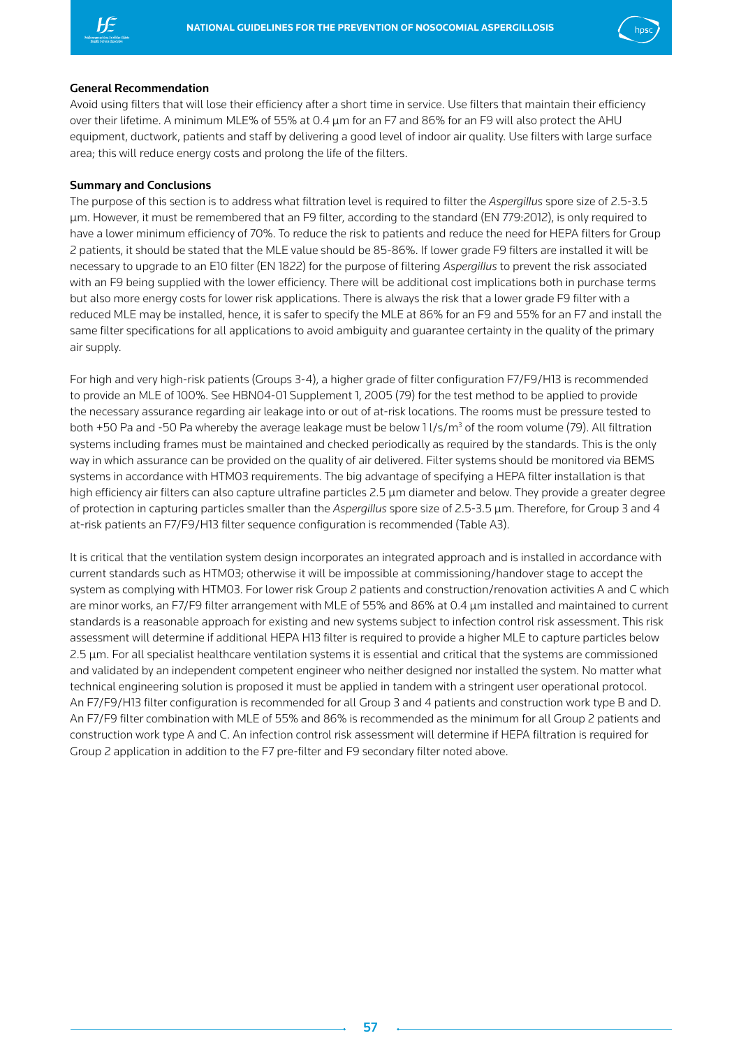**General Recommendation**

Avoid using filters that will lose their efficiency after a short time in service. Use filters that maintain their efficiency over their lifetime. A minimum MLE% of 55% at 0.4 µm for an F7 and 86% for an F9 will also protect the AHU equipment, ductwork, patients and staff by delivering a good level of indoor air quality. Use filters with large surface area; this will reduce energy costs and prolong the life of the filters.

**Summary and Conclusions**

The purpose of this section is to address what filtration level is required to filter the *Aspergillus* spore size of 2.5-3.5 µm. However, it must be remembered that an F9 filter, according to the standard (EN 779:2012), is only required to have a lower minimum efficiency of 70%. To reduce the risk to patients and reduce the need for HEPA filters for Group 2 patients, it should be stated that the MLE value should be 85-86%. If lower grade F9 filters are installed it will be necessary to upgrade to an E10 filter (EN 1822) for the purpose of filtering *Aspergillus* to prevent the risk associated with an F9 being supplied with the lower efficiency. There will be additional cost implications both in purchase terms but also more energy costs for lower risk applications. There is always the risk that a lower grade F9 filter with a reduced MLE may be installed, hence, it is safer to specify the MLE at 86% for an F9 and 55% for an F7 and install the same filter specifications for all applications to avoid ambiguity and guarantee certainty in the quality of the primary air supply.

For high and very high-risk patients (Groups 3-4), a higher grade of filter configuration F7/F9/H13 is recommended to provide an MLE of 100%. See HBN04-01 Supplement 1, 2005 (79) for the test method to be applied to provide the necessary assurance regarding air leakage into or out of at-risk locations. The rooms must be pressure tested to both +50 Pa and -50 Pa whereby the average leakage must be below 1 l/s/m³ of the room volume (79). All filtration systems including frames must be maintained and checked periodically as required by the standards. This is the only way in which assurance can be provided on the quality of air delivered. Filter systems should be monitored via BEMS systems in accordance with HTM03 requirements. The big advantage of specifying a HEPA filter installation is that high efficiency air filters can also capture ultrafine particles 2.5 µm diameter and below. They provide a greater degree of protection in capturing particles smaller than the *Aspergillus* spore size of 2.5-3.5 µm. Therefore, for Group 3 and 4 at-risk patients an F7/F9/H13 filter sequence configuration is recommended (Table A3).

It is critical that the ventilation system design incorporates an integrated approach and is installed in accordance with current standards such as HTM03; otherwise it will be impossible at commissioning/handover stage to accept the system as complying with HTM03. For lower risk Group 2 patients and construction/renovation activities A and C which are minor works, an F7/F9 filter arrangement with MLE of 55% and 86% at 0.4 µm installed and maintained to current standards is a reasonable approach for existing and new systems subject to infection control risk assessment. This risk assessment will determine if additional HEPA H13 filter is required to provide a higher MLE to capture particles below 2.5 µm. For all specialist healthcare ventilation systems it is essential and critical that the systems are commissioned and validated by an independent competent engineer who neither designed nor installed the system. No matter what technical engineering solution is proposed it must be applied in tandem with a stringent user operational protocol. An F7/F9/H13 filter configuration is recommended for all Group 3 and 4 patients and construction work type B and D. An F7/F9 filter combination with MLE of 55% and 86% is recommended as the minimum for all Group 2 patients and construction work type A and C. An infection control risk assessment will determine if HEPA filtration is required for Group 2 application in addition to the F7 pre-filter and F9 secondary filter noted above.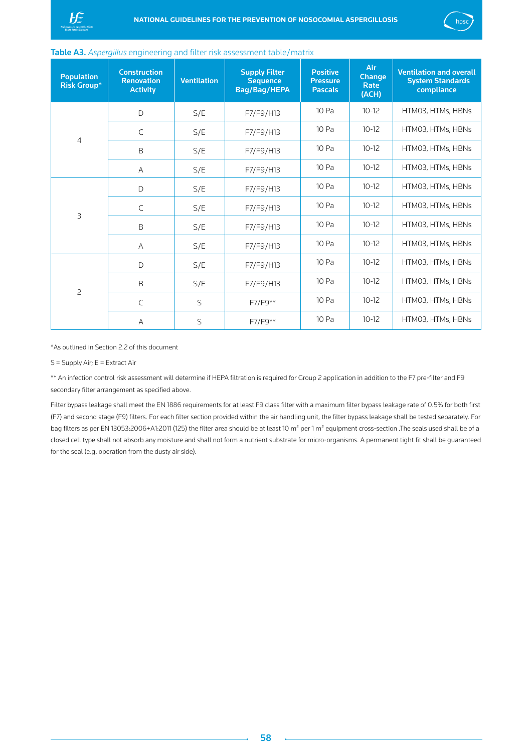**Table A3.** *Aspergillus* engineering and filter risk assessment table/matrix

| Population Risk Group* | Construction Renovation Activity | Ventilation | Supply Filter Sequence Bag/Bag/HEPA | Positive Pressure Pascals | Air Change Rate (ACH) | Ventilation and overall System Standards compliance |
|---|---|---|---|---|---|---|
| 4 | D | S/E | F7/F9/H13 | 10 Pa | 10-12 | HTM03, HTMs, HBNs |
| | C | S/E | F7/F9/H13 | 10 Pa | 10-12 | HTM03, HTMs, HBNs |
| | B | S/E | F7/F9/H13 | 10 Pa | 10-12 | HTM03, HTMs, HBNs |
| | A | S/E | F7/F9/H13 | 10 Pa | 10-12 | HTM03, HTMs, HBNs |
| 3 | D | S/E | F7/F9/H13 | 10 Pa | 10-12 | HTM03, HTMs, HBNs |
| | C | S/E | F7/F9/H13 | 10 Pa | 10-12 | HTM03, HTMs, HBNs |
| | B | S/E | F7/F9/H13 | 10 Pa | 10-12 | HTM03, HTMs, HBNs |
| | A | S/E | F7/F9/H13 | 10 Pa | 10-12 | HTM03, HTMs, HBNs |
| 2 | D | S/E | F7/F9/H13 | 10 Pa | 10-12 | HTM03, HTMs, HBNs |
| | B | S/E | F7/F9/H13 | 10 Pa | 10-12 | HTM03, HTMs, HBNs |
| | C | S | F7/F9** | 10 Pa | 10-12 | HTM03, HTMs, HBNs |
| | A | S | F7/F9** | 10 Pa | 10-12 | HTM03, HTMs, HBNs |

*As outlined in Section 2.2 of this document

S = Supply Air; E = Extract Air

** An infection control risk assessment will determine if HEPA filtration is required for Group 2 application in addition to the F7 pre-filter and F9 secondary filter arrangement as specified above.

Filter bypass leakage shall meet the EN 1886 requirements for at least F9 class filter with a maximum filter bypass leakage rate of 0.5% for both first (F7) and second stage (F9) filters. For each filter section provided within the air handling unit, the filter bypass leakage shall be tested separately. For bag filters as per EN 13053:2006+A1:2011 (125) the filter area should be at least 10 m² per 1 m² equipment cross-section .The seals used shall be of a closed cell type shall not absorb any moisture and shall not form a nutrient substrate for micro-organisms. A permanent tight fit shall be guaranteed for the seal (e.g. operation from the dusty air side).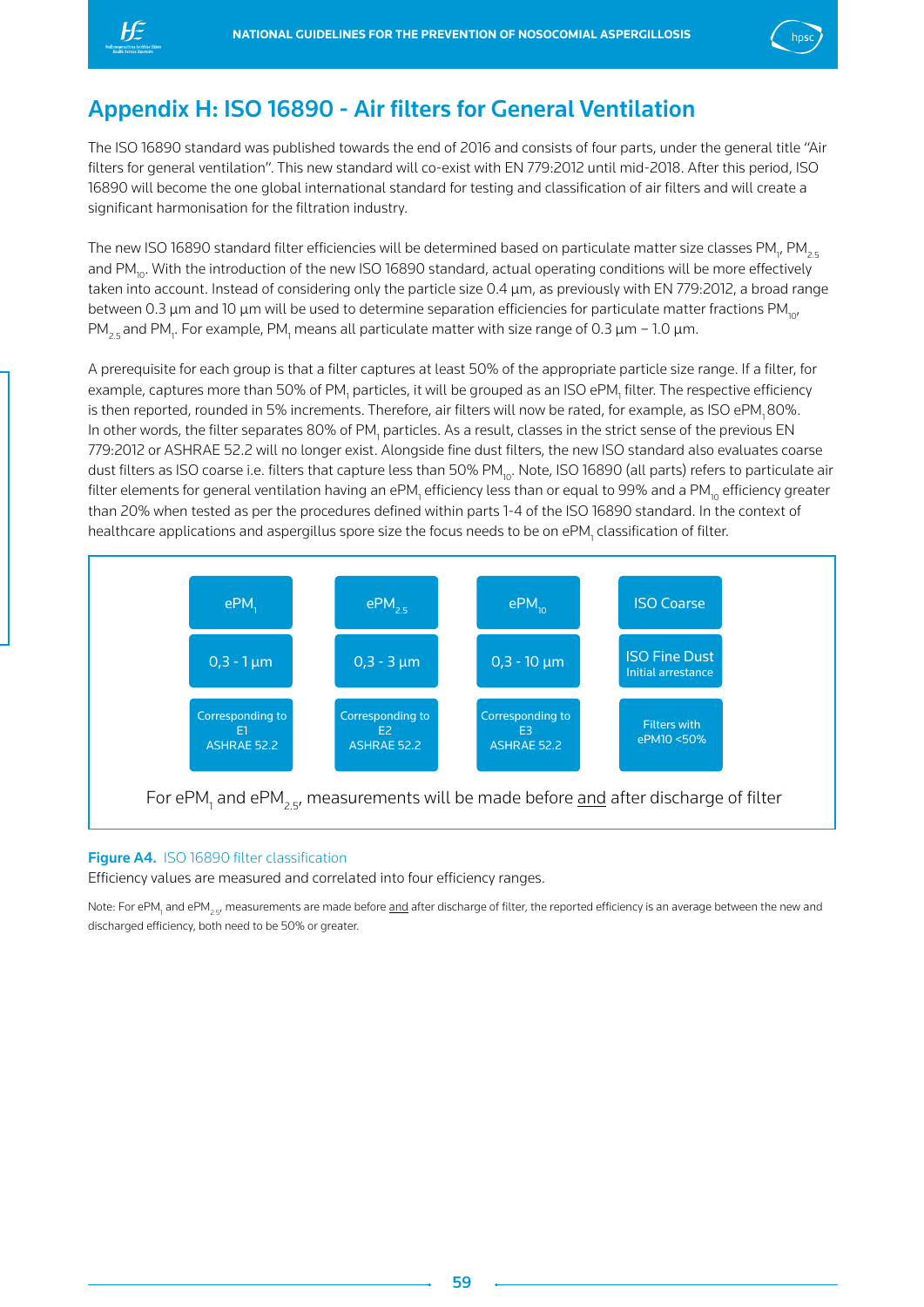# Appendix H: ISO 16890 - Air filters for General Ventilation

The ISO 16890 standard was published towards the end of 2016 and consists of four parts, under the general title "Air filters for general ventilation". This new standard will co-exist with EN 779:2012 until mid-2018. After this period, ISO 16890 will become the one global international standard for testing and classification of air filters and will create a significant harmonisation for the filtration industry.

The new ISO 16890 standard filter efficiencies will be determined based on particulate matter size classes $PM_1$, $PM_{2.5}$ and $PM_{10}$. With the introduction of the new ISO 16890 standard, actual operating conditions will be more effectively taken into account. Instead of considering only the particle size 0.4 µm, as previously with EN 779:2012, a broad range between 0.3 µm and 10 µm will be used to determine separation efficiencies for particulate matter fractions $PM_{10}$, $PM_{2.5}$ and $PM_1$. For example, $PM_1$ means all particulate matter with size range of 0.3 µm – 1.0 µm.

A prerequisite for each group is that a filter captures at least 50% of the appropriate particle size range. If a filter, for example, captures more than 50% of $PM_1$ particles, it will be grouped as an ISO $ePM_1$ filter. The respective efficiency is then reported, rounded in 5% increments. Therefore, air filters will now be rated, for example, as ISO $ePM_1$ 80%. In other words, the filter separates 80% of $PM_1$ particles. As a result, classes in the strict sense of the previous EN 779:2012 or ASHRAE 52.2 will no longer exist. Alongside fine dust filters, the new ISO standard also evaluates coarse dust filters as ISO coarse i.e. filters that capture less than 50% $PM_{10}$. Note, ISO 16890 (all parts) refers to particulate air filter elements for general ventilation having an $ePM_1$ efficiency less than or equal to 99% and a $PM_{10}$ efficiency greater than 20% when tested as per the procedures defined within parts 1-4 of the ISO 16890 standard. In the context of healthcare applications and aspergillus spore size the focus needs to be on $ePM_1$ classification of filter.

| $ePM_1$ | $ePM_{2.5}$ | $ePM_{10}$ | ISO Coarse |
|---|---|---|---|
| 0,3 - 1 µm | 0,3 - 3 µm | 0,3 - 10 µm | ISO Fine Dust Initial arrestance |
| Corresponding to E1 ASHRAE 52.2 | Corresponding to E2 ASHRAE 52.2 | Corresponding to E3 ASHRAE 52.2 | Filters with ePM10 <50% |

For $ePM_1$ and $ePM_{2.5}$, measurements will be made before and after discharge of filter

**Figure A4.** ISO 16890 filter classification

Efficiency values are measured and correlated into four efficiency ranges.

Note: For $ePM_1$ and $ePM_{2.5}$, measurements are made before and after discharge of filter, the reported efficiency is an average between the new and discharged efficiency, both need to be 50% or greater.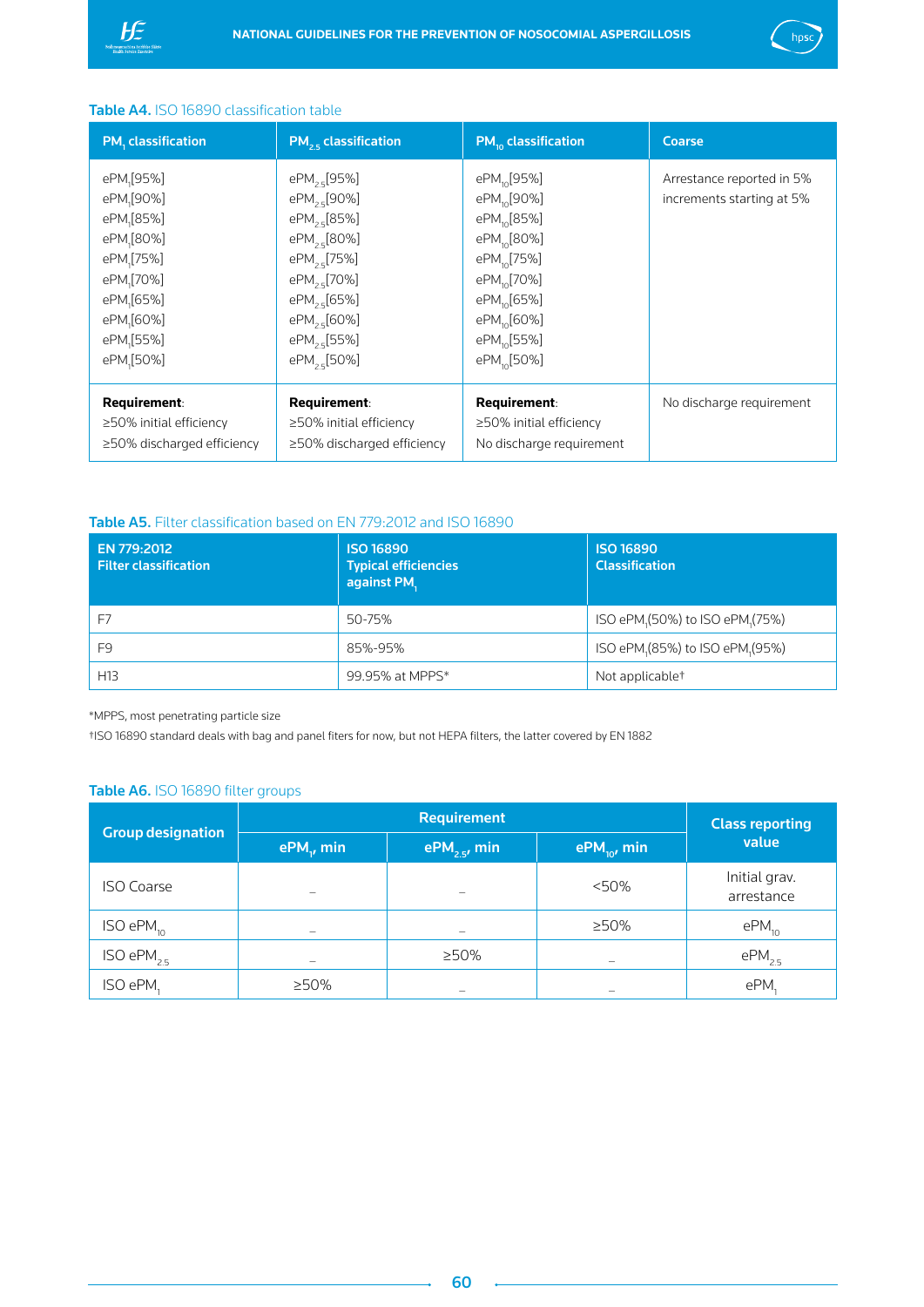**Table A4.** ISO 16890 classification table

| $PM_1$ classification | $PM_{2.5}$ classification | $PM_{10}$ classification | Coarse |
|---|---|---|---|
| $ePM_1$[95%]<br>$ePM_1$[90%]<br>$ePM_1$[85%]<br>$ePM_1$[80%]<br>$ePM_1$[75%]<br>$ePM_1$[70%]<br>$ePM_1$[65%]<br>$ePM_1$[60%]<br>$ePM_1$[55%]<br>$ePM_1$[50%] | $ePM_{2.5}$[95%]<br>$ePM_{2.5}$[90%]<br>$ePM_{2.5}$[85%]<br>$ePM_{2.5}$[80%]<br>$ePM_{2.5}$[75%]<br>$ePM_{2.5}$[70%]<br>$ePM_{2.5}$[65%]<br>$ePM_{2.5}$[60%]<br>$ePM_{2.5}$[55%]<br>$ePM_{2.5}$[50%] | $ePM_{10}$[95%]<br>$ePM_{10}$[90%]<br>$ePM_{10}$[85%]<br>$ePM_{10}$[80%]<br>$ePM_{10}$[75%]<br>$ePM_{10}$[70%]<br>$ePM_{10}$[65%]<br>$ePM_{10}$[60%]<br>$ePM_{10}$[55%]<br>$ePM_{10}$[50%] | Arrestance reported in 5% increments starting at 5% |
| **Requirement**:<br>≥50% initial efficiency<br>≥50% discharged efficiency | **Requirement**:<br>≥50% initial efficiency<br>≥50% discharged efficiency | **Requirement**:<br>≥50% initial efficiency<br>No discharge requirement | No discharge requirement |

**Table A5.** Filter classification based on EN 779:2012 and ISO 16890

| EN 779:2012 Filter classification | ISO 16890 Typical efficiencies against $PM_1$ | ISO 16890 Classification |
|---|---|---|
| F7 | 50-75% | ISO $ePM_1$(50%) to ISO $ePM_1$(75%) |
| F9 | 85%-95% | ISO $ePM_1$(85%) to ISO $ePM_1$(95%) |
| H13 | 99.95% at MPPS* | Not applicable† |

*MPPS, most penetrating particle size

†ISO 16890 standard deals with bag and panel fiters for now, but not HEPA filters, the latter covered by EN 1882

**Table A6.** ISO 16890 filter groups

| Group designation | Requirement | | | Class reporting value |
|---|---|---|---|---|
| | $ePM_1$, min | $ePM_{2.5}$, min | $ePM_{10}$, min | |
| ISO Coarse | – | – | <50% | Initial grav. arrestance |
| ISO $ePM_{10}$ | – | – | ≥50% | $ePM_{10}$ |
| ISO $ePM_{2.5}$ | – | ≥50% | – | $ePM_{2.5}$ |
| ISO $ePM_1$ | ≥50% | – | – | $ePM_1$ |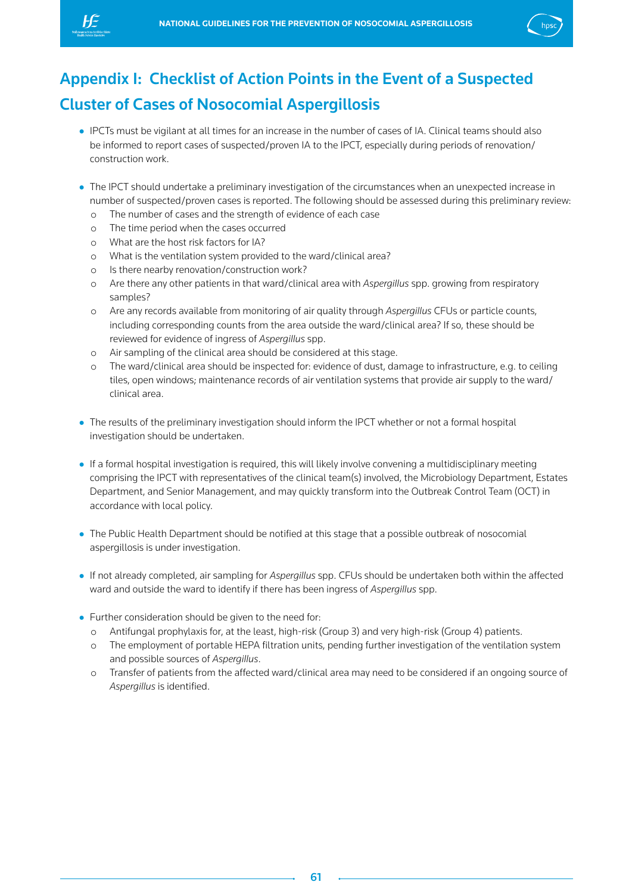# Appendix I: Checklist of Action Points in the Event of a Suspected Cluster of Cases of Nosocomial Aspergillosis

- IPCTs must be vigilant at all times for an increase in the number of cases of IA. Clinical teams should also be informed to report cases of suspected/proven IA to the IPCT, especially during periods of renovation/construction work.

- The IPCT should undertake a preliminary investigation of the circumstances when an unexpected increase in number of suspected/proven cases is reported. The following should be assessed during this preliminary review:
  - The number of cases and the strength of evidence of each case
  - The time period when the cases occurred
  - What are the host risk factors for IA?
  - What is the ventilation system provided to the ward/clinical area?
  - Is there nearby renovation/construction work?
  - Are there any other patients in that ward/clinical area with *Aspergillus* spp. growing from respiratory samples?
  - Are any records available from monitoring of air quality through *Aspergillus* CFUs or particle counts, including corresponding counts from the area outside the ward/clinical area? If so, these should be reviewed for evidence of ingress of *Aspergillus* spp.
  - Air sampling of the clinical area should be considered at this stage.
  - The ward/clinical area should be inspected for: evidence of dust, damage to infrastructure, e.g. to ceiling tiles, open windows; maintenance records of air ventilation systems that provide air supply to the ward/clinical area.

- The results of the preliminary investigation should inform the IPCT whether or not a formal hospital investigation should be undertaken.

- If a formal hospital investigation is required, this will likely involve convening a multidisciplinary meeting comprising the IPCT with representatives of the clinical team(s) involved, the Microbiology Department, Estates Department, and Senior Management, and may quickly transform into the Outbreak Control Team (OCT) in accordance with local policy.

- The Public Health Department should be notified at this stage that a possible outbreak of nosocomial aspergillosis is under investigation.

- If not already completed, air sampling for *Aspergillus* spp. CFUs should be undertaken both within the affected ward and outside the ward to identify if there has been ingress of *Aspergillus* spp.

- Further consideration should be given to the need for:
  - Antifungal prophylaxis for, at the least, high-risk (Group 3) and very high-risk (Group 4) patients.
  - The employment of portable HEPA filtration units, pending further investigation of the ventilation system and possible sources of *Aspergillus*.
  - Transfer of patients from the affected ward/clinical area may need to be considered if an ongoing source of *Aspergillus* is identified.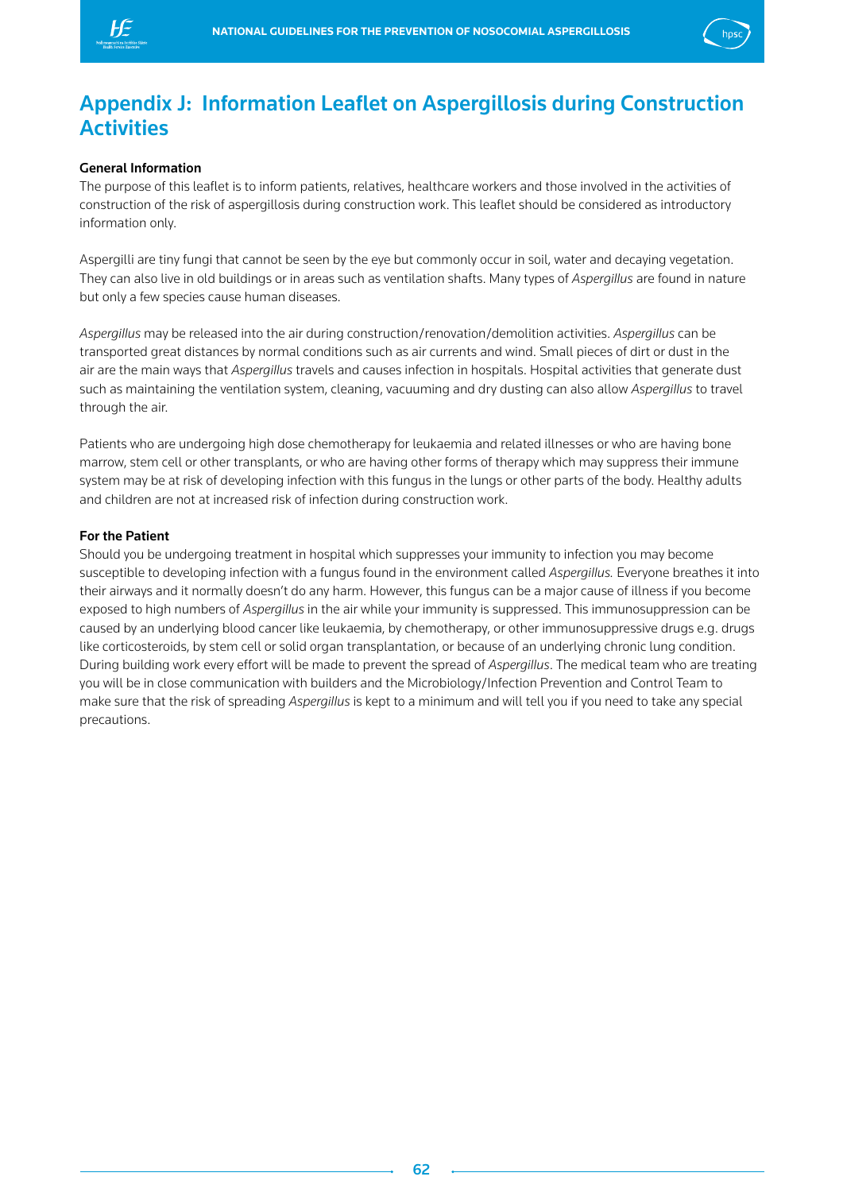# Appendix J: Information Leaflet on Aspergillosis during Construction Activities

**General Information**

The purpose of this leaflet is to inform patients, relatives, healthcare workers and those involved in the activities of construction of the risk of aspergillosis during construction work. This leaflet should be considered as introductory information only.

Aspergilli are tiny fungi that cannot be seen by the eye but commonly occur in soil, water and decaying vegetation. They can also live in old buildings or in areas such as ventilation shafts. Many types of *Aspergillus* are found in nature but only a few species cause human diseases.

*Aspergillus* may be released into the air during construction/renovation/demolition activities. *Aspergillus* can be transported great distances by normal conditions such as air currents and wind. Small pieces of dirt or dust in the air are the main ways that *Aspergillus* travels and causes infection in hospitals. Hospital activities that generate dust such as maintaining the ventilation system, cleaning, vacuuming and dry dusting can also allow *Aspergillus* to travel through the air.

Patients who are undergoing high dose chemotherapy for leukaemia and related illnesses or who are having bone marrow, stem cell or other transplants, or who are having other forms of therapy which may suppress their immune system may be at risk of developing infection with this fungus in the lungs or other parts of the body. Healthy adults and children are not at increased risk of infection during construction work.

**For the Patient**

Should you be undergoing treatment in hospital which suppresses your immunity to infection you may become susceptible to developing infection with a fungus found in the environment called *Aspergillus.* Everyone breathes it into their airways and it normally doesn't do any harm. However, this fungus can be a major cause of illness if you become exposed to high numbers of *Aspergillus* in the air while your immunity is suppressed. This immunosuppression can be caused by an underlying blood cancer like leukaemia, by chemotherapy, or other immunosuppressive drugs e.g. drugs like corticosteroids, by stem cell or solid organ transplantation, or because of an underlying chronic lung condition. During building work every effort will be made to prevent the spread of *Aspergillus*. The medical team who are treating you will be in close communication with builders and the Microbiology/Infection Prevention and Control Team to make sure that the risk of spreading *Aspergillus* is kept to a minimum and will tell you if you need to take any special precautions.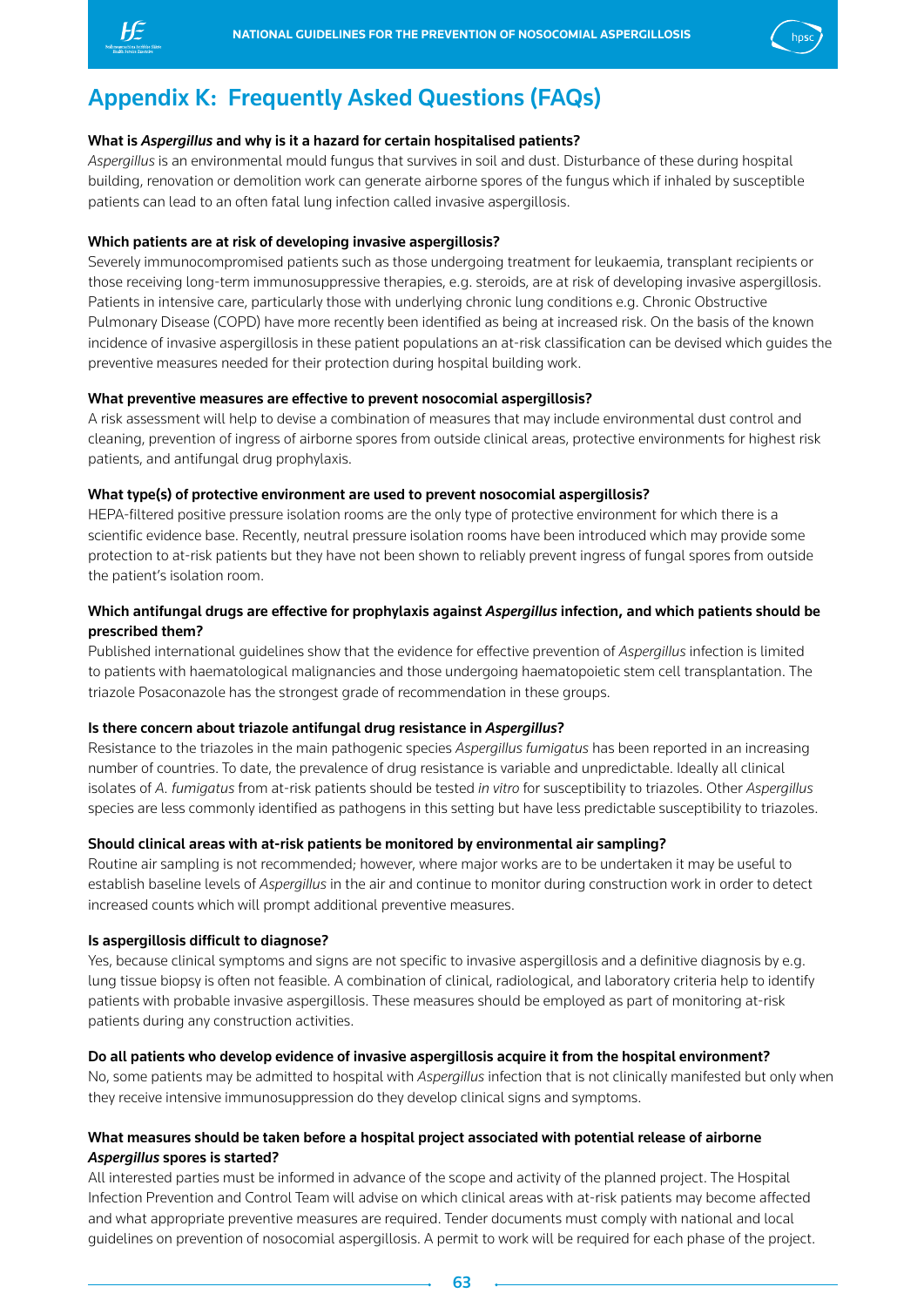## Appendix K: Frequently Asked Questions (FAQs)

**What is *Aspergillus* and why is it a hazard for certain hospitalised patients?**

*Aspergillus* is an environmental mould fungus that survives in soil and dust. Disturbance of these during hospital building, renovation or demolition work can generate airborne spores of the fungus which if inhaled by susceptible patients can lead to an often fatal lung infection called invasive aspergillosis.

**Which patients are at risk of developing invasive aspergillosis?**

Severely immunocompromised patients such as those undergoing treatment for leukaemia, transplant recipients or those receiving long-term immunosuppressive therapies, e.g. steroids, are at risk of developing invasive aspergillosis. Patients in intensive care, particularly those with underlying chronic lung conditions e.g. Chronic Obstructive Pulmonary Disease (COPD) have more recently been identified as being at increased risk. On the basis of the known incidence of invasive aspergillosis in these patient populations an at-risk classification can be devised which guides the preventive measures needed for their protection during hospital building work.

**What preventive measures are effective to prevent nosocomial aspergillosis?**

A risk assessment will help to devise a combination of measures that may include environmental dust control and cleaning, prevention of ingress of airborne spores from outside clinical areas, protective environments for highest risk patients, and antifungal drug prophylaxis.

**What type(s) of protective environment are used to prevent nosocomial aspergillosis?**

HEPA-filtered positive pressure isolation rooms are the only type of protective environment for which there is a scientific evidence base. Recently, neutral pressure isolation rooms have been introduced which may provide some protection to at-risk patients but they have not been shown to reliably prevent ingress of fungal spores from outside the patient's isolation room.

**Which antifungal drugs are effective for prophylaxis against *Aspergillus* infection, and which patients should be prescribed them?**

Published international guidelines show that the evidence for effective prevention of *Aspergillus* infection is limited to patients with haematological malignancies and those undergoing haematopoietic stem cell transplantation. The triazole Posaconazole has the strongest grade of recommendation in these groups.

**Is there concern about triazole antifungal drug resistance in *Aspergillus*?**

Resistance to the triazoles in the main pathogenic species *Aspergillus fumigatus* has been reported in an increasing number of countries. To date, the prevalence of drug resistance is variable and unpredictable. Ideally all clinical isolates of *A. fumigatus* from at-risk patients should be tested *in vitro* for susceptibility to triazoles. Other *Aspergillus* species are less commonly identified as pathogens in this setting but have less predictable susceptibility to triazoles.

**Should clinical areas with at-risk patients be monitored by environmental air sampling?**

Routine air sampling is not recommended; however, where major works are to be undertaken it may be useful to establish baseline levels of *Aspergillus* in the air and continue to monitor during construction work in order to detect increased counts which will prompt additional preventive measures.

**Is aspergillosis difficult to diagnose?**

Yes, because clinical symptoms and signs are not specific to invasive aspergillosis and a definitive diagnosis by e.g. lung tissue biopsy is often not feasible. A combination of clinical, radiological, and laboratory criteria help to identify patients with probable invasive aspergillosis. These measures should be employed as part of monitoring at-risk patients during any construction activities.

**Do all patients who develop evidence of invasive aspergillosis acquire it from the hospital environment?**

No, some patients may be admitted to hospital with *Aspergillus* infection that is not clinically manifested but only when they receive intensive immunosuppression do they develop clinical signs and symptoms.

**What measures should be taken before a hospital project associated with potential release of airborne *Aspergillus* spores is started?**

All interested parties must be informed in advance of the scope and activity of the planned project. The Hospital Infection Prevention and Control Team will advise on which clinical areas with at-risk patients may become affected and what appropriate preventive measures are required. Tender documents must comply with national and local guidelines on prevention of nosocomial aspergillosis. A permit to work will be required for each phase of the project.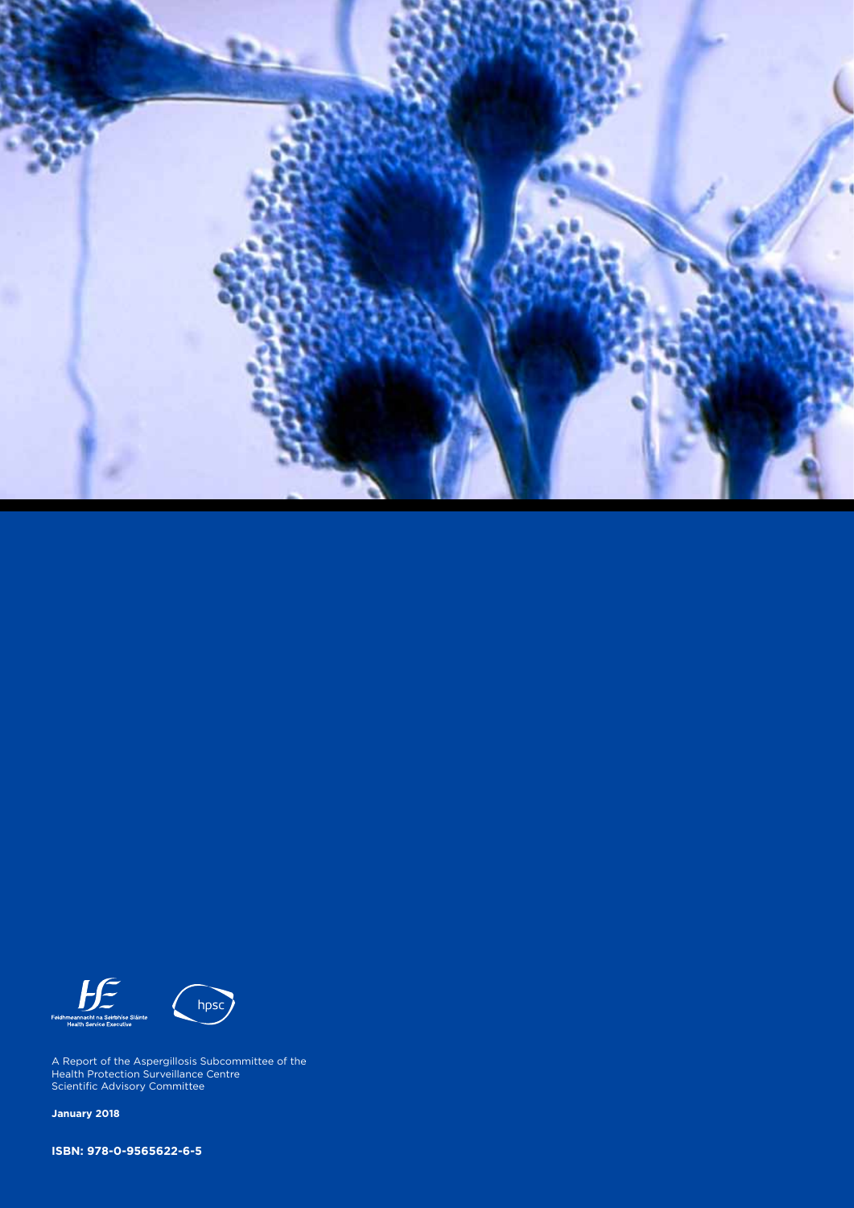Feidhmeannacht na Seirbhíse Sláinte
Health Service Executive

hpsc

A Report of the Aspergillosis Subcommittee of the Health Protection Surveillance Centre Scientific Advisory Committee

**January 2018**

**ISBN: 978-0-9565622-6-5**